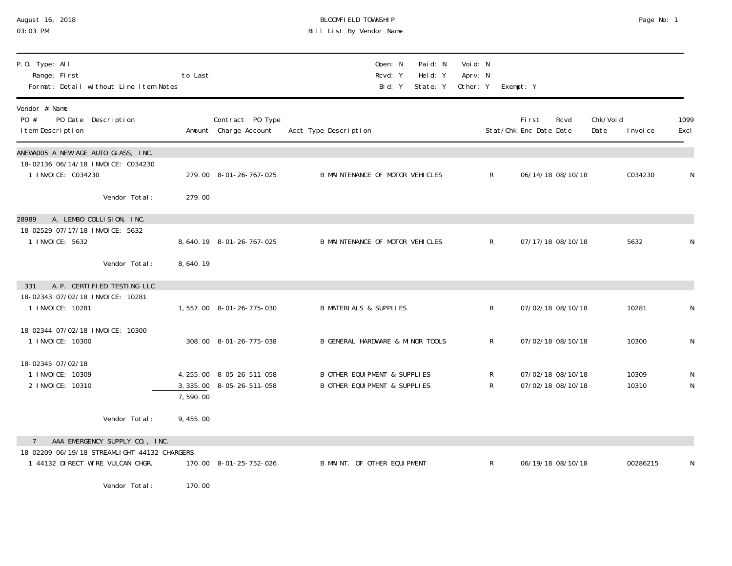# BLOOMFIELD TOWNSHIP

## Bill List By Vendor Name

August 16, 2018
03:03 PM

P.O. Type: All
Range: First to Last
Format: Detail without Line Item Notes

Open: N Paid: N Void: N
Rcvd: Y Held: Y Aprv: N
Bid: Y State: Y Other: Y Exempt: Y

| Vendor # Name / PO # PO Date Description / Item Description | Amount | Contract PO Type / Charge Account | Acct Type Description | Stat/Chk | First Enc Date | Rcvd Date | Chk/Void Date | Invoice | 1099 Excl |
|---|---|---|---|---|---|---|---|---|---|
| **ANEWA005 A NEW AGE AUTO GLASS, INC.** | | | | | | | | | |
| 18-02136 06/14/18 INVOICE: C034230 | | | | | | | | | |
| 1 INVOICE: C034230 | 279.00 | 8-01-26-767-025 | B MAINTENANCE OF MOTOR VEHICLES | R | 06/14/18 | 08/10/18 | | C034230 | N |
| Vendor Total: | 279.00 | | | | | | | | |
| **28989 A. LEMBO COLLISION, INC.** | | | | | | | | | |
| 18-02529 07/17/18 INVOICE: 5632 | | | | | | | | | |
| 1 INVOICE: 5632 | 8,640.19 | 8-01-26-767-025 | B MAINTENANCE OF MOTOR VEHICLES | R | 07/17/18 | 08/10/18 | | 5632 | N |
| Vendor Total: | 8,640.19 | | | | | | | | |
| **331 A.P. CERTIFIED TESTING LLC** | | | | | | | | | |
| 18-02343 07/02/18 INVOICE: 10281 | | | | | | | | | |
| 1 INVOICE: 10281 | 1,557.00 | 8-01-26-775-030 | B MATERIALS & SUPPLIES | R | 07/02/18 | 08/10/18 | | 10281 | N |
| 18-02344 07/02/18 INVOICE: 10300 | | | | | | | | | |
| 1 INVOICE: 10300 | 308.00 | 8-01-26-775-038 | B GENERAL HARDWARE & MINOR TOOLS | R | 07/02/18 | 08/10/18 | | 10300 | N |
| 18-02345 07/02/18 | | | | | | | | | |
| 1 INVOICE: 10309 | 4,255.00 | 8-05-26-511-058 | B OTHER EQUIPMENT & SUPPLIES | R | 07/02/18 | 08/10/18 | | 10309 | N |
| 2 INVOICE: 10310 | 3,335.00 | 8-05-26-511-058 | B OTHER EQUIPMENT & SUPPLIES | R | 07/02/18 | 08/10/18 | | 10310 | N |
| | 7,590.00 | | | | | | | | |
| Vendor Total: | 9,455.00 | | | | | | | | |
| **7 AAA EMERGENCY SUPPLY CO., INC.** | | | | | | | | | |
| 18-02209 06/19/18 STREAMLIGHT 44132 CHARGERS | | | | | | | | | |
| 1 44132 DIRECT WIRE VULCAN CHGR. | 170.00 | 8-01-25-752-026 | B MAINT. OF OTHER EQUIPMENT | R | 06/19/18 | 08/10/18 | | 00286215 | N |
| Vendor Total: | 170.00 | | | | | | | | |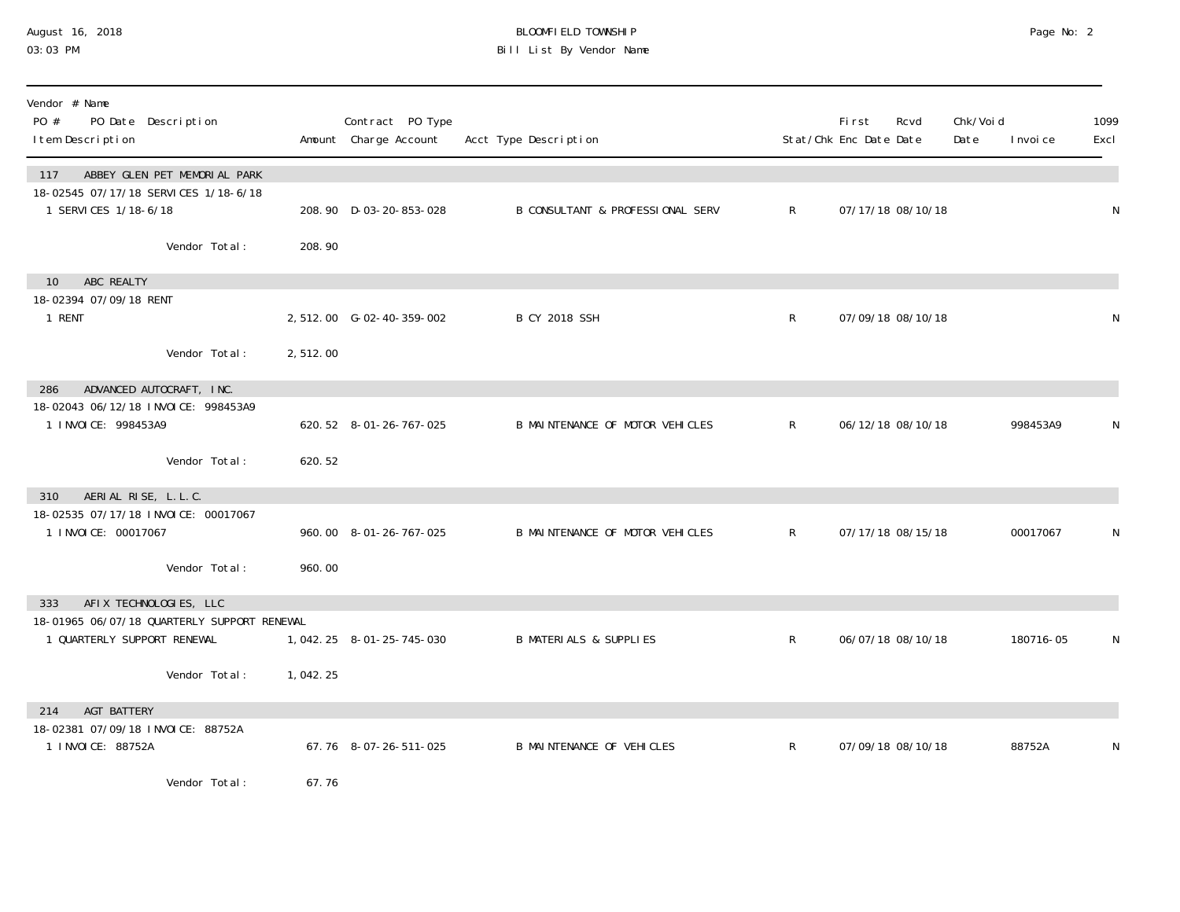| Vendor # Name<br>PO # PO Date Description<br>Item Description | Amount | Contract PO Type<br>Charge Account | Acct Type Description | Stat/Chk | First<br>Enc Date | Rcvd<br>Date | Chk/Void<br>Date | Invoice | 1099<br>Excl |
|---|---|---|---|---|---|---|---|---|---|
| **117 ABBEY GLEN PET MEMORIAL PARK** | | | | | | | | | |
| 18-02545 07/17/18 SERVICES 1/18-6/18 | | | | | | | | | |
| 1 SERVICES 1/18-6/18 | 208.90 | D-03-20-853-028 | B CONSULTANT & PROFESSIONAL SERV | R | 07/17/18 | 08/10/18 | | | N |
| Vendor Total: | 208.90 | | | | | | | | |
| **10 ABC REALTY** | | | | | | | | | |
| 18-02394 07/09/18 RENT | | | | | | | | | |
| 1 RENT | 2,512.00 | G-02-40-359-002 | B CY 2018 SSH | R | 07/09/18 | 08/10/18 | | | N |
| Vendor Total: | 2,512.00 | | | | | | | | |
| **286 ADVANCED AUTOCRAFT, INC.** | | | | | | | | | |
| 18-02043 06/12/18 INVOICE: 998453A9 | | | | | | | | | |
| 1 INVOICE: 998453A9 | 620.52 | 8-01-26-767-025 | B MAINTENANCE OF MOTOR VEHICLES | R | 06/12/18 | 08/10/18 | | 998453A9 | N |
| Vendor Total: | 620.52 | | | | | | | | |
| **310 AERIAL RISE, L.L.C.** | | | | | | | | | |
| 18-02535 07/17/18 INVOICE: 00017067 | | | | | | | | | |
| 1 INVOICE: 00017067 | 960.00 | 8-01-26-767-025 | B MAINTENANCE OF MOTOR VEHICLES | R | 07/17/18 | 08/15/18 | | 00017067 | N |
| Vendor Total: | 960.00 | | | | | | | | |
| **333 AFIX TECHNOLOGIES, LLC** | | | | | | | | | |
| 18-01965 06/07/18 QUARTERLY SUPPORT RENEWAL | | | | | | | | | |
| 1 QUARTERLY SUPPORT RENEWAL | 1,042.25 | 8-01-25-745-030 | B MATERIALS & SUPPLIES | R | 06/07/18 | 08/10/18 | | 180716-05 | N |
| Vendor Total: | 1,042.25 | | | | | | | | |
| **214 AGT BATTERY** | | | | | | | | | |
| 18-02381 07/09/18 INVOICE: 88752A | | | | | | | | | |
| 1 INVOICE: 88752A | 67.76 | 8-07-26-511-025 | B MAINTENANCE OF VEHICLES | R | 07/09/18 | 08/10/18 | | 88752A | N |
| Vendor Total: | 67.76 | | | | | | | | |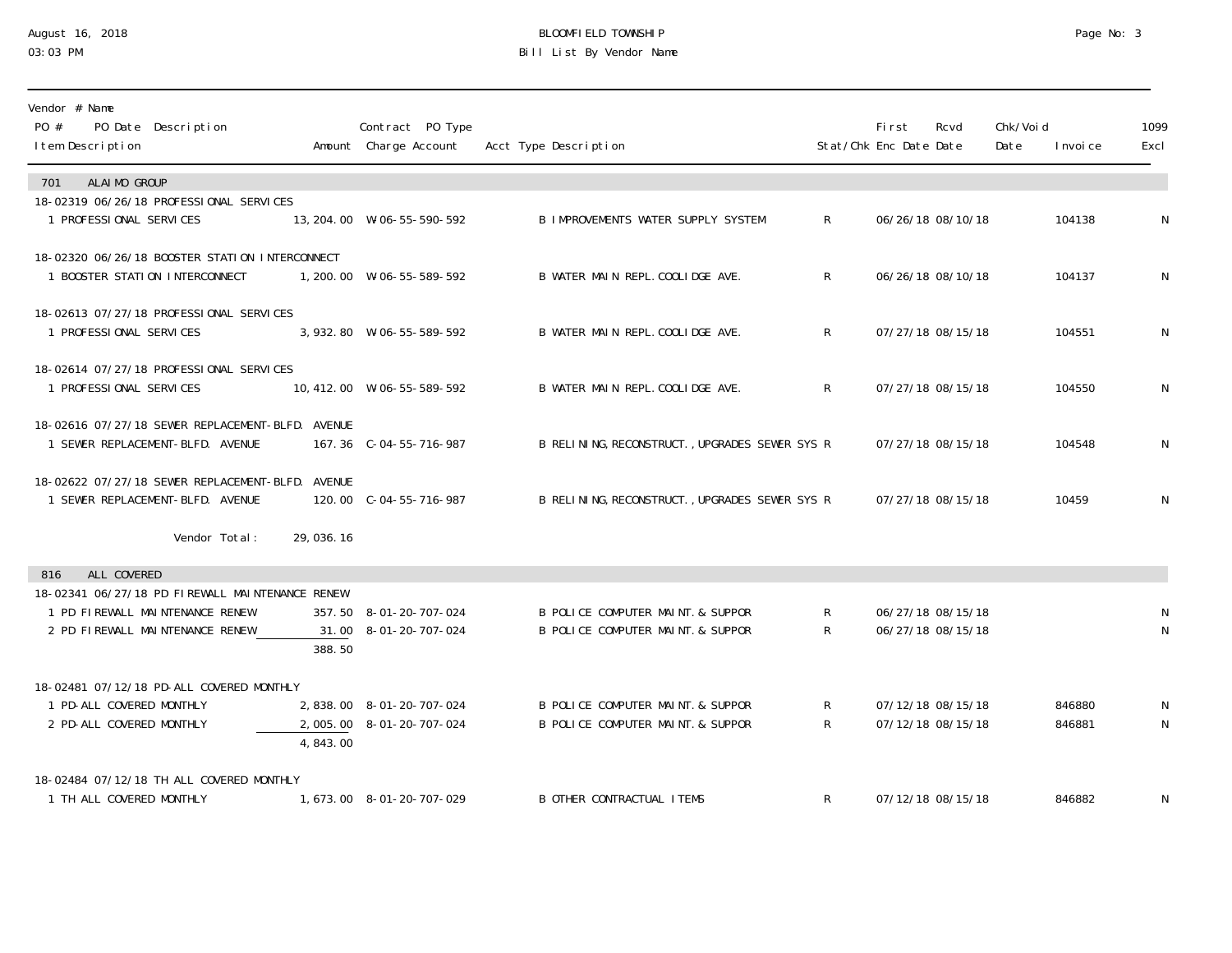BLOOMFIELD TOWNSHIP
Bill List By Vendor Name

August 16, 2018
03:03 PM

| Vendor # Name<br>PO # PO Date Description<br>Item Description | Amount | Contract PO Type<br>Charge Account | Acct Type Description | Stat/Chk | First Enc Date | Rcvd Date | Chk/Void Date | Invoice | 1099 Excl |
|---|---|---|---|---|---|---|---|---|---|
| **701 ALAIMO GROUP** | | | | | | | | | |
| 18-02319 06/26/18 PROFESSIONAL SERVICES | | | | | | | | | |
| 1 PROFESSIONAL SERVICES | 13,204.00 | W-06-55-590-592 | B IMPROVEMENTS WATER SUPPLY SYSTEM | R | 06/26/18 | 08/10/18 | | 104138 | N |
| 18-02320 06/26/18 BOOSTER STATION INTERCONNECT | | | | | | | | | |
| 1 BOOSTER STATION INTERCONNECT | 1,200.00 | W-06-55-589-592 | B WATER MAIN REPL.COOLIDGE AVE. | R | 06/26/18 | 08/10/18 | | 104137 | N |
| 18-02613 07/27/18 PROFESSIONAL SERVICES | | | | | | | | | |
| 1 PROFESSIONAL SERVICES | 3,932.80 | W-06-55-589-592 | B WATER MAIN REPL.COOLIDGE AVE. | R | 07/27/18 | 08/15/18 | | 104551 | N |
| 18-02614 07/27/18 PROFESSIONAL SERVICES | | | | | | | | | |
| 1 PROFESSIONAL SERVICES | 10,412.00 | W-06-55-589-592 | B WATER MAIN REPL.COOLIDGE AVE. | R | 07/27/18 | 08/15/18 | | 104550 | N |
| 18-02616 07/27/18 SEWER REPLACEMENT-BLFD. AVENUE | | | | | | | | | |
| 1 SEWER REPLACEMENT-BLFD. AVENUE | 167.36 | C-04-55-716-987 | B RELINING,RECONSTRUCT.,UPGRADES SEWER SYS | R | 07/27/18 | 08/15/18 | | 104548 | N |
| 18-02622 07/27/18 SEWER REPLACEMENT-BLFD. AVENUE | | | | | | | | | |
| 1 SEWER REPLACEMENT-BLFD. AVENUE | 120.00 | C-04-55-716-987 | B RELINING,RECONSTRUCT.,UPGRADES SEWER SYS | R | 07/27/18 | 08/15/18 | | 10459 | N |
| Vendor Total: | 29,036.16 | | | | | | | | |
| **816 ALL COVERED** | | | | | | | | | |
| 18-02341 06/27/18 PD FIREWALL MAINTENANCE RENEW | | | | | | | | | |
| 1 PD FIREWALL MAINTENANCE RENEW | 357.50 | 8-01-20-707-024 | B POLICE COMPUTER MAINT.& SUPPOR | R | 06/27/18 | 08/15/18 | | | N |
| 2 PD FIREWALL MAINTENANCE RENEW | 31.00 | 8-01-20-707-024 | B POLICE COMPUTER MAINT.& SUPPOR | R | 06/27/18 | 08/15/18 | | | N |
| | 388.50 | | | | | | | | |
| 18-02481 07/12/18 PD-ALL COVERED MONTHLY | | | | | | | | | |
| 1 PD-ALL COVERED MONTHLY | 2,838.00 | 8-01-20-707-024 | B POLICE COMPUTER MAINT.& SUPPOR | R | 07/12/18 | 08/15/18 | | 846880 | N |
| 2 PD-ALL COVERED MONTHLY | 2,005.00 | 8-01-20-707-024 | B POLICE COMPUTER MAINT.& SUPPOR | R | 07/12/18 | 08/15/18 | | 846881 | N |
| | 4,843.00 | | | | | | | | |
| 18-02484 07/12/18 TH ALL COVERED MONTHLY | | | | | | | | | |
| 1 TH ALL COVERED MONTHLY | 1,673.00 | 8-01-20-707-029 | B OTHER CONTRACTUAL ITEMS | R | 07/12/18 | 08/15/18 | | 846882 | N |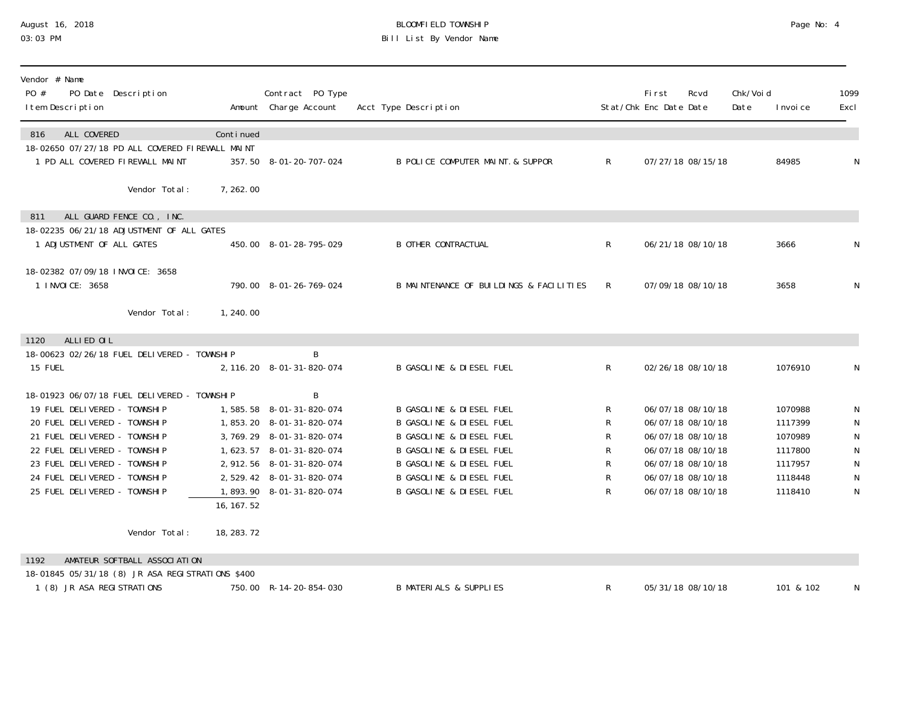| Vendor # Name<br>PO # PO Date Description<br>Item Description | Amount | Contract PO Type<br>Charge Account | Acct Type Description | Stat/Chk | First<br>Enc Date | Rcvd<br>Date | Chk/Void<br>Date | Invoice | 1099<br>Excl |
|---|---|---|---|---|---|---|---|---|---|
| **816 ALL COVERED** | Continued | | | | | | | | |
| 18-02650 07/27/18 PD ALL COVERED FIREWALL MAINT | | | | | | | | | |
| 1 PD ALL COVERED FIREWALL MAINT | 357.50 | 8-01-20-707-024 | B POLICE COMPUTER MAINT. & SUPPOR | R | 07/27/18 | 08/15/18 | | 84985 | N |
| Vendor Total: | 7,262.00 | | | | | | | | |
| **811 ALL GUARD FENCE CO., INC.** | | | | | | | | | |
| 18-02235 06/21/18 ADJUSTMENT OF ALL GATES | | | | | | | | | |
| 1 ADJUSTMENT OF ALL GATES | 450.00 | 8-01-28-795-029 | B OTHER CONTRACTUAL | R | 06/21/18 | 08/10/18 | | 3666 | N |
| 18-02382 07/09/18 INVOICE: 3658 | | | | | | | | | |
| 1 INVOICE: 3658 | 790.00 | 8-01-26-769-024 | B MAINTENANCE OF BUILDINGS & FACILITIES | R | 07/09/18 | 08/10/18 | | 3658 | N |
| Vendor Total: | 1,240.00 | | | | | | | | |
| **1120 ALLIED OIL** | | | | | | | | | |
| 18-00623 02/26/18 FUEL DELIVERED - TOWNSHIP | | B | | | | | | | |
| 15 FUEL | 2,116.20 | 8-01-31-820-074 | B GASOLINE & DIESEL FUEL | R | 02/26/18 | 08/10/18 | | 1076910 | N |
| 18-01923 06/07/18 FUEL DELIVERED - TOWNSHIP | | B | | | | | | | |
| 19 FUEL DELIVERED - TOWNSHIP | 1,585.58 | 8-01-31-820-074 | B GASOLINE & DIESEL FUEL | R | 06/07/18 | 08/10/18 | | 1070988 | N |
| 20 FUEL DELIVERED - TOWNSHIP | 1,853.20 | 8-01-31-820-074 | B GASOLINE & DIESEL FUEL | R | 06/07/18 | 08/10/18 | | 1117399 | N |
| 21 FUEL DELIVERED - TOWNSHIP | 3,769.29 | 8-01-31-820-074 | B GASOLINE & DIESEL FUEL | R | 06/07/18 | 08/10/18 | | 1070989 | N |
| 22 FUEL DELIVERED - TOWNSHIP | 1,623.57 | 8-01-31-820-074 | B GASOLINE & DIESEL FUEL | R | 06/07/18 | 08/10/18 | | 1117800 | N |
| 23 FUEL DELIVERED - TOWNSHIP | 2,912.56 | 8-01-31-820-074 | B GASOLINE & DIESEL FUEL | R | 06/07/18 | 08/10/18 | | 1117957 | N |
| 24 FUEL DELIVERED - TOWNSHIP | 2,529.42 | 8-01-31-820-074 | B GASOLINE & DIESEL FUEL | R | 06/07/18 | 08/10/18 | | 1118448 | N |
| 25 FUEL DELIVERED - TOWNSHIP | 1,893.90 | 8-01-31-820-074 | B GASOLINE & DIESEL FUEL | R | 06/07/18 | 08/10/18 | | 1118410 | N |
| | 16,167.52 | | | | | | | | |
| Vendor Total: | 18,283.72 | | | | | | | | |
| **1192 AMATEUR SOFTBALL ASSOCIATION** | | | | | | | | | |
| 18-01845 05/31/18 (8) JR ASA REGISTRATIONS $400 | | | | | | | | | |
| 1 (8) JR ASA REGISTRATIONS | 750.00 | R-14-20-854-030 | B MATERIALS & SUPPLIES | R | 05/31/18 | 08/10/18 | | 101 & 102 | N |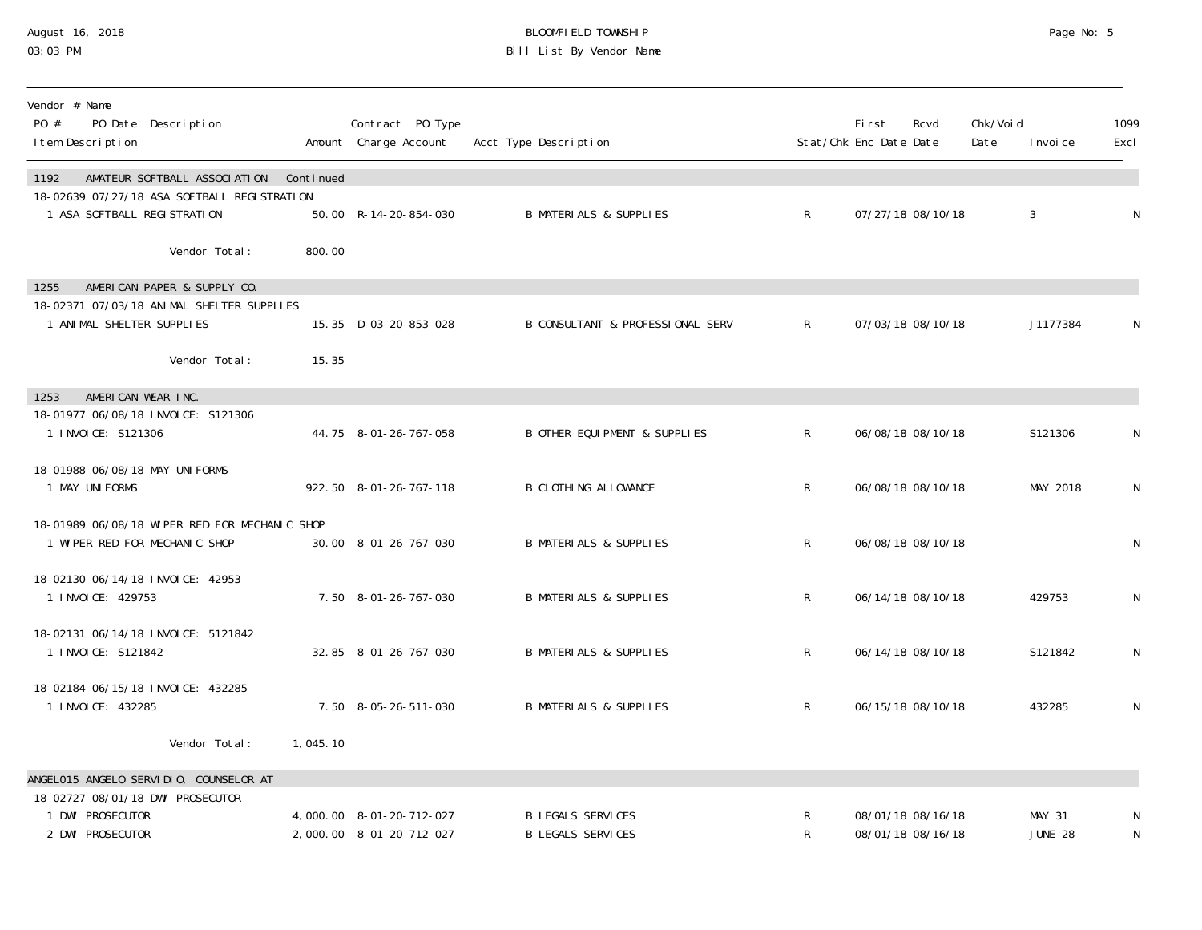# BLOOMFIELD TOWNSHIP
## Bill List By Vendor Name

August 16, 2018
03:03 PM

| Vendor # Name / PO # PO Date Description / Item Description | Amount | Contract PO Type Charge Account | Acct Type Description | Stat/Chk | First Enc Date | Rcvd Date | Chk/Void Date | Invoice | 1099 Excl |
|---|---|---|---|---|---|---|---|---|---|
| **1192 AMATEUR SOFTBALL ASSOCIATION Continued** | | | | | | | | | |
| 18-02639 07/27/18 ASA SOFTBALL REGISTRATION | | | | | | | | | |
| 1 ASA SOFTBALL REGISTRATION | 50.00 | R-14-20-854-030 | B MATERIALS & SUPPLIES | R | 07/27/18 | 08/10/18 | | 3 | N |
| Vendor Total: | 800.00 | | | | | | | | |
| **1255 AMERICAN PAPER & SUPPLY CO.** | | | | | | | | | |
| 18-02371 07/03/18 ANIMAL SHELTER SUPPLIES | | | | | | | | | |
| 1 ANIMAL SHELTER SUPPLIES | 15.35 | D-03-20-853-028 | B CONSULTANT & PROFESSIONAL SERV | R | 07/03/18 | 08/10/18 | | J1177384 | N |
| Vendor Total: | 15.35 | | | | | | | | |
| **1253 AMERICAN WEAR INC.** | | | | | | | | | |
| 18-01977 06/08/18 INVOICE: S121306 | | | | | | | | | |
| 1 INVOICE: S121306 | 44.75 | 8-01-26-767-058 | B OTHER EQUIPMENT & SUPPLIES | R | 06/08/18 | 08/10/18 | | S121306 | N |
| 18-01988 06/08/18 MAY UNIFORMS | | | | | | | | | |
| 1 MAY UNIFORMS | 922.50 | 8-01-26-767-118 | B CLOTHING ALLOWANCE | R | 06/08/18 | 08/10/18 | | MAY 2018 | N |
| 18-01989 06/08/18 WIPER RED FOR MECHANIC SHOP | | | | | | | | | |
| 1 WIPER RED FOR MECHANIC SHOP | 30.00 | 8-01-26-767-030 | B MATERIALS & SUPPLIES | R | 06/08/18 | 08/10/18 | | | N |
| 18-02130 06/14/18 INVOICE: 42953 | | | | | | | | | |
| 1 INVOICE: 429753 | 7.50 | 8-01-26-767-030 | B MATERIALS & SUPPLIES | R | 06/14/18 | 08/10/18 | | 429753 | N |
| 18-02131 06/14/18 INVOICE: 5121842 | | | | | | | | | |
| 1 INVOICE: S121842 | 32.85 | 8-01-26-767-030 | B MATERIALS & SUPPLIES | R | 06/14/18 | 08/10/18 | | S121842 | N |
| 18-02184 06/15/18 INVOICE: 432285 | | | | | | | | | |
| 1 INVOICE: 432285 | 7.50 | 8-05-26-511-030 | B MATERIALS & SUPPLIES | R | 06/15/18 | 08/10/18 | | 432285 | N |
| Vendor Total: | 1,045.10 | | | | | | | | |
| **ANGEL015 ANGELO SERVIDIO, COUNSELOR AT** | | | | | | | | | |
| 18-02727 08/01/18 DWI PROSECUTOR | | | | | | | | | |
| 1 DWI PROSECUTOR | 4,000.00 | 8-01-20-712-027 | B LEGALS SERVICES | R | 08/01/18 | 08/16/18 | | MAY 31 | N |
| 2 DWI PROSECUTOR | 2,000.00 | 8-01-20-712-027 | B LEGALS SERVICES | R | 08/01/18 | 08/16/18 | | JUNE 28 | N |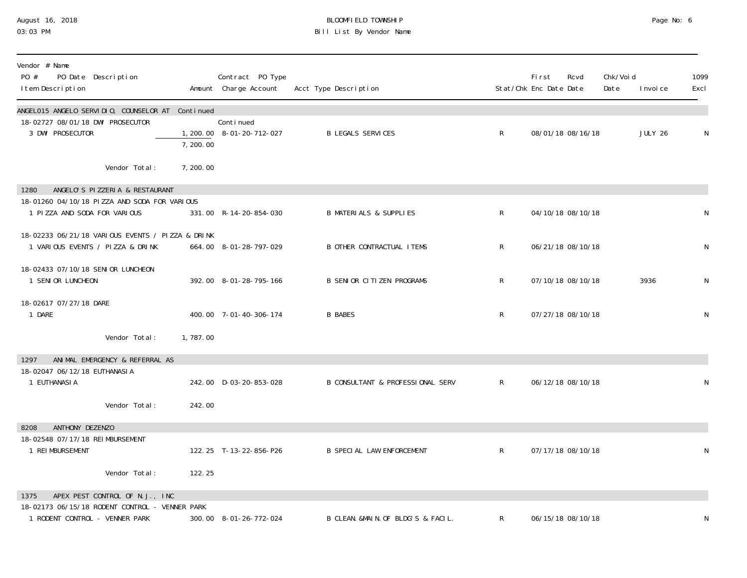BLOOMFIELD TOWNSHIP
Bill List By Vendor Name

August 16, 2018
03:03 PM

| Vendor # Name<br>PO # PO Date Description<br>Item Description | Amount | Contract PO Type<br>Charge Account | Acct Type Description | Stat/Chk | First Enc Date | Rcvd Date | Chk/Void Date | Invoice | 1099 Excl |
|---|---|---|---|---|---|---|---|---|---|
| **ANGEL015 ANGELO SERVIDIO, COUNSELOR AT Continued** | | | | | | | | | |
| 18-02727 08/01/18 DWI PROSECUTOR | | Continued | | | | | | | |
| 3 DWI PROSECUTOR | 1,200.00 | 8-01-20-712-027 | B LEGALS SERVICES | R | 08/01/18 | 08/16/18 | | JULY 26 | N |
| | 7,200.00 | | | | | | | | |
| Vendor Total: | 7,200.00 | | | | | | | | |
| **1280 ANGELO'S PIZZERIA & RESTAURANT** | | | | | | | | | |
| 18-01260 04/10/18 PIZZA AND SODA FOR VARIOUS | | | | | | | | | |
| 1 PIZZA AND SODA FOR VARIOUS | 331.00 | R-14-20-854-030 | B MATERIALS & SUPPLIES | R | 04/10/18 | 08/10/18 | | | N |
| 18-02233 06/21/18 VARIOUS EVENTS / PIZZA & DRINK | | | | | | | | | |
| 1 VARIOUS EVENTS / PIZZA & DRINK | 664.00 | 8-01-28-797-029 | B OTHER CONTRACTUAL ITEMS | R | 06/21/18 | 08/10/18 | | | N |
| 18-02433 07/10/18 SENIOR LUNCHEON | | | | | | | | | |
| 1 SENIOR LUNCHEON | 392.00 | 8-01-28-795-166 | B SENIOR CITIZEN PROGRAMS | R | 07/10/18 | 08/10/18 | | 3936 | N |
| 18-02617 07/27/18 DARE | | | | | | | | | |
| 1 DARE | 400.00 | 7-01-40-306-174 | B BABES | R | 07/27/18 | 08/10/18 | | | N |
| Vendor Total: | 1,787.00 | | | | | | | | |
| **1297 ANIMAL EMERGENCY & REFERRAL AS** | | | | | | | | | |
| 18-02047 06/12/18 EUTHANASIA | | | | | | | | | |
| 1 EUTHANASIA | 242.00 | D-03-20-853-028 | B CONSULTANT & PROFESSIONAL SERV | R | 06/12/18 | 08/10/18 | | | N |
| Vendor Total: | 242.00 | | | | | | | | |
| **8208 ANTHONY DEZENZO** | | | | | | | | | |
| 18-02548 07/17/18 REIMBURSEMENT | | | | | | | | | |
| 1 REIMBURSEMENT | 122.25 | T-13-22-856-P26 | B SPECIAL LAW ENFORCEMENT | R | 07/17/18 | 08/10/18 | | | N |
| Vendor Total: | 122.25 | | | | | | | | |
| **1375 APEX PEST CONTROL OF N.J., INC** | | | | | | | | | |
| 18-02173 06/15/18 RODENT CONTROL - VENNER PARK | | | | | | | | | |
| 1 RODENT CONTROL - VENNER PARK | 300.00 | 8-01-26-772-024 | B CLEAN.&MAIN.OF BLDG'S & FACIL. | R | 06/15/18 | 08/10/18 | | | N |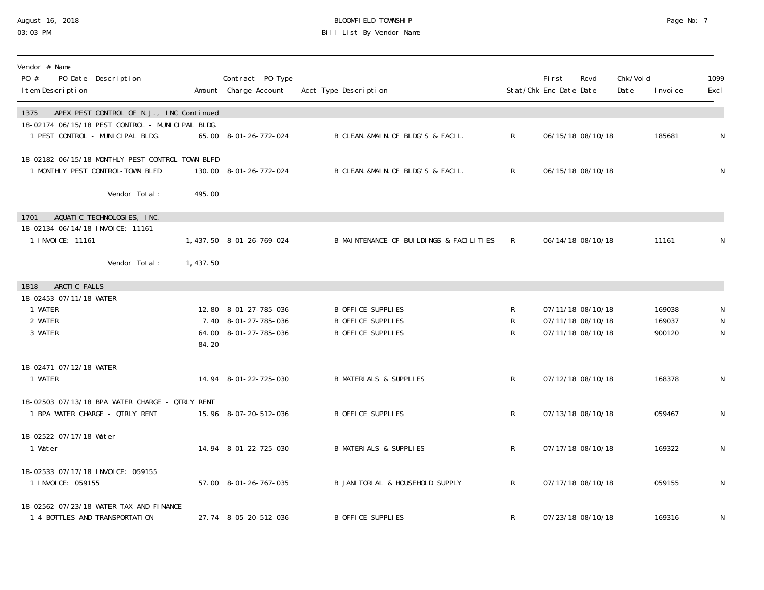August 16, 2018
03:03 PM

# BLOOMFIELD TOWNSHIP
## Bill List By Vendor Name

| Vendor # Name<br>PO # PO Date Description<br>Item Description | Amount | Contract PO Type<br>Charge Account | Acct Type Description | Stat/Chk | First Enc Date | Rcvd Date | Chk/Void Date | Invoice | 1099 Excl |
|---|---|---|---|---|---|---|---|---|---|
| **1375 APEX PEST CONTROL OF N.J., INC Continued** | | | | | | | | | |
| 18-02174 06/15/18 PEST CONTROL - MUNICIPAL BLDG. | | | | | | | | | |
| 1 PEST CONTROL - MUNICIPAL BLDG. | 65.00 | 8-01-26-772-024 | B CLEAN.&MAIN.OF BLDG'S & FACIL. | R | 06/15/18 | 08/10/18 | | 185681 | N |
| 18-02182 06/15/18 MONTHLY PEST CONTROL-TOWN BLFD | | | | | | | | | |
| 1 MONTHLY PEST CONTROL-TOWN BLFD | 130.00 | 8-01-26-772-024 | B CLEAN.&MAIN.OF BLDG'S & FACIL. | R | 06/15/18 | 08/10/18 | | | N |
| Vendor Total: | 495.00 | | | | | | | | |
| **1701 AQUATIC TECHNOLOGIES, INC.** | | | | | | | | | |
| 18-02134 06/14/18 INVOICE: 11161 | | | | | | | | | |
| 1 INVOICE: 11161 | 1,437.50 | 8-01-26-769-024 | B MAINTENANCE OF BUILDINGS & FACILITIES | R | 06/14/18 | 08/10/18 | | 11161 | N |
| Vendor Total: | 1,437.50 | | | | | | | | |
| **1818 ARCTIC FALLS** | | | | | | | | | |
| 18-02453 07/11/18 WATER | | | | | | | | | |
| 1 WATER | 12.80 | 8-01-27-785-036 | B OFFICE SUPPLIES | R | 07/11/18 | 08/10/18 | | 169038 | N |
| 2 WATER | 7.40 | 8-01-27-785-036 | B OFFICE SUPPLIES | R | 07/11/18 | 08/10/18 | | 169037 | N |
| 3 WATER | 64.00 | 8-01-27-785-036 | B OFFICE SUPPLIES | R | 07/11/18 | 08/10/18 | | 900120 | N |
| | 84.20 | | | | | | | | |
| 18-02471 07/12/18 WATER | | | | | | | | | |
| 1 WATER | 14.94 | 8-01-22-725-030 | B MATERIALS & SUPPLIES | R | 07/12/18 | 08/10/18 | | 168378 | N |
| 18-02503 07/13/18 BPA WATER CHARGE - QTRLY RENT | | | | | | | | | |
| 1 BPA WATER CHARGE - QTRLY RENT | 15.96 | 8-07-20-512-036 | B OFFICE SUPPLIES | R | 07/13/18 | 08/10/18 | | 059467 | N |
| 18-02522 07/17/18 Water | | | | | | | | | |
| 1 Water | 14.94 | 8-01-22-725-030 | B MATERIALS & SUPPLIES | R | 07/17/18 | 08/10/18 | | 169322 | N |
| 18-02533 07/17/18 INVOICE: 059155 | | | | | | | | | |
| 1 INVOICE: 059155 | 57.00 | 8-01-26-767-035 | B JANITORIAL & HOUSEHOLD SUPPLY | R | 07/17/18 | 08/10/18 | | 059155 | N |
| 18-02562 07/23/18 WATER TAX AND FINANCE | | | | | | | | | |
| 1 4 BOTTLES AND TRANSPORTATION | 27.74 | 8-05-20-512-036 | B OFFICE SUPPLIES | R | 07/23/18 | 08/10/18 | | 169316 | N |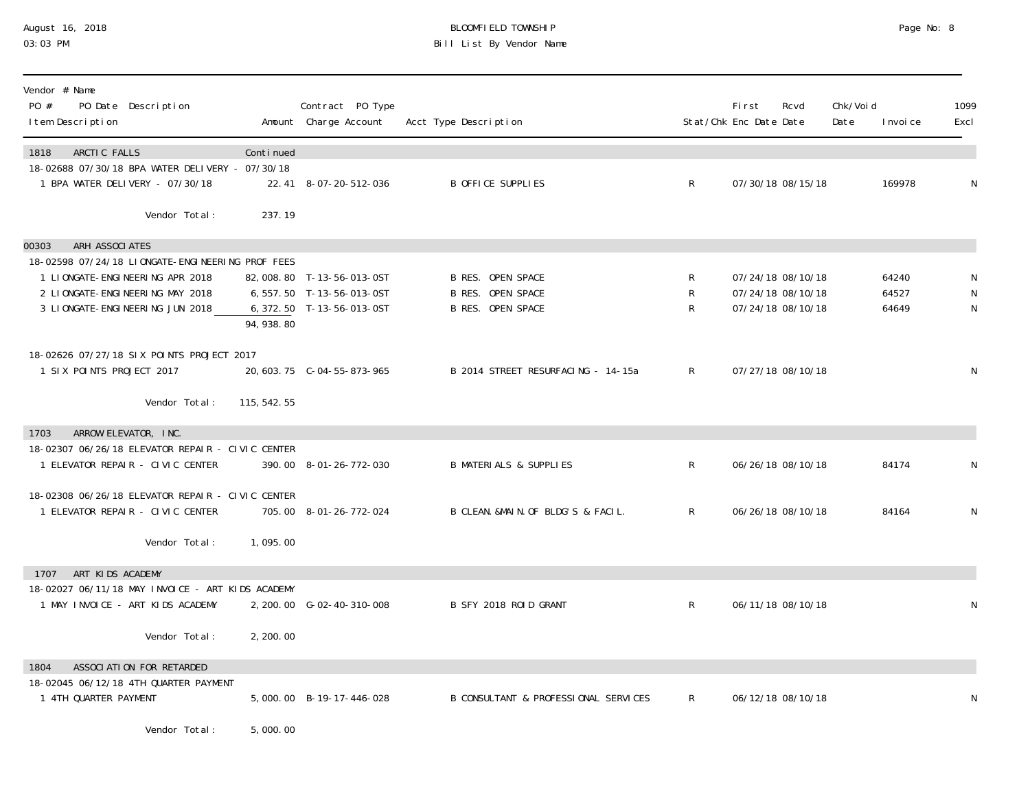| Vendor # Name<br>PO # PO Date Description<br>Item Description | Amount | Contract PO Type<br>Charge Account | Acct Type Description | Stat/Chk | First Enc Date | Rcvd Date | Chk/Void Date | Invoice | 1099 Excl |
|---|---|---|---|---|---|---|---|---|---|
| **1818 ARCTIC FALLS** | Continued | | | | | | | | |
| 18-02688 07/30/18 BPA WATER DELIVERY - 07/30/18 | | | | | | | | | |
| 1 BPA WATER DELIVERY - 07/30/18 | 22.41 | 8-07-20-512-036 | B OFFICE SUPPLIES | R | 07/30/18 | 08/15/18 | | 169978 | N |
| Vendor Total: | 237.19 | | | | | | | | |
| **00303 ARH ASSOCIATES** | | | | | | | | | |
| 18-02598 07/24/18 LIONGATE-ENGINEERING PROF FEES | | | | | | | | | |
| 1 LIONGATE-ENGINEERING APR 2018 | 82,008.80 | T-13-56-013-0ST | B RES. OPEN SPACE | R | 07/24/18 | 08/10/18 | | 64240 | N |
| 2 LIONGATE-ENGINEERING MAY 2018 | 6,557.50 | T-13-56-013-0ST | B RES. OPEN SPACE | R | 07/24/18 | 08/10/18 | | 64527 | N |
| 3 LIONGATE-ENGINEERING JUN 2018 | 6,372.50 | T-13-56-013-0ST | B RES. OPEN SPACE | R | 07/24/18 | 08/10/18 | | 64649 | N |
| | 94,938.80 | | | | | | | | |
| 18-02626 07/27/18 SIX POINTS PROJECT 2017 | | | | | | | | | |
| 1 SIX POINTS PROJECT 2017 | 20,603.75 | C-04-55-873-965 | B 2014 STREET RESURFACING - 14-15a | R | 07/27/18 | 08/10/18 | | | N |
| Vendor Total: | 115,542.55 | | | | | | | | |
| **1703 ARROW ELEVATOR, INC.** | | | | | | | | | |
| 18-02307 06/26/18 ELEVATOR REPAIR - CIVIC CENTER | | | | | | | | | |
| 1 ELEVATOR REPAIR - CIVIC CENTER | 390.00 | 8-01-26-772-030 | B MATERIALS & SUPPLIES | R | 06/26/18 | 08/10/18 | | 84174 | N |
| 18-02308 06/26/18 ELEVATOR REPAIR - CIVIC CENTER | | | | | | | | | |
| 1 ELEVATOR REPAIR - CIVIC CENTER | 705.00 | 8-01-26-772-024 | B CLEAN.&MAIN.OF BLDG'S & FACIL. | R | 06/26/18 | 08/10/18 | | 84164 | N |
| Vendor Total: | 1,095.00 | | | | | | | | |
| **1707 ART KIDS ACADEMY** | | | | | | | | | |
| 18-02027 06/11/18 MAY INVOICE - ART KIDS ACADEMY | | | | | | | | | |
| 1 MAY INVOICE - ART KIDS ACADEMY | 2,200.00 | G-02-40-310-008 | B SFY 2018 ROID GRANT | R | 06/11/18 | 08/10/18 | | | N |
| Vendor Total: | 2,200.00 | | | | | | | | |
| **1804 ASSOCIATION FOR RETARDED** | | | | | | | | | |
| 18-02045 06/12/18 4TH QUARTER PAYMENT | | | | | | | | | |
| 1 4TH QUARTER PAYMENT | 5,000.00 | B-19-17-446-028 | B CONSULTANT & PROFESSIONAL SERVICES | R | 06/12/18 | 08/10/18 | | | N |
| Vendor Total: | 5,000.00 | | | | | | | | |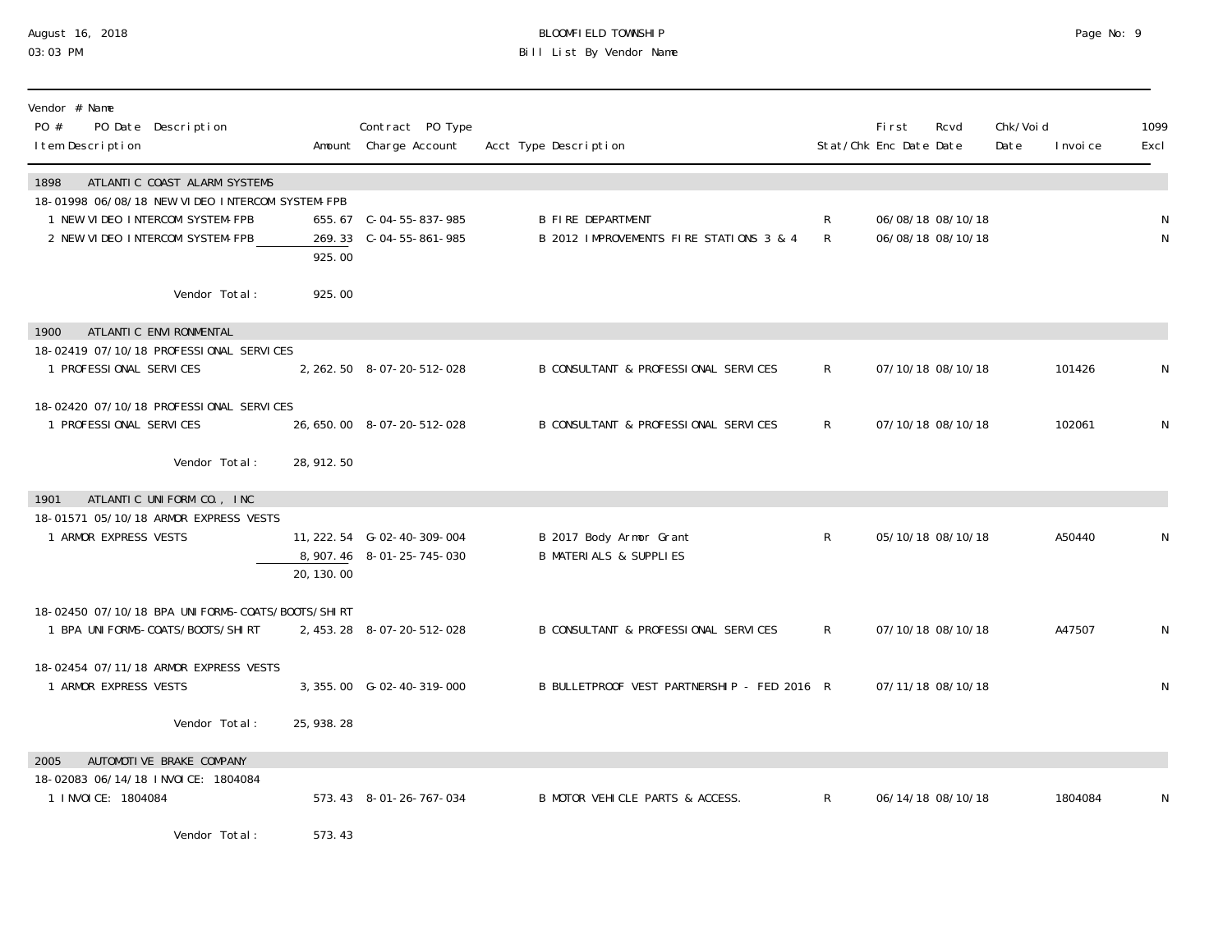# BLOOMFIELD TOWNSHIP
## Bill List By Vendor Name

August 16, 2018
03:03 PM

| Vendor # Name / PO # PO Date Description / Item Description | Amount | Contract PO Type / Charge Account | Acct Type Description | Stat/Chk | First Enc Date | Rcvd Date | Chk/Void Date | Invoice | 1099 Excl |
|---|---|---|---|---|---|---|---|---|---|
| **1898 ATLANTIC COAST ALARM SYSTEMS** | | | | | | | | | |
| 18-01998 06/08/18 NEW VIDEO INTERCOM SYSTEM-FPB | | | | | | | | | |
| 1 NEW VIDEO INTERCOM SYSTEM-FPB | 655.67 | C-04-55-837-985 | B FIRE DEPARTMENT | R | 06/08/18 | 08/10/18 | | | N |
| 2 NEW VIDEO INTERCOM SYSTEM-FPB | 269.33 | C-04-55-861-985 | B 2012 IMPROVEMENTS FIRE STATIONS 3 & 4 | R | 06/08/18 | 08/10/18 | | | N |
| | 925.00 | | | | | | | | |
| Vendor Total: | 925.00 | | | | | | | | |
| **1900 ATLANTIC ENVIRONMENTAL** | | | | | | | | | |
| 18-02419 07/10/18 PROFESSIONAL SERVICES | | | | | | | | | |
| 1 PROFESSIONAL SERVICES | 2,262.50 | 8-07-20-512-028 | B CONSULTANT & PROFESSIONAL SERVICES | R | 07/10/18 | 08/10/18 | | 101426 | N |
| 18-02420 07/10/18 PROFESSIONAL SERVICES | | | | | | | | | |
| 1 PROFESSIONAL SERVICES | 26,650.00 | 8-07-20-512-028 | B CONSULTANT & PROFESSIONAL SERVICES | R | 07/10/18 | 08/10/18 | | 102061 | N |
| Vendor Total: | 28,912.50 | | | | | | | | |
| **1901 ATLANTIC UNIFORM CO., INC** | | | | | | | | | |
| 18-01571 05/10/18 ARMOR EXPRESS VESTS | | | | | | | | | |
| 1 ARMOR EXPRESS VESTS | 11,222.54 | G-02-40-309-004 | B 2017 Body Armor Grant | R | 05/10/18 | 08/10/18 | | A50440 | N |
| | 8,907.46 | 8-01-25-745-030 | B MATERIALS & SUPPLIES | | | | | | |
| | 20,130.00 | | | | | | | | |
| 18-02450 07/10/18 BPA UNIFORMS-COATS/BOOTS/SHIRT | | | | | | | | | |
| 1 BPA UNIFORMS-COATS/BOOTS/SHIRT | 2,453.28 | 8-07-20-512-028 | B CONSULTANT & PROFESSIONAL SERVICES | R | 07/10/18 | 08/10/18 | | A47507 | N |
| 18-02454 07/11/18 ARMOR EXPRESS VESTS | | | | | | | | | |
| 1 ARMOR EXPRESS VESTS | 3,355.00 | G-02-40-319-000 | B BULLETPROOF VEST PARTNERSHIP - FED 2016 | R | 07/11/18 | 08/10/18 | | | N |
| Vendor Total: | 25,938.28 | | | | | | | | |
| **2005 AUTOMOTIVE BRAKE COMPANY** | | | | | | | | | |
| 18-02083 06/14/18 INVOICE: 1804084 | | | | | | | | | |
| 1 INVOICE: 1804084 | 573.43 | 8-01-26-767-034 | B MOTOR VEHICLE PARTS & ACCESS. | R | 06/14/18 | 08/10/18 | | 1804084 | N |
| Vendor Total: | 573.43 | | | | | | | | |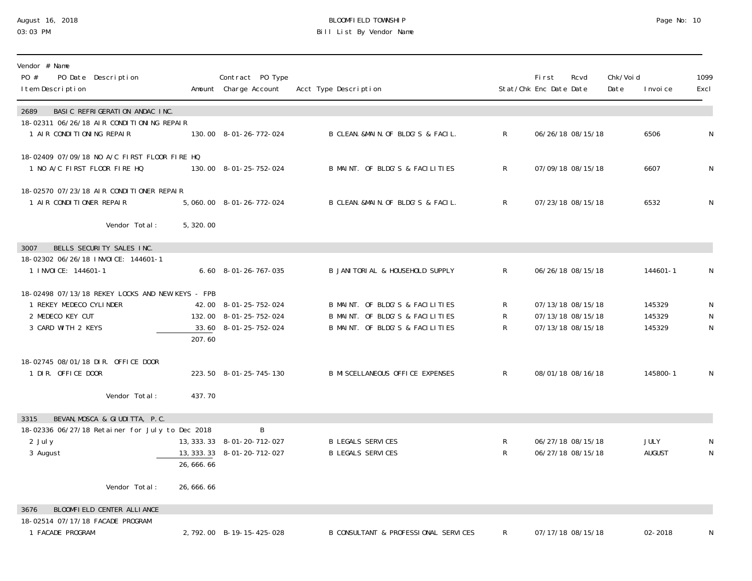BLOOMFIELD TOWNSHIP
Bill List By Vendor Name

August 16, 2018
03:03 PM

| Vendor # Name<br>PO # PO Date Description<br>Item Description | Amount | Contract PO Type<br>Charge Account | Acct Type Description | Stat/Chk | First Enc Date | Rcvd Date | Chk/Void Date | Invoice | 1099 Excl |
|---|---|---|---|---|---|---|---|---|---|
| **2689 BASIC REFRIGERATION ANDAC INC.** | | | | | | | | | |
| 18-02311 06/26/18 AIR CONDITIONING REPAIR | | | | | | | | | |
| 1 AIR CONDITIONING REPAIR | 130.00 | 8-01-26-772-024 | B CLEAN.&MAIN.OF BLDG'S & FACIL. | R | 06/26/18 | 08/15/18 | | 6506 | N |
| 18-02409 07/09/18 NO A/C FIRST FLOOR FIRE HQ | | | | | | | | | |
| 1 NO A/C FIRST FLOOR FIRE HQ | 130.00 | 8-01-25-752-024 | B MAINT. OF BLDG'S & FACILITIES | R | 07/09/18 | 08/15/18 | | 6607 | N |
| 18-02570 07/23/18 AIR CONDITIONER REPAIR | | | | | | | | | |
| 1 AIR CONDITIONER REPAIR | 5,060.00 | 8-01-26-772-024 | B CLEAN.&MAIN.OF BLDG'S & FACIL. | R | 07/23/18 | 08/15/18 | | 6532 | N |
| Vendor Total: | 5,320.00 | | | | | | | | |
| **3007 BELLS SECURITY SALES INC.** | | | | | | | | | |
| 18-02302 06/26/18 INVOICE: 144601-1 | | | | | | | | | |
| 1 INVOICE: 144601-1 | 6.60 | 8-01-26-767-035 | B JANITORIAL & HOUSEHOLD SUPPLY | R | 06/26/18 | 08/15/18 | | 144601-1 | N |
| 18-02498 07/13/18 REKEY LOCKS AND NEW KEYS - FPB | | | | | | | | | |
| 1 REKEY MEDECO CYLINDER | 42.00 | 8-01-25-752-024 | B MAINT. OF BLDG'S & FACILITIES | R | 07/13/18 | 08/15/18 | | 145329 | N |
| 2 MEDECO KEY CUT | 132.00 | 8-01-25-752-024 | B MAINT. OF BLDG'S & FACILITIES | R | 07/13/18 | 08/15/18 | | 145329 | N |
| 3 CARD WITH 2 KEYS | 33.60 | 8-01-25-752-024 | B MAINT. OF BLDG'S & FACILITIES | R | 07/13/18 | 08/15/18 | | 145329 | N |
| | 207.60 | | | | | | | | |
| 18-02745 08/01/18 DIR. OFFICE DOOR | | | | | | | | | |
| 1 DIR. OFFICE DOOR | 223.50 | 8-01-25-745-130 | B MISCELLANEOUS OFFICE EXPENSES | R | 08/01/18 | 08/16/18 | | 145800-1 | N |
| Vendor Total: | 437.70 | | | | | | | | |
| **3315 BEVAN,MOSCA & GIUDITTA, P.C.** | | | | | | | | | |
| 18-02336 06/27/18 Retainer for July to Dec 2018 | | B | | | | | | | |
| 2 July | 13,333.33 | 8-01-20-712-027 | B LEGALS SERVICES | R | 06/27/18 | 08/15/18 | | JULY | N |
| 3 August | 13,333.33 | 8-01-20-712-027 | B LEGALS SERVICES | R | 06/27/18 | 08/15/18 | | AUGUST | N |
| | 26,666.66 | | | | | | | | |
| Vendor Total: | 26,666.66 | | | | | | | | |
| **3676 BLOOMFIELD CENTER ALLIANCE** | | | | | | | | | |
| 18-02514 07/17/18 FACADE PROGRAM | | | | | | | | | |
| 1 FACADE PROGRAM | 2,792.00 | B-19-15-425-028 | B CONSULTANT & PROFESSIONAL SERVICES | R | 07/17/18 | 08/15/18 | | 02-2018 | N |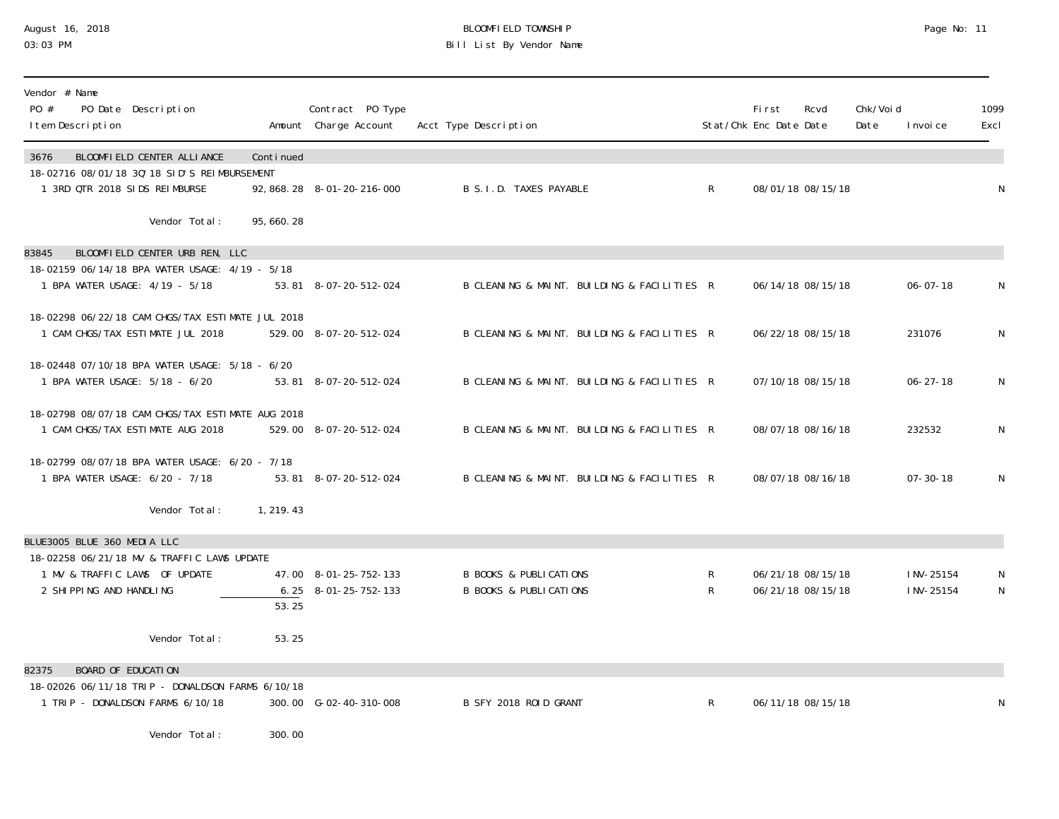BLOOMFIELD TOWNSHIP

Bill List By Vendor Name

| Vendor # Name / PO # PO Date Description / Item Description | Amount | Contract PO Type Charge Account | Acct Type Description | Stat/Chk | First Enc Date | Rcvd Date | Chk/Void Date | Invoice | 1099 Excl |
|---|---|---|---|---|---|---|---|---|---|
| **3676 BLOOMFIELD CENTER ALLIANCE** | Continued | | | | | | | | |
| 18-02716 08/01/18 3Q'18 SID'S REIMBURSEMENT | | | | | | | | | |
| 1 3RD QTR 2018 SIDS REIMBURSE | 92,868.28 | 8-01-20-216-000 | B S.I.D. TAXES PAYABLE | R | 08/01/18 | 08/15/18 | | | N |
| Vendor Total: | 95,660.28 | | | | | | | | |
| **83845 BLOOMFIELD CENTER URB REN, LLC** | | | | | | | | | |
| 18-02159 06/14/18 BPA WATER USAGE: 4/19 - 5/18 | | | | | | | | | |
| 1 BPA WATER USAGE: 4/19 - 5/18 | 53.81 | 8-07-20-512-024 | B CLEANING & MAINT. BUILDING & FACILITIES | R | 06/14/18 | 08/15/18 | | 06-07-18 | N |
| 18-02298 06/22/18 CAM CHGS/TAX ESTIMATE JUL 2018 | | | | | | | | | |
| 1 CAM CHGS/TAX ESTIMATE JUL 2018 | 529.00 | 8-07-20-512-024 | B CLEANING & MAINT. BUILDING & FACILITIES | R | 06/22/18 | 08/15/18 | | 231076 | N |
| 18-02448 07/10/18 BPA WATER USAGE: 5/18 - 6/20 | | | | | | | | | |
| 1 BPA WATER USAGE: 5/18 - 6/20 | 53.81 | 8-07-20-512-024 | B CLEANING & MAINT. BUILDING & FACILITIES | R | 07/10/18 | 08/15/18 | | 06-27-18 | N |
| 18-02798 08/07/18 CAM CHGS/TAX ESTIMATE AUG 2018 | | | | | | | | | |
| 1 CAM CHGS/TAX ESTIMATE AUG 2018 | 529.00 | 8-07-20-512-024 | B CLEANING & MAINT. BUILDING & FACILITIES | R | 08/07/18 | 08/16/18 | | 232532 | N |
| 18-02799 08/07/18 BPA WATER USAGE: 6/20 - 7/18 | | | | | | | | | |
| 1 BPA WATER USAGE: 6/20 - 7/18 | 53.81 | 8-07-20-512-024 | B CLEANING & MAINT. BUILDING & FACILITIES | R | 08/07/18 | 08/16/18 | | 07-30-18 | N |
| Vendor Total: | 1,219.43 | | | | | | | | |
| **BLUE3005 BLUE 360 MEDIA LLC** | | | | | | | | | |
| 18-02258 06/21/18 MV & TRAFFIC LAWS UPDATE | | | | | | | | | |
| 1 MV & TRAFFIC LAWS OF UPDATE | 47.00 | 8-01-25-752-133 | B BOOKS & PUBLICATIONS | R | 06/21/18 | 08/15/18 | | INV-25154 | N |
| 2 SHIPPING AND HANDLING | 6.25 | 8-01-25-752-133 | B BOOKS & PUBLICATIONS | R | 06/21/18 | 08/15/18 | | INV-25154 | N |
| | 53.25 | | | | | | | | |
| Vendor Total: | 53.25 | | | | | | | | |
| **82375 BOARD OF EDUCATION** | | | | | | | | | |
| 18-02026 06/11/18 TRIP - DONALDSON FARMS 6/10/18 | | | | | | | | | |
| 1 TRIP - DONALDSON FARMS 6/10/18 | 300.00 | G-02-40-310-008 | B SFY 2018 ROID GRANT | R | 06/11/18 | 08/15/18 | | | N |
| Vendor Total: | 300.00 | | | | | | | | |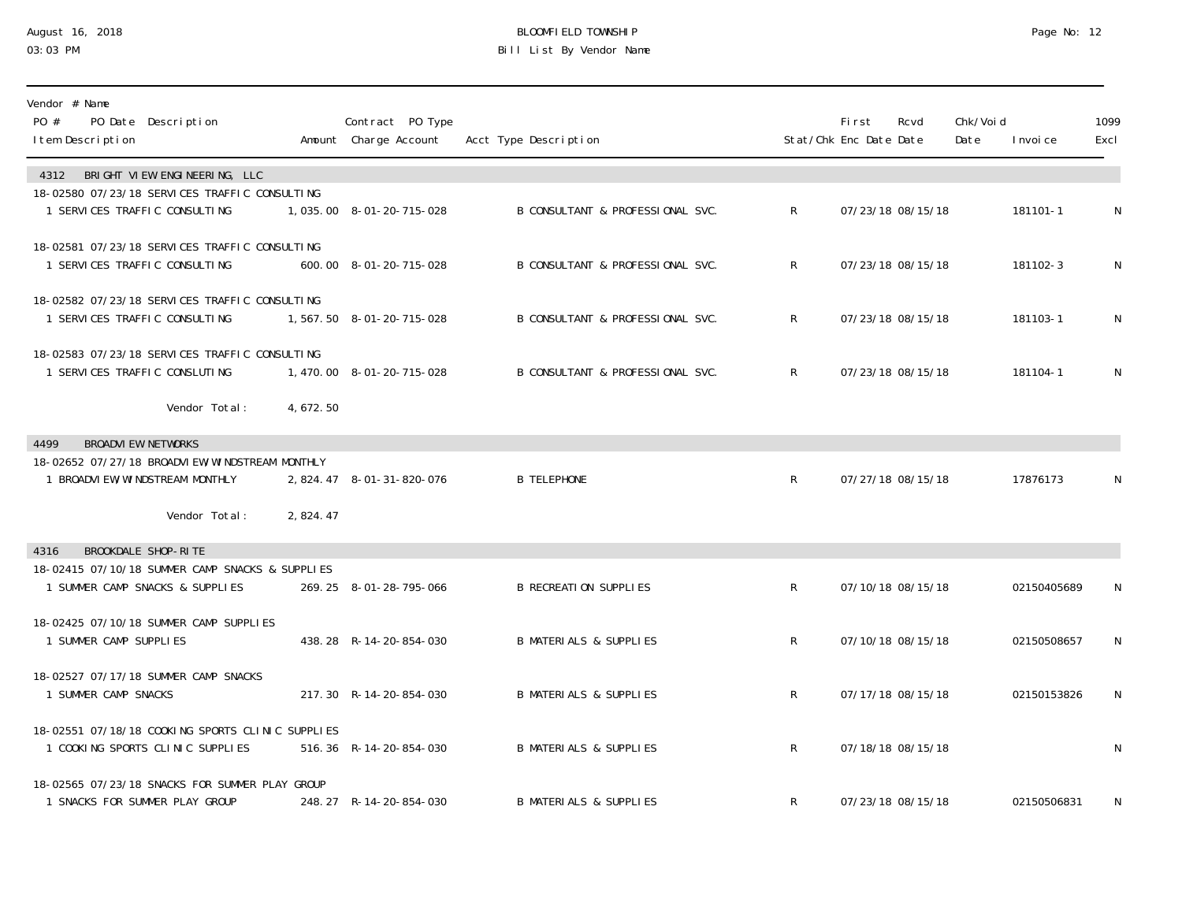# BLOOMFIELD TOWNSHIP

## Bill List By Vendor Name

August 16, 2018
03:03 PM

| Vendor # Name / PO # PO Date Description / Item Description | Amount | Contract PO Type / Charge Account | Acct Type Description | Stat/Chk | First Enc Date | Rcvd Date | Chk/Void Date | Invoice | 1099 Excl |
|---|---|---|---|---|---|---|---|---|---|
| **4312 BRIGHT VIEW ENGINEERING, LLC** | | | | | | | | | |
| 18-02580 07/23/18 SERVICES TRAFFIC CONSULTING | | | | | | | | | |
| 1 SERVICES TRAFFIC CONSULTING | 1,035.00 | 8-01-20-715-028 | B CONSULTANT & PROFESSIONAL SVC. | R | 07/23/18 | 08/15/18 | | 181101-1 | N |
| 18-02581 07/23/18 SERVICES TRAFFIC CONSULTING | | | | | | | | | |
| 1 SERVICES TRAFFIC CONSULTING | 600.00 | 8-01-20-715-028 | B CONSULTANT & PROFESSIONAL SVC. | R | 07/23/18 | 08/15/18 | | 181102-3 | N |
| 18-02582 07/23/18 SERVICES TRAFFIC CONSULTING | | | | | | | | | |
| 1 SERVICES TRAFFIC CONSULTING | 1,567.50 | 8-01-20-715-028 | B CONSULTANT & PROFESSIONAL SVC. | R | 07/23/18 | 08/15/18 | | 181103-1 | N |
| 18-02583 07/23/18 SERVICES TRAFFIC CONSULTING | | | | | | | | | |
| 1 SERVICES TRAFFIC CONSLUTING | 1,470.00 | 8-01-20-715-028 | B CONSULTANT & PROFESSIONAL SVC. | R | 07/23/18 | 08/15/18 | | 181104-1 | N |
| Vendor Total: | 4,672.50 | | | | | | | | |
| **4499 BROADVIEW NETWORKS** | | | | | | | | | |
| 18-02652 07/27/18 BROADVIEW/WINDSTREAM MONTHLY | | | | | | | | | |
| 1 BROADVIEW/WINDSTREAM MONTHLY | 2,824.47 | 8-01-31-820-076 | B TELEPHONE | R | 07/27/18 | 08/15/18 | | 17876173 | N |
| Vendor Total: | 2,824.47 | | | | | | | | |
| **4316 BROOKDALE SHOP-RITE** | | | | | | | | | |
| 18-02415 07/10/18 SUMMER CAMP SNACKS & SUPPLIES | | | | | | | | | |
| 1 SUMMER CAMP SNACKS & SUPPLIES | 269.25 | 8-01-28-795-066 | B RECREATION SUPPLIES | R | 07/10/18 | 08/15/18 | | 02150405689 | N |
| 18-02425 07/10/18 SUMMER CAMP SUPPLIES | | | | | | | | | |
| 1 SUMMER CAMP SUPPLIES | 438.28 | R-14-20-854-030 | B MATERIALS & SUPPLIES | R | 07/10/18 | 08/15/18 | | 02150508657 | N |
| 18-02527 07/17/18 SUMMER CAMP SNACKS | | | | | | | | | |
| 1 SUMMER CAMP SNACKS | 217.30 | R-14-20-854-030 | B MATERIALS & SUPPLIES | R | 07/17/18 | 08/15/18 | | 02150153826 | N |
| 18-02551 07/18/18 COOKING SPORTS CLINIC SUPPLIES | | | | | | | | | |
| 1 COOKING SPORTS CLINIC SUPPLIES | 516.36 | R-14-20-854-030 | B MATERIALS & SUPPLIES | R | 07/18/18 | 08/15/18 | | | N |
| 18-02565 07/23/18 SNACKS FOR SUMMER PLAY GROUP | | | | | | | | | |
| 1 SNACKS FOR SUMMER PLAY GROUP | 248.27 | R-14-20-854-030 | B MATERIALS & SUPPLIES | R | 07/23/18 | 08/15/18 | | 02150506831 | N |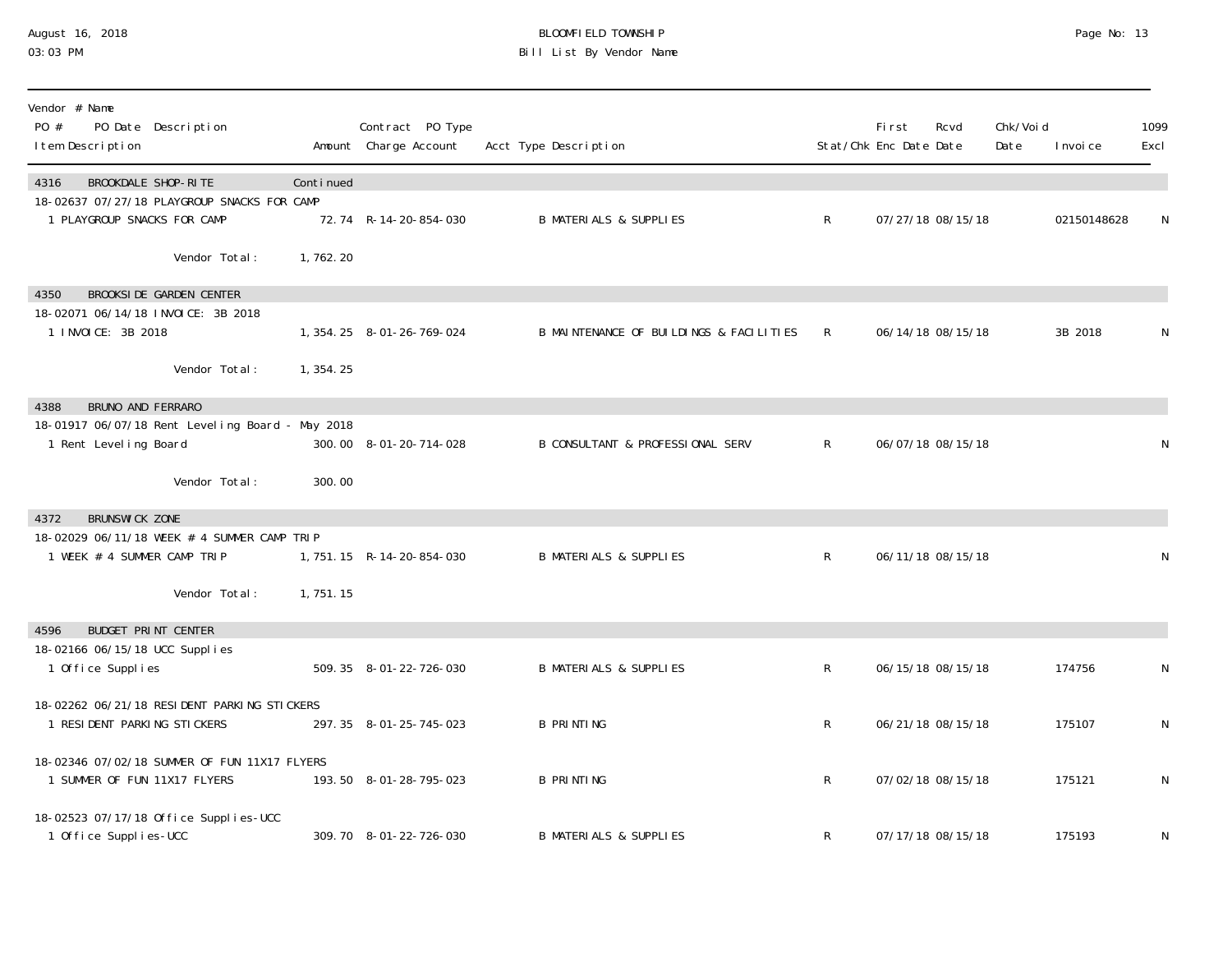| Vendor # Name<br>PO # PO Date Description<br>Item Description | Amount | Contract PO Type<br>Charge Account | Acct Type Description | Stat/Chk | First Enc Date | Rcvd Date | Chk/Void Date | Invoice | 1099 Excl |
|---|---|---|---|---|---|---|---|---|---|
| **4316 BROOKDALE SHOP-RITE** | Continued | | | | | | | | |
| 18-02637 07/27/18 PLAYGROUP SNACKS FOR CAMP | | | | | | | | | |
| 1 PLAYGROUP SNACKS FOR CAMP | 72.74 | R-14-20-854-030 | B MATERIALS & SUPPLIES | R | 07/27/18 | 08/15/18 | | 02150148628 | N |
| Vendor Total: | 1,762.20 | | | | | | | | |
| **4350 BROOKSIDE GARDEN CENTER** | | | | | | | | | |
| 18-02071 06/14/18 INVOICE: 3B 2018 | | | | | | | | | |
| 1 INVOICE: 3B 2018 | 1,354.25 | 8-01-26-769-024 | B MAINTENANCE OF BUILDINGS & FACILITIES | R | 06/14/18 | 08/15/18 | | 3B 2018 | N |
| Vendor Total: | 1,354.25 | | | | | | | | |
| **4388 BRUNO AND FERRARO** | | | | | | | | | |
| 18-01917 06/07/18 Rent Leveling Board - May 2018 | | | | | | | | | |
| 1 Rent Leveling Board | 300.00 | 8-01-20-714-028 | B CONSULTANT & PROFESSIONAL SERV | R | 06/07/18 | 08/15/18 | | | N |
| Vendor Total: | 300.00 | | | | | | | | |
| **4372 BRUNSWICK ZONE** | | | | | | | | | |
| 18-02029 06/11/18 WEEK # 4 SUMMER CAMP TRIP | | | | | | | | | |
| 1 WEEK # 4 SUMMER CAMP TRIP | 1,751.15 | R-14-20-854-030 | B MATERIALS & SUPPLIES | R | 06/11/18 | 08/15/18 | | | N |
| Vendor Total: | 1,751.15 | | | | | | | | |
| **4596 BUDGET PRINT CENTER** | | | | | | | | | |
| 18-02166 06/15/18 UCC Supplies | | | | | | | | | |
| 1 Office Supplies | 509.35 | 8-01-22-726-030 | B MATERIALS & SUPPLIES | R | 06/15/18 | 08/15/18 | | 174756 | N |
| 18-02262 06/21/18 RESIDENT PARKING STICKERS | | | | | | | | | |
| 1 RESIDENT PARKING STICKERS | 297.35 | 8-01-25-745-023 | B PRINTING | R | 06/21/18 | 08/15/18 | | 175107 | N |
| 18-02346 07/02/18 SUMMER OF FUN 11X17 FLYERS | | | | | | | | | |
| 1 SUMMER OF FUN 11X17 FLYERS | 193.50 | 8-01-28-795-023 | B PRINTING | R | 07/02/18 | 08/15/18 | | 175121 | N |
| 18-02523 07/17/18 Office Supplies-UCC | | | | | | | | | |
| 1 Office Supplies-UCC | 309.70 | 8-01-22-726-030 | B MATERIALS & SUPPLIES | R | 07/17/18 | 08/15/18 | | 175193 | N |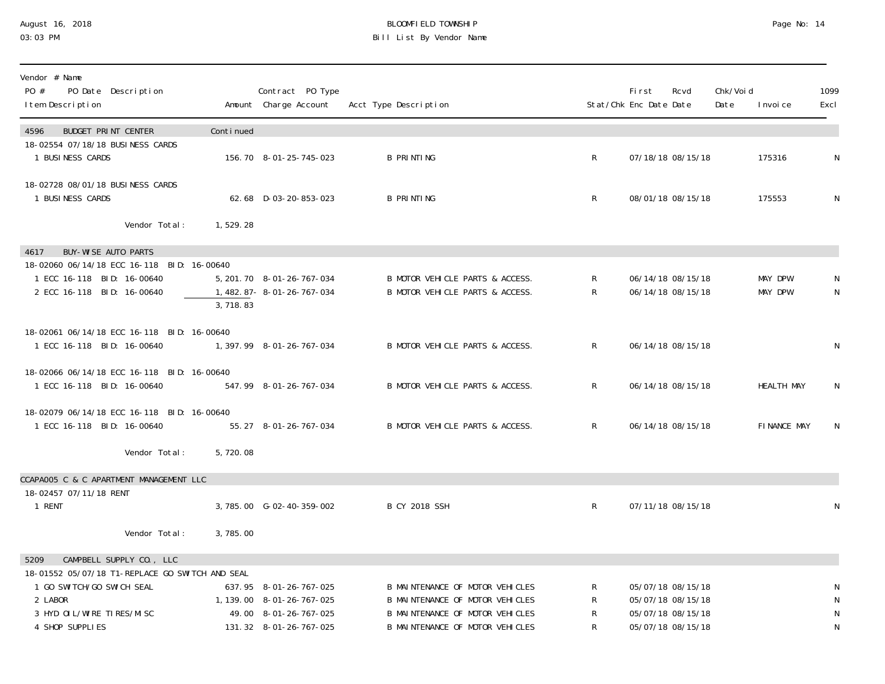| Vendor # Name<br>PO # PO Date Description<br>Item Description | Amount | Contract PO Type<br>Charge Account | Acct Type Description | Stat/Chk | First Enc Date | Rcvd Date | Chk/Void Date | Invoice | 1099 Excl |
|---|---|---|---|---|---|---|---|---|---|
| **4596 BUDGET PRINT CENTER** | Continued | | | | | | | | |
| 18-02554 07/18/18 BUSINESS CARDS | | | | | | | | | |
| 1 BUSINESS CARDS | 156.70 | 8-01-25-745-023 | B PRINTING | R | 07/18/18 | 08/15/18 | | 175316 | N |
| 18-02728 08/01/18 BUSINESS CARDS | | | | | | | | | |
| 1 BUSINESS CARDS | 62.68 | D-03-20-853-023 | B PRINTING | R | 08/01/18 | 08/15/18 | | 175553 | N |
| Vendor Total: | 1,529.28 | | | | | | | | |
| **4617 BUY-WISE AUTO PARTS** | | | | | | | | | |
| 18-02060 06/14/18 ECC 16-118 BID: 16-00640 | | | | | | | | | |
| 1 ECC 16-118 BID: 16-00640 | 5,201.70 | 8-01-26-767-034 | B MOTOR VEHICLE PARTS & ACCESS. | R | 06/14/18 | 08/15/18 | | MAY DPW | N |
| 2 ECC 16-118 BID: 16-00640 | 1,482.87- | 8-01-26-767-034 | B MOTOR VEHICLE PARTS & ACCESS. | R | 06/14/18 | 08/15/18 | | MAY DPW | N |
| | 3,718.83 | | | | | | | | |
| 18-02061 06/14/18 ECC 16-118 BID: 16-00640 | | | | | | | | | |
| 1 ECC 16-118 BID: 16-00640 | 1,397.99 | 8-01-26-767-034 | B MOTOR VEHICLE PARTS & ACCESS. | R | 06/14/18 | 08/15/18 | | | N |
| 18-02066 06/14/18 ECC 16-118 BID: 16-00640 | | | | | | | | | |
| 1 ECC 16-118 BID: 16-00640 | 547.99 | 8-01-26-767-034 | B MOTOR VEHICLE PARTS & ACCESS. | R | 06/14/18 | 08/15/18 | | HEALTH MAY | N |
| 18-02079 06/14/18 ECC 16-118 BID: 16-00640 | | | | | | | | | |
| 1 ECC 16-118 BID: 16-00640 | 55.27 | 8-01-26-767-034 | B MOTOR VEHICLE PARTS & ACCESS. | R | 06/14/18 | 08/15/18 | | FINANCE MAY | N |
| Vendor Total: | 5,720.08 | | | | | | | | |
| **CCAPA005 C & C APARTMENT MANAGEMENT LLC** | | | | | | | | | |
| 18-02457 07/11/18 RENT | | | | | | | | | |
| 1 RENT | 3,785.00 | G-02-40-359-002 | B CY 2018 SSH | R | 07/11/18 | 08/15/18 | | | N |
| Vendor Total: | 3,785.00 | | | | | | | | |
| **5209 CAMPBELL SUPPLY CO., LLC** | | | | | | | | | |
| 18-01552 05/07/18 T1-REPLACE GO SWITCH AND SEAL | | | | | | | | | |
| 1 GO SWITCH/GO SWICH SEAL | 637.95 | 8-01-26-767-025 | B MAINTENANCE OF MOTOR VEHICLES | R | 05/07/18 | 08/15/18 | | | N |
| 2 LABOR | 1,139.00 | 8-01-26-767-025 | B MAINTENANCE OF MOTOR VEHICLES | R | 05/07/18 | 08/15/18 | | | N |
| 3 HYD OIL/WIRE TIRES/MISC | 49.00 | 8-01-26-767-025 | B MAINTENANCE OF MOTOR VEHICLES | R | 05/07/18 | 08/15/18 | | | N |
| 4 SHOP SUPPLIES | 131.32 | 8-01-26-767-025 | B MAINTENANCE OF MOTOR VEHICLES | R | 05/07/18 | 08/15/18 | | | N |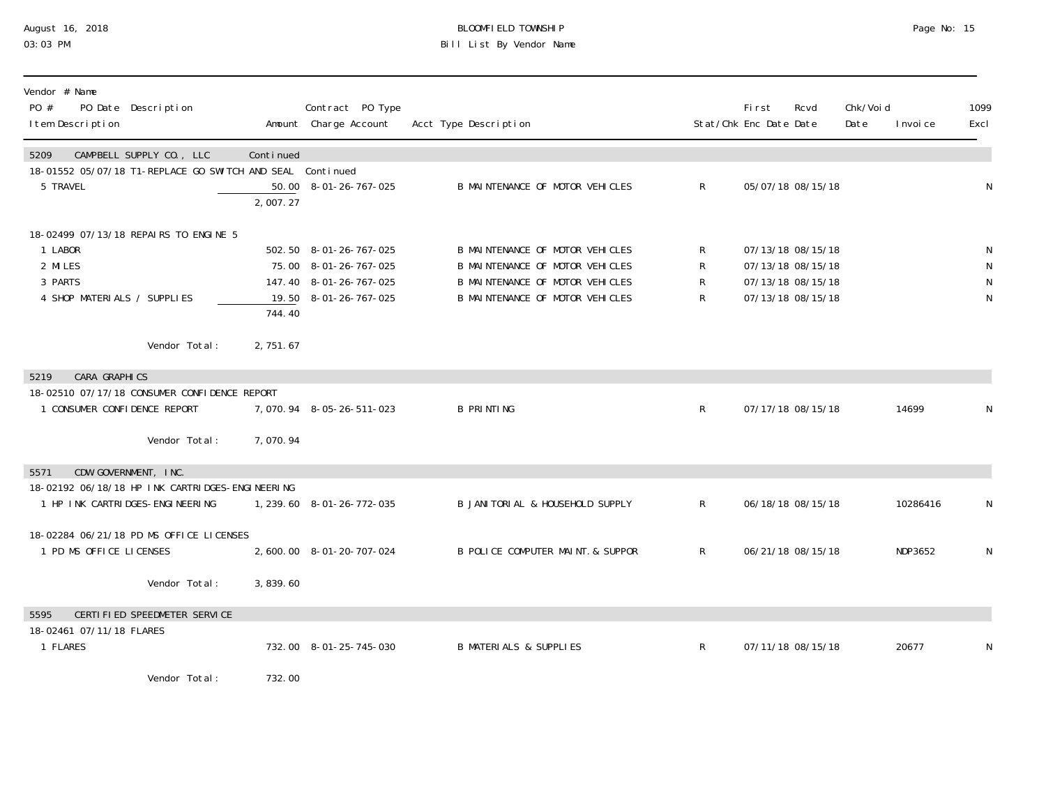| Vendor # Name<br>PO # PO Date Description<br>Item Description | Amount | Contract PO Type<br>Charge Account | Acct Type Description | Stat/Chk | First<br>Enc Date | Rcvd<br>Date | Chk/Void<br>Date | Invoice | 1099<br>Excl |
|---|---|---|---|---|---|---|---|---|---|
| **5209 CAMPBELL SUPPLY CO., LLC** | Continued | | | | | | | | |
| 18-01552 05/07/18 T1-REPLACE GO SWITCH AND SEAL | Continued | | | | | | | | |
| 5 TRAVEL | 50.00 | 8-01-26-767-025 | B MAINTENANCE OF MOTOR VEHICLES | R | 05/07/18 | 08/15/18 | | | N |
| | 2,007.27 | | | | | | | | |
| 18-02499 07/13/18 REPAIRS TO ENGINE 5 | | | | | | | | | |
| 1 LABOR | 502.50 | 8-01-26-767-025 | B MAINTENANCE OF MOTOR VEHICLES | R | 07/13/18 | 08/15/18 | | | N |
| 2 MILES | 75.00 | 8-01-26-767-025 | B MAINTENANCE OF MOTOR VEHICLES | R | 07/13/18 | 08/15/18 | | | N |
| 3 PARTS | 147.40 | 8-01-26-767-025 | B MAINTENANCE OF MOTOR VEHICLES | R | 07/13/18 | 08/15/18 | | | N |
| 4 SHOP MATERIALS / SUPPLIES | 19.50 | 8-01-26-767-025 | B MAINTENANCE OF MOTOR VEHICLES | R | 07/13/18 | 08/15/18 | | | N |
| | 744.40 | | | | | | | | |
| Vendor Total: | 2,751.67 | | | | | | | | |
| **5219 CARA GRAPHICS** | | | | | | | | | |
| 18-02510 07/17/18 CONSUMER CONFIDENCE REPORT | | | | | | | | | |
| 1 CONSUMER CONFIDENCE REPORT | 7,070.94 | 8-05-26-511-023 | B PRINTING | R | 07/17/18 | 08/15/18 | | 14699 | N |
| Vendor Total: | 7,070.94 | | | | | | | | |
| **5571 CDW GOVERNMENT, INC.** | | | | | | | | | |
| 18-02192 06/18/18 HP INK CARTRIDGES-ENGINEERING | | | | | | | | | |
| 1 HP INK CARTRIDGES-ENGINEERING | 1,239.60 | 8-01-26-772-035 | B JANITORIAL & HOUSEHOLD SUPPLY | R | 06/18/18 | 08/15/18 | | 10286416 | N |
| 18-02284 06/21/18 PD MS OFFICE LICENSES | | | | | | | | | |
| 1 PD MS OFFICE LICENSES | 2,600.00 | 8-01-20-707-024 | B POLICE COMPUTER MAINT.& SUPPOR | R | 06/21/18 | 08/15/18 | | NDP3652 | N |
| Vendor Total: | 3,839.60 | | | | | | | | |
| **5595 CERTIFIED SPEEDMETER SERVICE** | | | | | | | | | |
| 18-02461 07/11/18 FLARES | | | | | | | | | |
| 1 FLARES | 732.00 | 8-01-25-745-030 | B MATERIALS & SUPPLIES | R | 07/11/18 | 08/15/18 | | 20677 | N |
| Vendor Total: | 732.00 | | | | | | | | |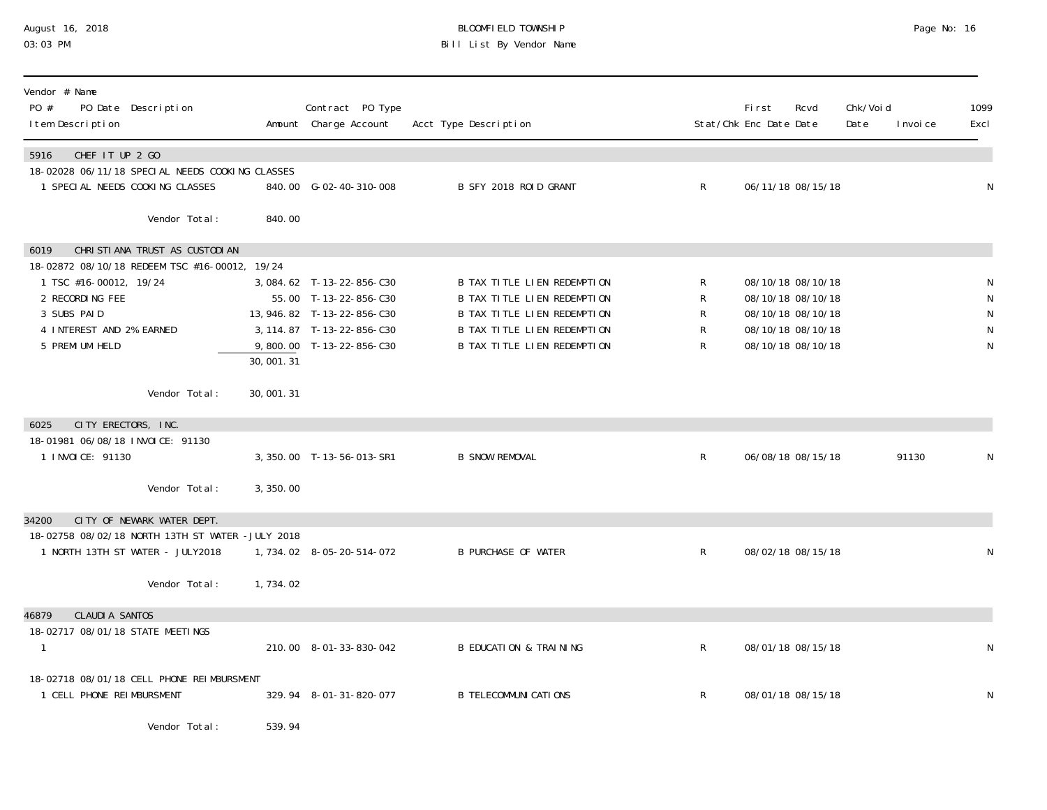August 16, 2018
03:03 PM

BLOOMFIELD TOWNSHIP
Bill List By Vendor Name

| Vendor # Name<br>PO # PO Date Description<br>Item Description | Amount | Contract PO Type<br>Charge Account | Acct Type Description | Stat/Chk | First<br>Enc Date | Rcvd<br>Date | Chk/Void<br>Date | Invoice | 1099<br>Excl |
|---|---|---|---|---|---|---|---|---|---|
| **5916 CHEF IT UP 2 GO** | | | | | | | | | |
| 18-02028 06/11/18 SPECIAL NEEDS COOKING CLASSES | | | | | | | | | |
| 1 SPECIAL NEEDS COOKING CLASSES | 840.00 | G-02-40-310-008 | B SFY 2018 ROID GRANT | R | 06/11/18 | 08/15/18 | | | N |
| Vendor Total: | 840.00 | | | | | | | | |
| **6019 CHRISTIANA TRUST AS CUSTODIAN** | | | | | | | | | |
| 18-02872 08/10/18 REDEEM TSC #16-00012, 19/24 | | | | | | | | | |
| 1 TSC #16-00012, 19/24 | 3,084.62 | T-13-22-856-C30 | B TAX TITLE LIEN REDEMPTION | R | 08/10/18 | 08/10/18 | | | N |
| 2 RECORDING FEE | 55.00 | T-13-22-856-C30 | B TAX TITLE LIEN REDEMPTION | R | 08/10/18 | 08/10/18 | | | N |
| 3 SUBS PAID | 13,946.82 | T-13-22-856-C30 | B TAX TITLE LIEN REDEMPTION | R | 08/10/18 | 08/10/18 | | | N |
| 4 INTEREST AND 2% EARNED | 3,114.87 | T-13-22-856-C30 | B TAX TITLE LIEN REDEMPTION | R | 08/10/18 | 08/10/18 | | | N |
| 5 PREMIUM HELD | 9,800.00 | T-13-22-856-C30 | B TAX TITLE LIEN REDEMPTION | R | 08/10/18 | 08/10/18 | | | N |
| | 30,001.31 | | | | | | | | |
| Vendor Total: | 30,001.31 | | | | | | | | |
| **6025 CITY ERECTORS, INC.** | | | | | | | | | |
| 18-01981 06/08/18 INVOICE: 91130 | | | | | | | | | |
| 1 INVOICE: 91130 | 3,350.00 | T-13-56-013-SR1 | B SNOW REMOVAL | R | 06/08/18 | 08/15/18 | | 91130 | N |
| Vendor Total: | 3,350.00 | | | | | | | | |
| **34200 CITY OF NEWARK WATER DEPT.** | | | | | | | | | |
| 18-02758 08/02/18 NORTH 13TH ST WATER -JULY 2018 | | | | | | | | | |
| 1 NORTH 13TH ST WATER - JULY2018 | 1,734.02 | 8-05-20-514-072 | B PURCHASE OF WATER | R | 08/02/18 | 08/15/18 | | | N |
| Vendor Total: | 1,734.02 | | | | | | | | |
| **46879 CLAUDIA SANTOS** | | | | | | | | | |
| 18-02717 08/01/18 STATE MEETINGS | | | | | | | | | |
| 1 | 210.00 | 8-01-33-830-042 | B EDUCATION & TRAINING | R | 08/01/18 | 08/15/18 | | | N |
| 18-02718 08/01/18 CELL PHONE REIMBURSMENT | | | | | | | | | |
| 1 CELL PHONE REIMBURSMENT | 329.94 | 8-01-31-820-077 | B TELECOMMUNICATIONS | R | 08/01/18 | 08/15/18 | | | N |
| Vendor Total: | 539.94 | | | | | | | | |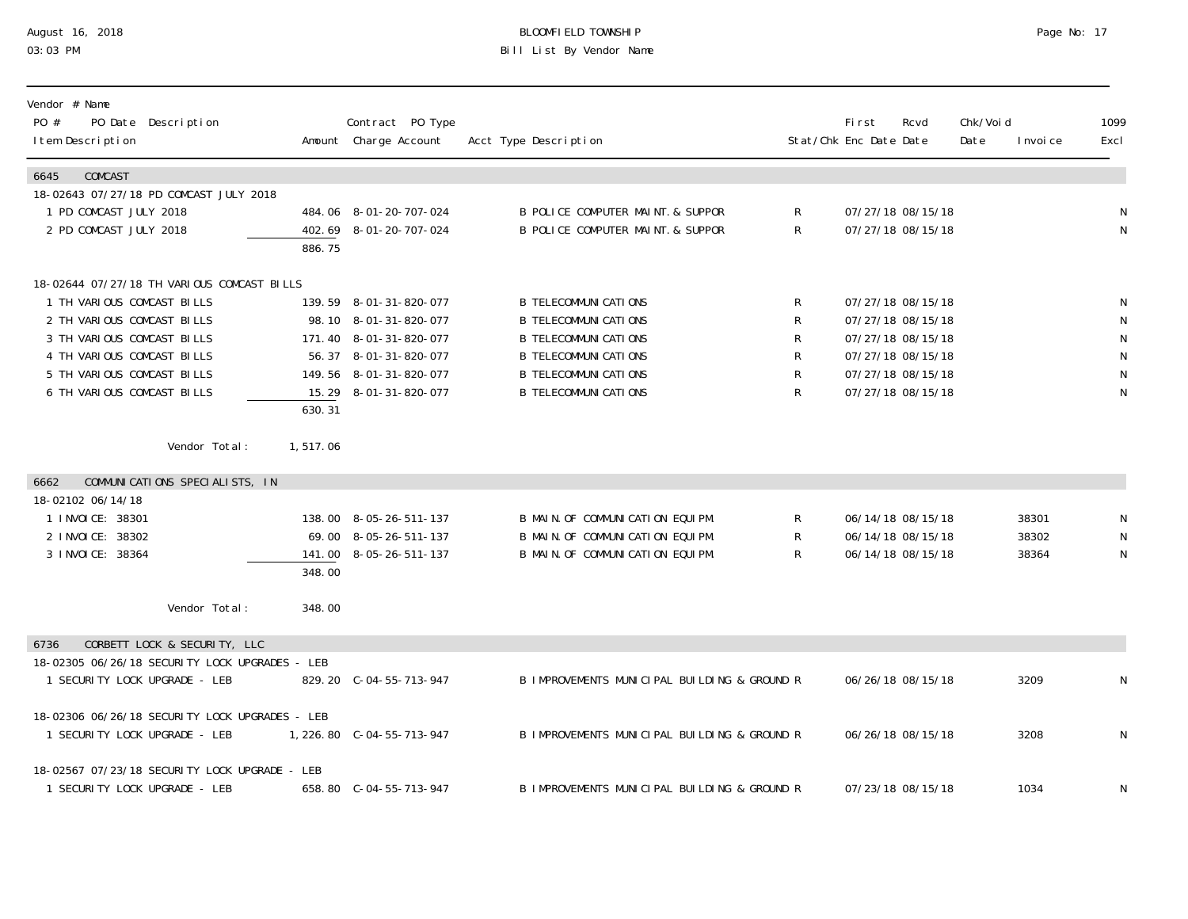| Vendor # Name PO # PO Date Description Item Description | Amount | Contract PO Type Charge Account | Acct Type Description | Stat/Chk | First Enc Date | Rcvd Date | Chk/Void Date | Invoice | 1099 Excl |
|---|---|---|---|---|---|---|---|---|---|
| **6645 COMCAST** | | | | | | | | | |
| 18-02643 07/27/18 PD COMCAST JULY 2018 | | | | | | | | | |
| 1 PD COMCAST JULY 2018 | 484.06 | 8-01-20-707-024 | B POLICE COMPUTER MAINT.& SUPPOR | R | 07/27/18 | 08/15/18 | | | N |
| 2 PD COMCAST JULY 2018 | 402.69 | 8-01-20-707-024 | B POLICE COMPUTER MAINT.& SUPPOR | R | 07/27/18 | 08/15/18 | | | N |
| | 886.75 | | | | | | | | |
| 18-02644 07/27/18 TH VARIOUS COMCAST BILLS | | | | | | | | | |
| 1 TH VARIOUS COMCAST BILLS | 139.59 | 8-01-31-820-077 | B TELECOMMUNICATIONS | R | 07/27/18 | 08/15/18 | | | N |
| 2 TH VARIOUS COMCAST BILLS | 98.10 | 8-01-31-820-077 | B TELECOMMUNICATIONS | R | 07/27/18 | 08/15/18 | | | N |
| 3 TH VARIOUS COMCAST BILLS | 171.40 | 8-01-31-820-077 | B TELECOMMUNICATIONS | R | 07/27/18 | 08/15/18 | | | N |
| 4 TH VARIOUS COMCAST BILLS | 56.37 | 8-01-31-820-077 | B TELECOMMUNICATIONS | R | 07/27/18 | 08/15/18 | | | N |
| 5 TH VARIOUS COMCAST BILLS | 149.56 | 8-01-31-820-077 | B TELECOMMUNICATIONS | R | 07/27/18 | 08/15/18 | | | N |
| 6 TH VARIOUS COMCAST BILLS | 15.29 | 8-01-31-820-077 | B TELECOMMUNICATIONS | R | 07/27/18 | 08/15/18 | | | N |
| | 630.31 | | | | | | | | |
| Vendor Total: | 1,517.06 | | | | | | | | |
| **6662 COMMUNICATIONS SPECIALISTS, IN** | | | | | | | | | |
| 18-02102 06/14/18 | | | | | | | | | |
| 1 INVOICE: 38301 | 138.00 | 8-05-26-511-137 | B MAIN.OF COMMUNICATION EQUIPM. | R | 06/14/18 | 08/15/18 | | 38301 | N |
| 2 INVOICE: 38302 | 69.00 | 8-05-26-511-137 | B MAIN.OF COMMUNICATION EQUIPM. | R | 06/14/18 | 08/15/18 | | 38302 | N |
| 3 INVOICE: 38364 | 141.00 | 8-05-26-511-137 | B MAIN.OF COMMUNICATION EQUIPM. | R | 06/14/18 | 08/15/18 | | 38364 | N |
| | 348.00 | | | | | | | | |
| Vendor Total: | 348.00 | | | | | | | | |
| **6736 CORBETT LOCK & SECURITY, LLC** | | | | | | | | | |
| 18-02305 06/26/18 SECURITY LOCK UPGRADES - LEB | | | | | | | | | |
| 1 SECURITY LOCK UPGRADE - LEB | 829.20 | C-04-55-713-947 | B IMPROVEMENTS MUNICIPAL BUILDING & GROUND | R | 06/26/18 | 08/15/18 | | 3209 | N |
| 18-02306 06/26/18 SECURITY LOCK UPGRADES - LEB | | | | | | | | | |
| 1 SECURITY LOCK UPGRADE - LEB | 1,226.80 | C-04-55-713-947 | B IMPROVEMENTS MUNICIPAL BUILDING & GROUND | R | 06/26/18 | 08/15/18 | | 3208 | N |
| 18-02567 07/23/18 SECURITY LOCK UPGRADE - LEB | | | | | | | | | |
| 1 SECURITY LOCK UPGRADE - LEB | 658.80 | C-04-55-713-947 | B IMPROVEMENTS MUNICIPAL BUILDING & GROUND | R | 07/23/18 | 08/15/18 | | 1034 | N |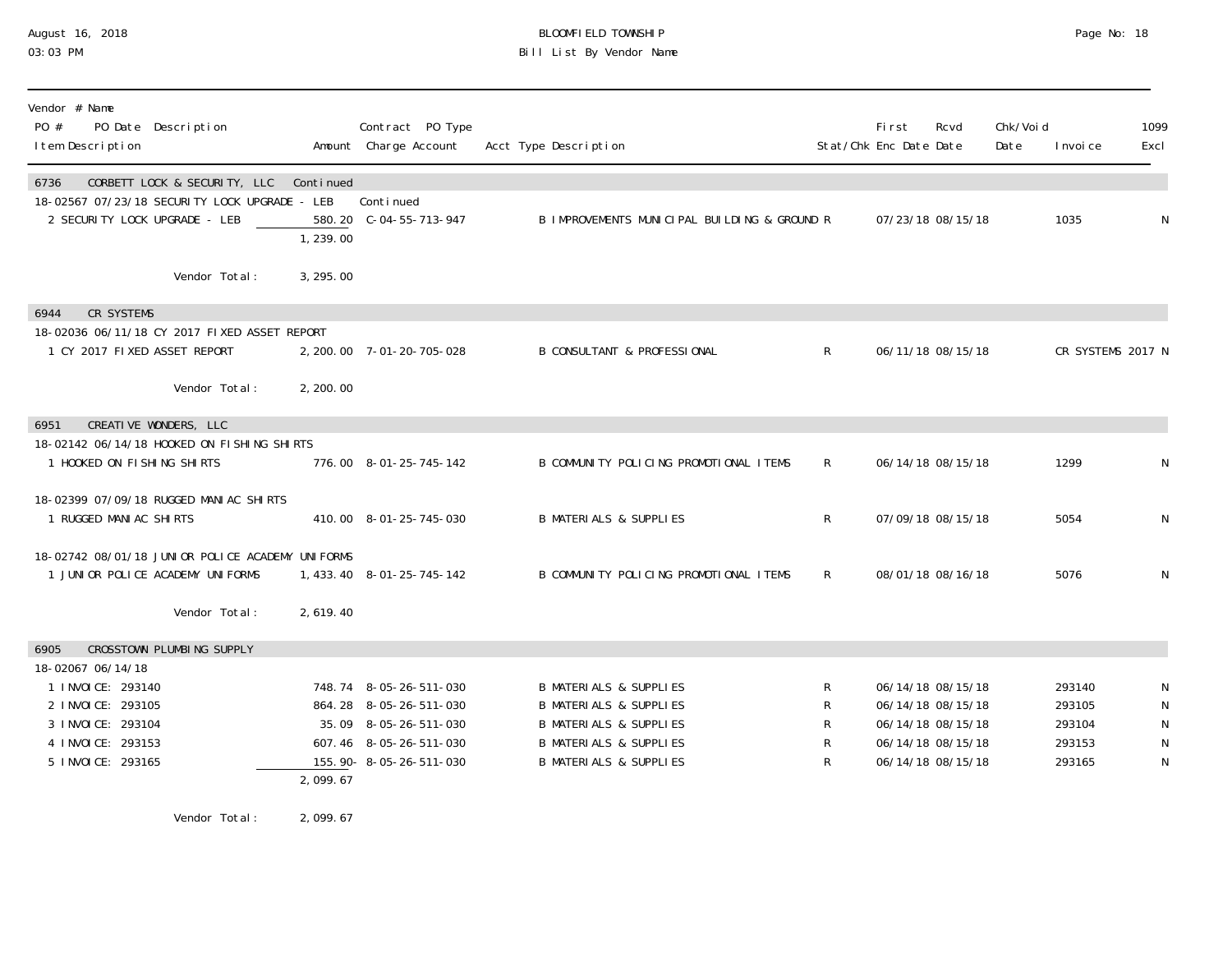| Vendor # Name PO # PO Date Description Item Description | Amount | Contract PO Type Charge Account | Acct Type Description | Stat/Chk | First Enc Date | Rcvd Date | Chk/Void Date | Invoice | 1099 Excl |
|---|---|---|---|---|---|---|---|---|---|
| 6736 CORBETT LOCK & SECURITY, LLC | Continued | | | | | | | | |
| 18-02567 07/23/18 SECURITY LOCK UPGRADE - LEB | | Continued | | | | | | | |
| 2 SECURITY LOCK UPGRADE - LEB | 580.20 | C-04-55-713-947 | B IMPROVEMENTS MUNICIPAL BUILDING & GROUND | R | 07/23/18 | 08/15/18 | | 1035 | N |
| | 1,239.00 | | | | | | | | |
| Vendor Total: | 3,295.00 | | | | | | | | |
| 6944 CR SYSTEMS | | | | | | | | | |
| 18-02036 06/11/18 CY 2017 FIXED ASSET REPORT | | | | | | | | | |
| 1 CY 2017 FIXED ASSET REPORT | 2,200.00 | 7-01-20-705-028 | B CONSULTANT & PROFESSIONAL | R | 06/11/18 | 08/15/18 | | CR SYSTEMS 2017 | N |
| Vendor Total: | 2,200.00 | | | | | | | | |
| 6951 CREATIVE WONDERS, LLC | | | | | | | | | |
| 18-02142 06/14/18 HOOKED ON FISHING SHIRTS | | | | | | | | | |
| 1 HOOKED ON FISHING SHIRTS | 776.00 | 8-01-25-745-142 | B COMMUNITY POLICING PROMOTIONAL ITEMS | R | 06/14/18 | 08/15/18 | | 1299 | N |
| 18-02399 07/09/18 RUGGED MANIAC SHIRTS | | | | | | | | | |
| 1 RUGGED MANIAC SHIRTS | 410.00 | 8-01-25-745-030 | B MATERIALS & SUPPLIES | R | 07/09/18 | 08/15/18 | | 5054 | N |
| 18-02742 08/01/18 JUNIOR POLICE ACADEMY UNIFORMS | | | | | | | | | |
| 1 JUNIOR POLICE ACADEMY UNIFORMS | 1,433.40 | 8-01-25-745-142 | B COMMUNITY POLICING PROMOTIONAL ITEMS | R | 08/01/18 | 08/16/18 | | 5076 | N |
| Vendor Total: | 2,619.40 | | | | | | | | |
| 6905 CROSSTOWN PLUMBING SUPPLY | | | | | | | | | |
| 18-02067 06/14/18 | | | | | | | | | |
| 1 INVOICE: 293140 | 748.74 | 8-05-26-511-030 | B MATERIALS & SUPPLIES | R | 06/14/18 | 08/15/18 | | 293140 | N |
| 2 INVOICE: 293105 | 864.28 | 8-05-26-511-030 | B MATERIALS & SUPPLIES | R | 06/14/18 | 08/15/18 | | 293105 | N |
| 3 INVOICE: 293104 | 35.09 | 8-05-26-511-030 | B MATERIALS & SUPPLIES | R | 06/14/18 | 08/15/18 | | 293104 | N |
| 4 INVOICE: 293153 | 607.46 | 8-05-26-511-030 | B MATERIALS & SUPPLIES | R | 06/14/18 | 08/15/18 | | 293153 | N |
| 5 INVOICE: 293165 | 155.90- | 8-05-26-511-030 | B MATERIALS & SUPPLIES | R | 06/14/18 | 08/15/18 | | 293165 | N |
| | 2,099.67 | | | | | | | | |
| Vendor Total: | 2,099.67 | | | | | | | | |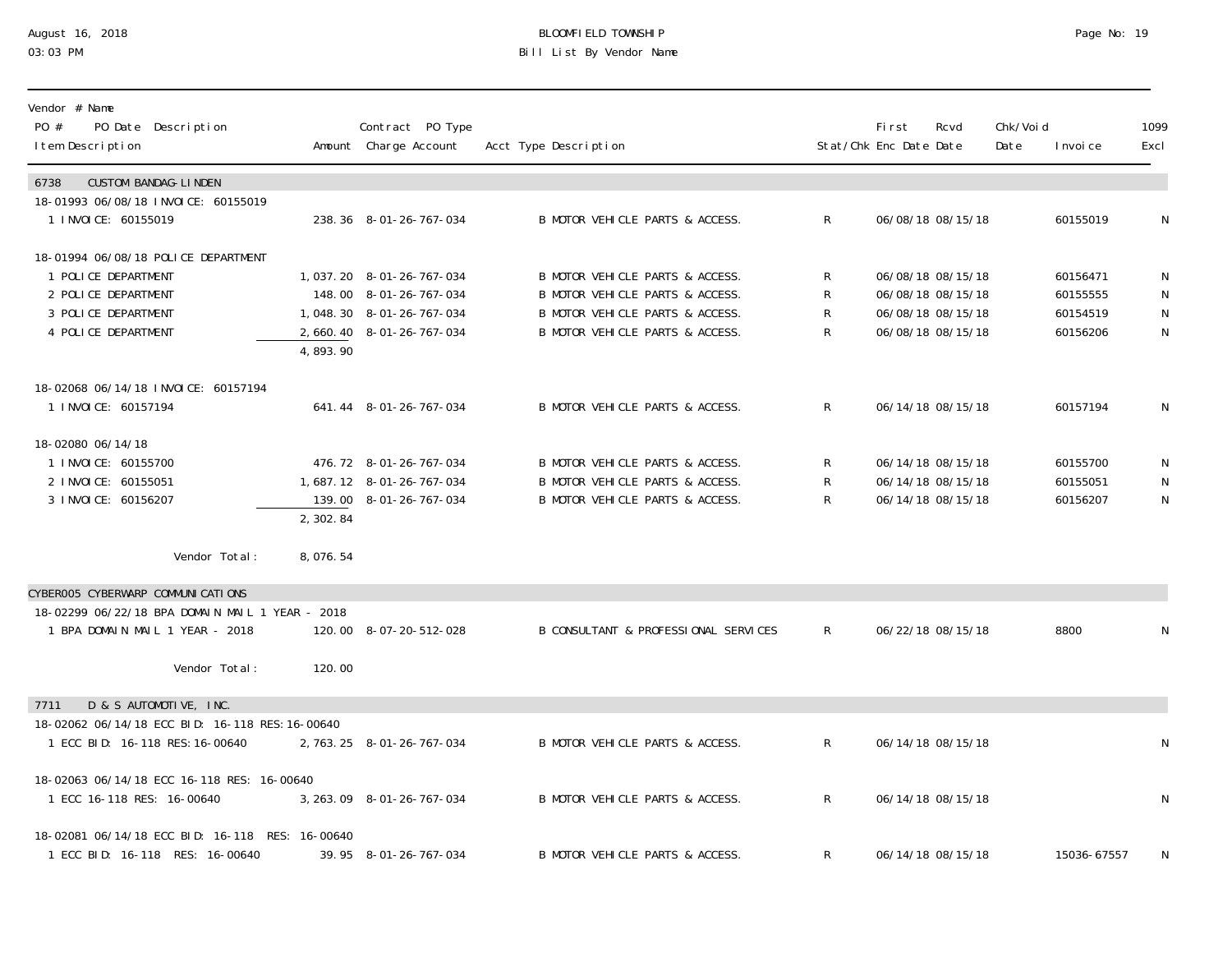BLOOMFIELD TOWNSHIP
Bill List By Vendor Name

August 16, 2018
03:03 PM

| Vendor # Name / PO # PO Date Description / Item Description | Amount | Contract PO Type / Charge Account | Acct Type Description | Stat/Chk | First Enc Date | Rcvd Date | Chk/Void Date | Invoice | 1099 Excl |
|---|---|---|---|---|---|---|---|---|---|
| **6738 CUSTOM BANDAG-LINDEN** | | | | | | | | | |
| 18-01993 06/08/18 INVOICE: 60155019 | | | | | | | | | |
| 1 INVOICE: 60155019 | 238.36 | 8-01-26-767-034 | B MOTOR VEHICLE PARTS & ACCESS. | R | 06/08/18 | 08/15/18 | | 60155019 | N |
| 18-01994 06/08/18 POLICE DEPARTMENT | | | | | | | | | |
| 1 POLICE DEPARTMENT | 1,037.20 | 8-01-26-767-034 | B MOTOR VEHICLE PARTS & ACCESS. | R | 06/08/18 | 08/15/18 | | 60156471 | N |
| 2 POLICE DEPARTMENT | 148.00 | 8-01-26-767-034 | B MOTOR VEHICLE PARTS & ACCESS. | R | 06/08/18 | 08/15/18 | | 60155555 | N |
| 3 POLICE DEPARTMENT | 1,048.30 | 8-01-26-767-034 | B MOTOR VEHICLE PARTS & ACCESS. | R | 06/08/18 | 08/15/18 | | 60154519 | N |
| 4 POLICE DEPARTMENT | 2,660.40 | 8-01-26-767-034 | B MOTOR VEHICLE PARTS & ACCESS. | R | 06/08/18 | 08/15/18 | | 60156206 | N |
| | 4,893.90 | | | | | | | | |
| 18-02068 06/14/18 INVOICE: 60157194 | | | | | | | | | |
| 1 INVOICE: 60157194 | 641.44 | 8-01-26-767-034 | B MOTOR VEHICLE PARTS & ACCESS. | R | 06/14/18 | 08/15/18 | | 60157194 | N |
| 18-02080 06/14/18 | | | | | | | | | |
| 1 INVOICE: 60155700 | 476.72 | 8-01-26-767-034 | B MOTOR VEHICLE PARTS & ACCESS. | R | 06/14/18 | 08/15/18 | | 60155700 | N |
| 2 INVOICE: 60155051 | 1,687.12 | 8-01-26-767-034 | B MOTOR VEHICLE PARTS & ACCESS. | R | 06/14/18 | 08/15/18 | | 60155051 | N |
| 3 INVOICE: 60156207 | 139.00 | 8-01-26-767-034 | B MOTOR VEHICLE PARTS & ACCESS. | R | 06/14/18 | 08/15/18 | | 60156207 | N |
| | 2,302.84 | | | | | | | | |
| Vendor Total: | 8,076.54 | | | | | | | | |
| **CYBER005 CYBERWARP COMMUNICATIONS** | | | | | | | | | |
| 18-02299 06/22/18 BPA DOMAIN MAIL 1 YEAR - 2018 | | | | | | | | | |
| 1 BPA DOMAIN MAIL 1 YEAR - 2018 | 120.00 | 8-07-20-512-028 | B CONSULTANT & PROFESSIONAL SERVICES | R | 06/22/18 | 08/15/18 | | 8800 | N |
| Vendor Total: | 120.00 | | | | | | | | |
| **7711 D & S AUTOMOTIVE, INC.** | | | | | | | | | |
| 18-02062 06/14/18 ECC BID: 16-118 RES:16-00640 | | | | | | | | | |
| 1 ECC BID: 16-118 RES:16-00640 | 2,763.25 | 8-01-26-767-034 | B MOTOR VEHICLE PARTS & ACCESS. | R | 06/14/18 | 08/15/18 | | | N |
| 18-02063 06/14/18 ECC 16-118 RES: 16-00640 | | | | | | | | | |
| 1 ECC 16-118 RES: 16-00640 | 3,263.09 | 8-01-26-767-034 | B MOTOR VEHICLE PARTS & ACCESS. | R | 06/14/18 | 08/15/18 | | | N |
| 18-02081 06/14/18 ECC BID: 16-118 RES: 16-00640 | | | | | | | | | |
| 1 ECC BID: 16-118 RES: 16-00640 | 39.95 | 8-01-26-767-034 | B MOTOR VEHICLE PARTS & ACCESS. | R | 06/14/18 | 08/15/18 | | 15036-67557 | N |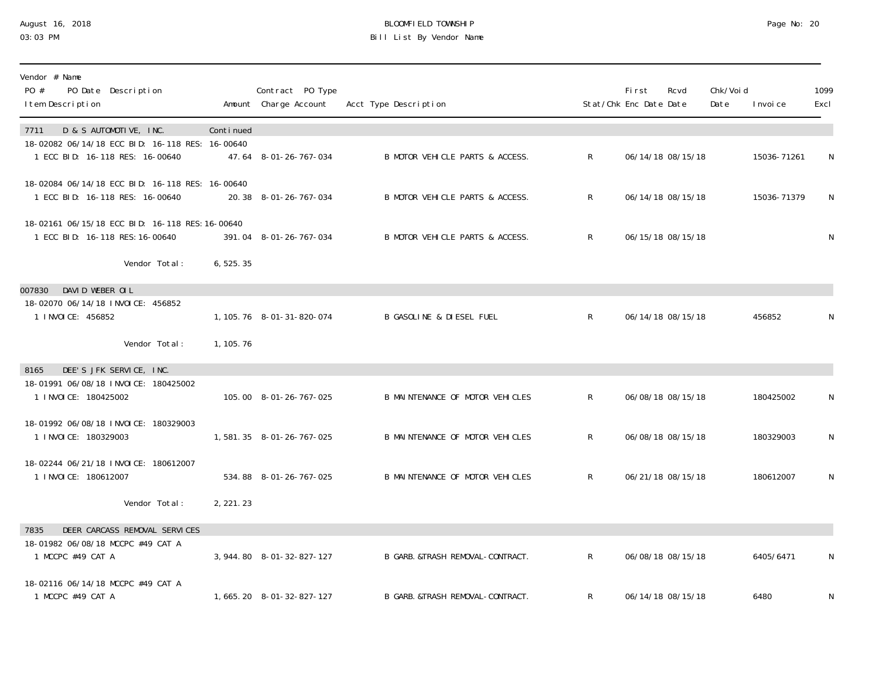BLOOMFIELD TOWNSHIP
Bill List By Vendor Name

| Vendor # Name<br>PO # PO Date Description<br>Item Description | Amount | Contract PO Type<br>Charge Account | Acct Type Description | Stat/Chk | First Enc Date | Rcvd Date | Chk/Void Date | Invoice | 1099 Excl |
|---|---|---|---|---|---|---|---|---|---|
| **7711 D & S AUTOMOTIVE, INC.** | Continued | | | | | | | | |
| 18-02082 06/14/18 ECC BID: 16-118 RES: 16-00640 | | | | | | | | | |
| 1 ECC BID: 16-118 RES: 16-00640 | 47.64 | 8-01-26-767-034 | B MOTOR VEHICLE PARTS & ACCESS. | R | 06/14/18 | 08/15/18 | | 15036-71261 | N |
| 18-02084 06/14/18 ECC BID: 16-118 RES: 16-00640 | | | | | | | | | |
| 1 ECC BID: 16-118 RES: 16-00640 | 20.38 | 8-01-26-767-034 | B MOTOR VEHICLE PARTS & ACCESS. | R | 06/14/18 | 08/15/18 | | 15036-71379 | N |
| 18-02161 06/15/18 ECC BID: 16-118 RES:16-00640 | | | | | | | | | |
| 1 ECC BID: 16-118 RES:16-00640 | 391.04 | 8-01-26-767-034 | B MOTOR VEHICLE PARTS & ACCESS. | R | 06/15/18 | 08/15/18 | | | N |
| Vendor Total: | 6,525.35 | | | | | | | | |
| **007830 DAVID WEBER OIL** | | | | | | | | | |
| 18-02070 06/14/18 INVOICE: 456852 | | | | | | | | | |
| 1 INVOICE: 456852 | 1,105.76 | 8-01-31-820-074 | B GASOLINE & DIESEL FUEL | R | 06/14/18 | 08/15/18 | | 456852 | N |
| Vendor Total: | 1,105.76 | | | | | | | | |
| **8165 DEE'S JFK SERVICE, INC.** | | | | | | | | | |
| 18-01991 06/08/18 INVOICE: 180425002 | | | | | | | | | |
| 1 INVOICE: 180425002 | 105.00 | 8-01-26-767-025 | B MAINTENANCE OF MOTOR VEHICLES | R | 06/08/18 | 08/15/18 | | 180425002 | N |
| 18-01992 06/08/18 INVOICE: 180329003 | | | | | | | | | |
| 1 INVOICE: 180329003 | 1,581.35 | 8-01-26-767-025 | B MAINTENANCE OF MOTOR VEHICLES | R | 06/08/18 | 08/15/18 | | 180329003 | N |
| 18-02244 06/21/18 INVOICE: 180612007 | | | | | | | | | |
| 1 INVOICE: 180612007 | 534.88 | 8-01-26-767-025 | B MAINTENANCE OF MOTOR VEHICLES | R | 06/21/18 | 08/15/18 | | 180612007 | N |
| Vendor Total: | 2,221.23 | | | | | | | | |
| **7835 DEER CARCASS REMOVAL SERVICES** | | | | | | | | | |
| 18-01982 06/08/18 MCCPC #49 CAT A | | | | | | | | | |
| 1 MCCPC #49 CAT A | 3,944.80 | 8-01-32-827-127 | B GARB.&TRASH REMOVAL-CONTRACT. | R | 06/08/18 | 08/15/18 | | 6405/6471 | N |
| 18-02116 06/14/18 MCCPC #49 CAT A | | | | | | | | | |
| 1 MCCPC #49 CAT A | 1,665.20 | 8-01-32-827-127 | B GARB.&TRASH REMOVAL-CONTRACT. | R | 06/14/18 | 08/15/18 | | 6480 | N |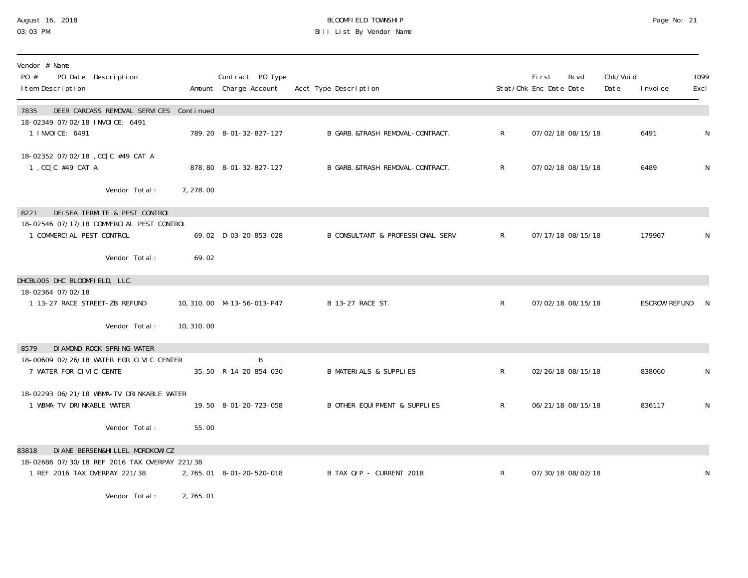BLOOMFIELD TOWNSHIP
Bill List By Vendor Name

August 16, 2018
03:03 PM

| Vendor # Name<br>PO # PO Date Description<br>Item Description | Amount | Contract PO Type<br>Charge Account | Acct Type Description | Stat/Chk | First Enc Date | Rcvd Date | Chk/Void Date | Invoice | 1099 Excl |
|---|---|---|---|---|---|---|---|---|---|
| **7835 DEER CARCASS REMOVAL SERVICES Continued** | | | | | | | | | |
| 18-02349 07/02/18 INVOICE: 6491 | | | | | | | | | |
| 1 INVOICE: 6491 | 789.20 | 8-01-32-827-127 | B GARB.&TRASH REMOVAL-CONTRACT. | R | 07/02/18 | 08/15/18 | | 6491 | N |
| 18-02352 07/02/18 ,CC[C #49 CAT A | | | | | | | | | |
| 1 ,CC[C #49 CAT A | 878.80 | 8-01-32-827-127 | B GARB.&TRASH REMOVAL-CONTRACT. | R | 07/02/18 | 08/15/18 | | 6489 | N |
| Vendor Total: | 7,278.00 | | | | | | | | |
| **8221 DELSEA TERMITE & PEST CONTROL** | | | | | | | | | |
| 18-02546 07/17/18 COMMERCIAL PEST CONTROL | | | | | | | | | |
| 1 COMMERCIAL PEST CONTROL | 69.02 | D-03-20-853-028 | B CONSULTANT & PROFESSIONAL SERV | R | 07/17/18 | 08/15/18 | | 179967 | N |
| Vendor Total: | 69.02 | | | | | | | | |
| **DHCBL005 DHC BLOOMFIELD, LLC.** | | | | | | | | | |
| 18-02364 07/02/18 | | | | | | | | | |
| 1 13-27 RACE STREET-ZB REFUND | 10,310.00 | M-13-56-013-P47 | B 13-27 RACE ST. | R | 07/02/18 | 08/15/18 | | ESCROW REFUND | N |
| Vendor Total: | 10,310.00 | | | | | | | | |
| **8579 DIAMOND ROCK SPRING WATER** | | | | | | | | | |
| 18-00609 02/26/18 WATER FOR CIVIC CENTER | | B | | | | | | | |
| 7 WATER FOR CIVIC CENTE | 35.50 | R-14-20-854-030 | B MATERIALS & SUPPLIES | R | 02/26/18 | 08/15/18 | | 838060 | N |
| 18-02293 06/21/18 WBMA-TV DRINKABLE WATER | | | | | | | | | |
| 1 WBMA-TV DRINKABLE WATER | 19.50 | 8-01-20-723-058 | B OTHER EQUIPMENT & SUPPLIES | R | 06/21/18 | 08/15/18 | | 836117 | N |
| Vendor Total: | 55.00 | | | | | | | | |
| **83818 DIANE BERSEN&HILLEL MORDKOWICZ** | | | | | | | | | |
| 18-02686 07/30/18 REF 2016 TAX OVERPAY 221/38 | | | | | | | | | |
| 1 REF 2016 TAX OVERPAY 221/38 | 2,765.01 | 8-01-20-520-018 | B TAX O/P - CURRENT 2018 | R | 07/30/18 | 08/02/18 | | | N |
| Vendor Total: | 2,765.01 | | | | | | | | |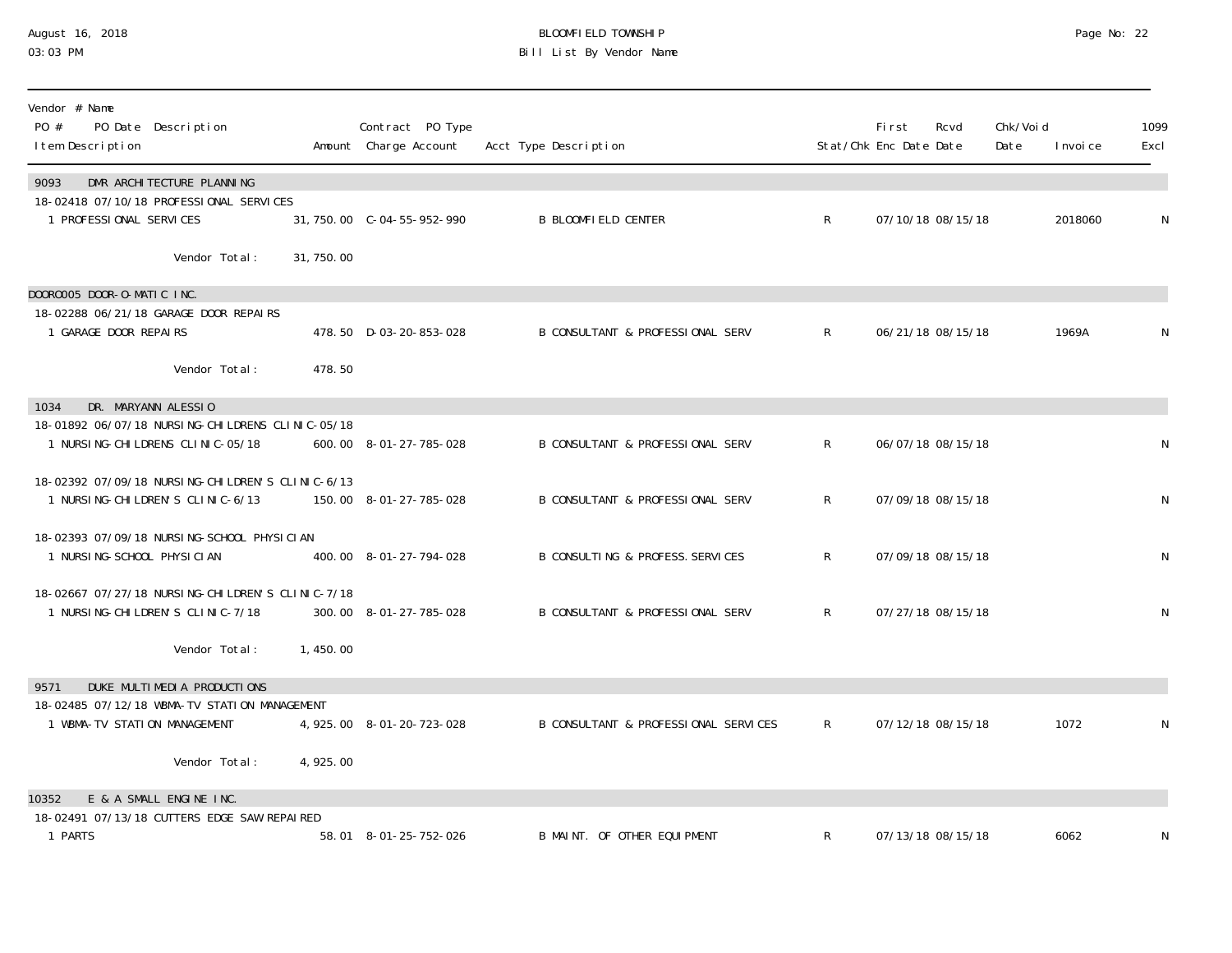BLOOMFIELD TOWNSHIP
Bill List By Vendor Name

August 16, 2018
03:03 PM

| Vendor # Name<br>PO # PO Date Description<br>Item Description | Amount | Contract PO Type<br>Charge Account | Acct Type Description | Stat/Chk | First Enc Date | Rcvd Date | Chk/Void Date | Invoice | 1099 Excl |
|---|---|---|---|---|---|---|---|---|---|
| **9093 DMR ARCHITECTURE PLANNING** | | | | | | | | | |
| 18-02418 07/10/18 PROFESSIONAL SERVICES | | | | | | | | | |
| 1 PROFESSIONAL SERVICES | 31,750.00 | C-04-55-952-990 | B BLOOMFIELD CENTER | R | 07/10/18 | 08/15/18 | | 2018060 | N |
| Vendor Total: | 31,750.00 | | | | | | | | |
| **DOORO005 DOOR-O-MATIC INC.** | | | | | | | | | |
| 18-02288 06/21/18 GARAGE DOOR REPAIRS | | | | | | | | | |
| 1 GARAGE DOOR REPAIRS | 478.50 | D-03-20-853-028 | B CONSULTANT & PROFESSIONAL SERV | R | 06/21/18 | 08/15/18 | | 1969A | N |
| Vendor Total: | 478.50 | | | | | | | | |
| **1034 DR. MARYANN ALESSIO** | | | | | | | | | |
| 18-01892 06/07/18 NURSING-CHILDRENS CLINIC-05/18 | | | | | | | | | |
| 1 NURSING-CHILDRENS CLINIC-05/18 | 600.00 | 8-01-27-785-028 | B CONSULTANT & PROFESSIONAL SERV | R | 06/07/18 | 08/15/18 | | | N |
| 18-02392 07/09/18 NURSING-CHILDREN'S CLINIC-6/13 | | | | | | | | | |
| 1 NURSING-CHILDREN'S CLINIC-6/13 | 150.00 | 8-01-27-785-028 | B CONSULTANT & PROFESSIONAL SERV | R | 07/09/18 | 08/15/18 | | | N |
| 18-02393 07/09/18 NURSING-SCHOOL PHYSICIAN | | | | | | | | | |
| 1 NURSING-SCHOOL PHYSICIAN | 400.00 | 8-01-27-794-028 | B CONSULTING & PROFESS. SERVICES | R | 07/09/18 | 08/15/18 | | | N |
| 18-02667 07/27/18 NURSING-CHILDREN'S CLINIC-7/18 | | | | | | | | | |
| 1 NURSING-CHILDREN'S CLINIC-7/18 | 300.00 | 8-01-27-785-028 | B CONSULTANT & PROFESSIONAL SERV | R | 07/27/18 | 08/15/18 | | | N |
| Vendor Total: | 1,450.00 | | | | | | | | |
| **9571 DUKE MULTIMEDIA PRODUCTIONS** | | | | | | | | | |
| 18-02485 07/12/18 WBMA-TV STATION MANAGEMENT | | | | | | | | | |
| 1 WBMA-TV STATION MANAGEMENT | 4,925.00 | 8-01-20-723-028 | B CONSULTANT & PROFESSIONAL SERVICES | R | 07/12/18 | 08/15/18 | | 1072 | N |
| Vendor Total: | 4,925.00 | | | | | | | | |
| **10352 E & A SMALL ENGINE INC.** | | | | | | | | | |
| 18-02491 07/13/18 CUTTERS EDGE SAW REPAIRED | | | | | | | | | |
| 1 PARTS | 58.01 | 8-01-25-752-026 | B MAINT. OF OTHER EQUIPMENT | R | 07/13/18 | 08/15/18 | | 6062 | N |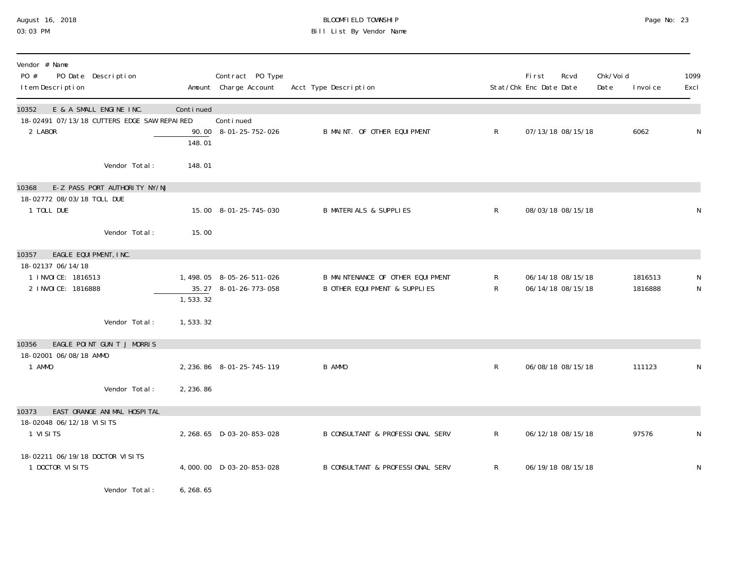BLOOMFIELD TOWNSHIP
Bill List By Vendor Name

| Vendor # Name / PO # PO Date Description / Item Description | Amount | Contract PO Type / Charge Account | Acct Type Description | Stat/Chk | First Enc Date | Rcvd Date | Chk/Void Date | Invoice | 1099 Excl |
|---|---|---|---|---|---|---|---|---|---|
| **10352 E & A SMALL ENGINE INC.** | Continued | | | | | | | | |
| 18-02491 07/13/18 CUTTERS EDGE SAW REPAIRED | | Continued | | | | | | | |
| 2 LABOR | 90.00 | 8-01-25-752-026 | B MAINT. OF OTHER EQUIPMENT | R | 07/13/18 | 08/15/18 | | 6062 | N |
| | 148.01 | | | | | | | | |
| Vendor Total: | 148.01 | | | | | | | | |
| **10368 E-Z PASS PORT AUTHORITY NY/NJ** | | | | | | | | | |
| 18-02772 08/03/18 TOLL DUE | | | | | | | | | |
| 1 TOLL DUE | 15.00 | 8-01-25-745-030 | B MATERIALS & SUPPLIES | R | 08/03/18 | 08/15/18 | | | N |
| Vendor Total: | 15.00 | | | | | | | | |
| **10357 EAGLE EQUIPMENT, INC.** | | | | | | | | | |
| 18-02137 06/14/18 | | | | | | | | | |
| 1 INVOICE: 1816513 | 1,498.05 | 8-05-26-511-026 | B MAINTENANCE OF OTHER EQUIPMENT | R | 06/14/18 | 08/15/18 | | 1816513 | N |
| 2 INVOICE: 1816888 | 35.27 | 8-01-26-773-058 | B OTHER EQUIPMENT & SUPPLIES | R | 06/14/18 | 08/15/18 | | 1816888 | N |
| | 1,533.32 | | | | | | | | |
| Vendor Total: | 1,533.32 | | | | | | | | |
| **10356 EAGLE POINT GUN T J MORRIS** | | | | | | | | | |
| 18-02001 06/08/18 AMMO | | | | | | | | | |
| 1 AMMO | 2,236.86 | 8-01-25-745-119 | B AMMO | R | 06/08/18 | 08/15/18 | | 111123 | N |
| Vendor Total: | 2,236.86 | | | | | | | | |
| **10373 EAST ORANGE ANIMAL HOSPITAL** | | | | | | | | | |
| 18-02048 06/12/18 VISITS | | | | | | | | | |
| 1 VISITS | 2,268.65 | D-03-20-853-028 | B CONSULTANT & PROFESSIONAL SERV | R | 06/12/18 | 08/15/18 | | 97576 | N |
| 18-02211 06/19/18 DOCTOR VISITS | | | | | | | | | |
| 1 DOCTOR VISITS | 4,000.00 | D-03-20-853-028 | B CONSULTANT & PROFESSIONAL SERV | R | 06/19/18 | 08/15/18 | | | N |
| Vendor Total: | 6,268.65 | | | | | | | | |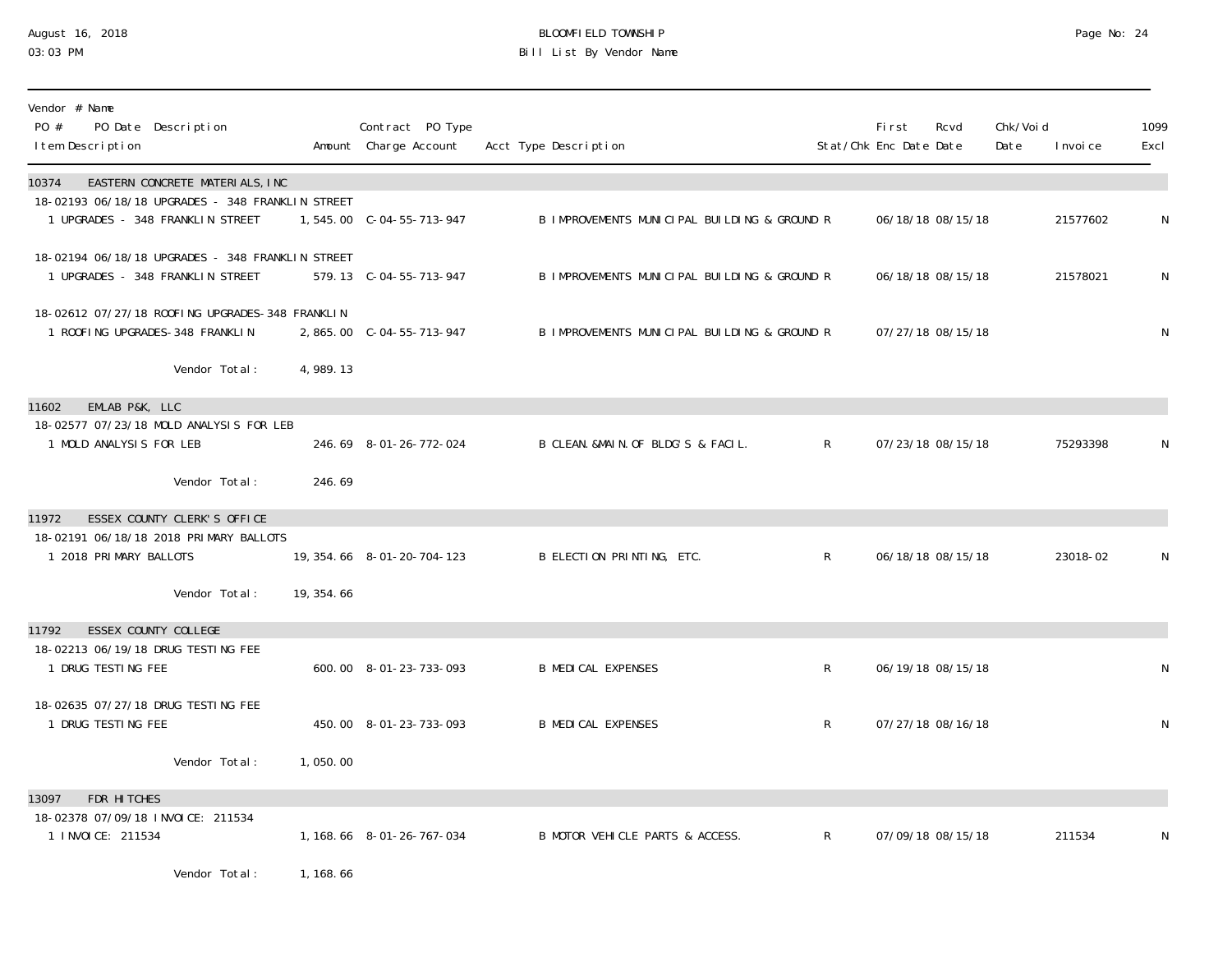**BLOOMFIELD TOWNSHIP**
**Bill List By Vendor Name**

August 16, 2018
03:03 PM

| Vendor # Name / PO # PO Date Description / Item Description | Amount | Contract PO Type / Charge Account | Acct Type Description | Stat/Chk | First Enc Date | Rcvd Date | Chk/Void Date | Invoice | 1099 Excl |
|---|---|---|---|---|---|---|---|---|---|
| **10374 EASTERN CONCRETE MATERIALS, INC** | | | | | | | | | |
| 18-02193 06/18/18 UPGRADES - 348 FRANKLIN STREET | | | | | | | | | |
| 1 UPGRADES - 348 FRANKLIN STREET | 1,545.00 | C-04-55-713-947 | B IMPROVEMENTS MUNICIPAL BUILDING & GROUND | R | 06/18/18 | 08/15/18 | | 21577602 | N |
| 18-02194 06/18/18 UPGRADES - 348 FRANKLIN STREET | | | | | | | | | |
| 1 UPGRADES - 348 FRANKLIN STREET | 579.13 | C-04-55-713-947 | B IMPROVEMENTS MUNICIPAL BUILDING & GROUND | R | 06/18/18 | 08/15/18 | | 21578021 | N |
| 18-02612 07/27/18 ROOFING UPGRADES-348 FRANKLIN | | | | | | | | | |
| 1 ROOFING UPGRADES-348 FRANKLIN | 2,865.00 | C-04-55-713-947 | B IMPROVEMENTS MUNICIPAL BUILDING & GROUND | R | 07/27/18 | 08/15/18 | | | N |
| Vendor Total: | 4,989.13 | | | | | | | | |
| **11602 EMLAB P&K, LLC** | | | | | | | | | |
| 18-02577 07/23/18 MOLD ANALYSIS FOR LEB | | | | | | | | | |
| 1 MOLD ANALYSIS FOR LEB | 246.69 | 8-01-26-772-024 | B CLEAN.&MAIN.OF BLDG'S & FACIL. | R | 07/23/18 | 08/15/18 | | 75293398 | N |
| Vendor Total: | 246.69 | | | | | | | | |
| **11972 ESSEX COUNTY CLERK'S OFFICE** | | | | | | | | | |
| 18-02191 06/18/18 2018 PRIMARY BALLOTS | | | | | | | | | |
| 1 2018 PRIMARY BALLOTS | 19,354.66 | 8-01-20-704-123 | B ELECTION PRINTING, ETC. | R | 06/18/18 | 08/15/18 | | 23018-02 | N |
| Vendor Total: | 19,354.66 | | | | | | | | |
| **11792 ESSEX COUNTY COLLEGE** | | | | | | | | | |
| 18-02213 06/19/18 DRUG TESTING FEE | | | | | | | | | |
| 1 DRUG TESTING FEE | 600.00 | 8-01-23-733-093 | B MEDICAL EXPENSES | R | 06/19/18 | 08/15/18 | | | N |
| 18-02635 07/27/18 DRUG TESTING FEE | | | | | | | | | |
| 1 DRUG TESTING FEE | 450.00 | 8-01-23-733-093 | B MEDICAL EXPENSES | R | 07/27/18 | 08/16/18 | | | N |
| Vendor Total: | 1,050.00 | | | | | | | | |
| **13097 FDR HITCHES** | | | | | | | | | |
| 18-02378 07/09/18 INVOICE: 211534 | | | | | | | | | |
| 1 INVOICE: 211534 | 1,168.66 | 8-01-26-767-034 | B MOTOR VEHICLE PARTS & ACCESS. | R | 07/09/18 | 08/15/18 | | 211534 | N |
| Vendor Total: | 1,168.66 | | | | | | | | |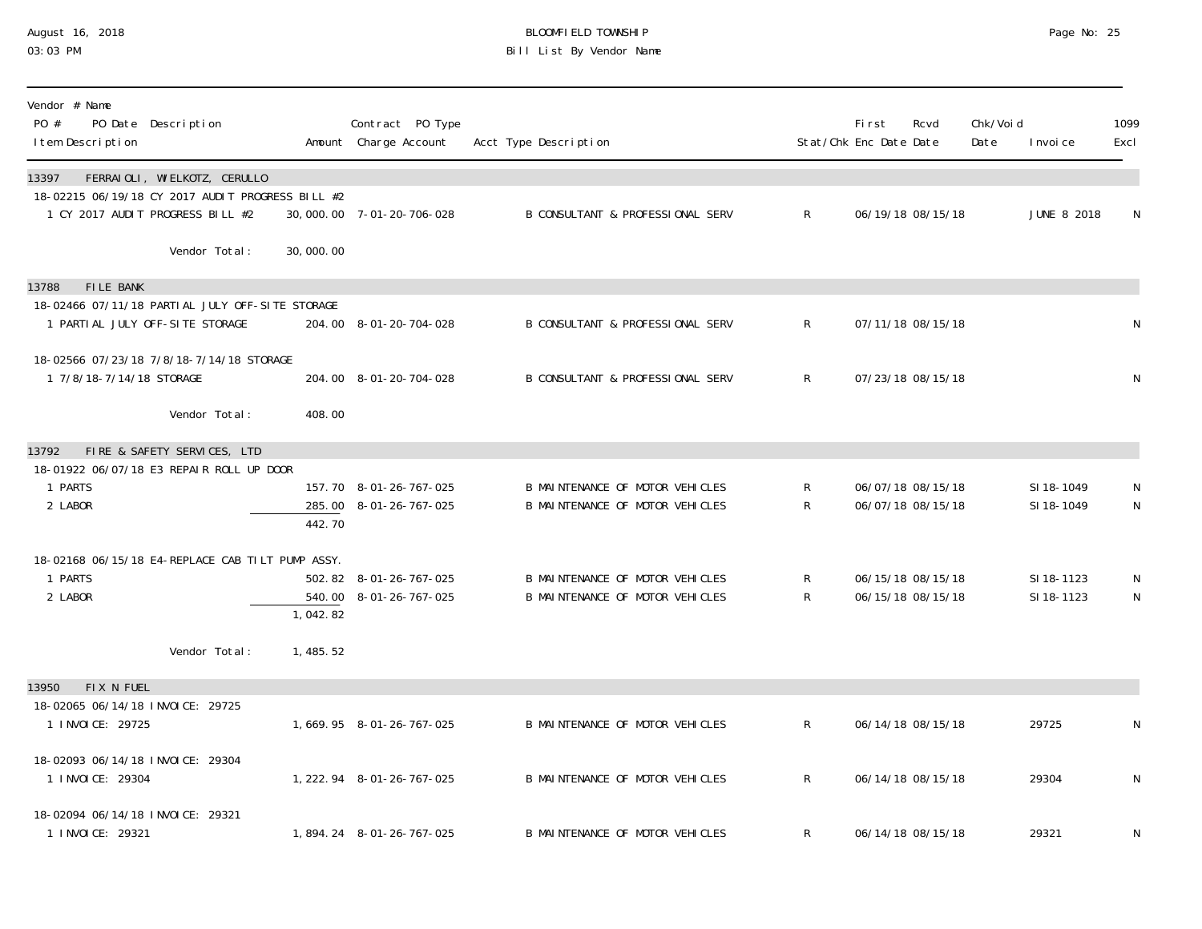# BLOOMFIELD TOWNSHIP
## Bill List By Vendor Name

August 16, 2018
03:03 PM

| Vendor # Name / PO # PO Date Description / Item Description | Amount | Contract PO Type / Charge Account | Acct Type Description | Stat/Chk | First Enc Date | Rcvd Date | Chk/Void Date | Invoice | 1099 Excl |
|---|---|---|---|---|---|---|---|---|---|
| **13397 FERRAIOLI, WIELKOTZ, CERULLO** | | | | | | | | | |
| 18-02215 06/19/18 CY 2017 AUDIT PROGRESS BILL #2 | | | | | | | | | |
| 1 CY 2017 AUDIT PROGRESS BILL #2 | 30,000.00 | 7-01-20-706-028 | B CONSULTANT & PROFESSIONAL SERV | R | 06/19/18 | 08/15/18 | | JUNE 8 2018 | N |
| Vendor Total: | 30,000.00 | | | | | | | | |
| **13788 FILE BANK** | | | | | | | | | |
| 18-02466 07/11/18 PARTIAL JULY OFF-SITE STORAGE | | | | | | | | | |
| 1 PARTIAL JULY OFF-SITE STORAGE | 204.00 | 8-01-20-704-028 | B CONSULTANT & PROFESSIONAL SERV | R | 07/11/18 | 08/15/18 | | | N |
| 18-02566 07/23/18 7/8/18-7/14/18 STORAGE | | | | | | | | | |
| 1 7/8/18-7/14/18 STORAGE | 204.00 | 8-01-20-704-028 | B CONSULTANT & PROFESSIONAL SERV | R | 07/23/18 | 08/15/18 | | | N |
| Vendor Total: | 408.00 | | | | | | | | |
| **13792 FIRE & SAFETY SERVICES, LTD** | | | | | | | | | |
| 18-01922 06/07/18 E3 REPAIR ROLL UP DOOR | | | | | | | | | |
| 1 PARTS | 157.70 | 8-01-26-767-025 | B MAINTENANCE OF MOTOR VEHICLES | R | 06/07/18 | 08/15/18 | | SI18-1049 | N |
| 2 LABOR | 285.00 | 8-01-26-767-025 | B MAINTENANCE OF MOTOR VEHICLES | R | 06/07/18 | 08/15/18 | | SI18-1049 | N |
| | 442.70 | | | | | | | | |
| 18-02168 06/15/18 E4-REPLACE CAB TILT PUMP ASSY. | | | | | | | | | |
| 1 PARTS | 502.82 | 8-01-26-767-025 | B MAINTENANCE OF MOTOR VEHICLES | R | 06/15/18 | 08/15/18 | | SI18-1123 | N |
| 2 LABOR | 540.00 | 8-01-26-767-025 | B MAINTENANCE OF MOTOR VEHICLES | R | 06/15/18 | 08/15/18 | | SI18-1123 | N |
| | 1,042.82 | | | | | | | | |
| Vendor Total: | 1,485.52 | | | | | | | | |
| **13950 FIX N FUEL** | | | | | | | | | |
| 18-02065 06/14/18 INVOICE: 29725 | | | | | | | | | |
| 1 INVOICE: 29725 | 1,669.95 | 8-01-26-767-025 | B MAINTENANCE OF MOTOR VEHICLES | R | 06/14/18 | 08/15/18 | | 29725 | N |
| 18-02093 06/14/18 INVOICE: 29304 | | | | | | | | | |
| 1 INVOICE: 29304 | 1,222.94 | 8-01-26-767-025 | B MAINTENANCE OF MOTOR VEHICLES | R | 06/14/18 | 08/15/18 | | 29304 | N |
| 18-02094 06/14/18 INVOICE: 29321 | | | | | | | | | |
| 1 INVOICE: 29321 | 1,894.24 | 8-01-26-767-025 | B MAINTENANCE OF MOTOR VEHICLES | R | 06/14/18 | 08/15/18 | | 29321 | N |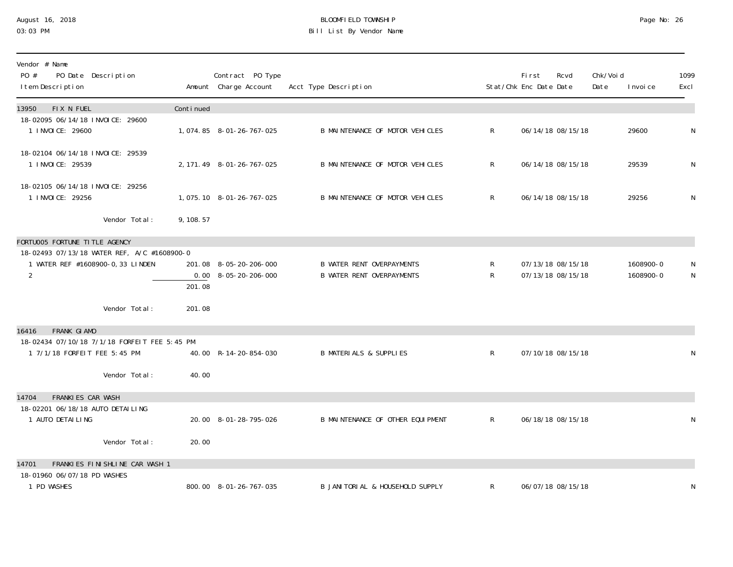BLOOMFIELD TOWNSHIP
Bill List By Vendor Name

August 16, 2018
03:03 PM

| Vendor # Name<br>PO # PO Date Description<br>Item Description | Amount | Contract PO Type<br>Charge Account | Acct Type Description | Stat/Chk | First Enc Date | Rcvd Date | Chk/Void Date | Invoice | 1099 Excl |
|---|---|---|---|---|---|---|---|---|---|
| **13950 FIX N FUEL** | Continued | | | | | | | | |
| 18-02095 06/14/18 INVOICE: 29600 | | | | | | | | | |
| 1 INVOICE: 29600 | 1,074.85 | 8-01-26-767-025 | B MAINTENANCE OF MOTOR VEHICLES | R | 06/14/18 | 08/15/18 | | 29600 | N |
| 18-02104 06/14/18 INVOICE: 29539 | | | | | | | | | |
| 1 INVOICE: 29539 | 2,171.49 | 8-01-26-767-025 | B MAINTENANCE OF MOTOR VEHICLES | R | 06/14/18 | 08/15/18 | | 29539 | N |
| 18-02105 06/14/18 INVOICE: 29256 | | | | | | | | | |
| 1 INVOICE: 29256 | 1,075.10 | 8-01-26-767-025 | B MAINTENANCE OF MOTOR VEHICLES | R | 06/14/18 | 08/15/18 | | 29256 | N |
| Vendor Total: | 9,108.57 | | | | | | | | |
| **FORTU005 FORTUNE TITLE AGENCY** | | | | | | | | | |
| 18-02493 07/13/18 WATER REF, A/C #1608900-0 | | | | | | | | | |
| 1 WATER REF #1608900-0, 33 LINDEN | 201.08 | 8-05-20-206-000 | B WATER RENT OVERPAYMENTS | R | 07/13/18 | 08/15/18 | | 1608900-0 | N |
| 2 | 0.00 | 8-05-20-206-000 | B WATER RENT OVERPAYMENTS | R | 07/13/18 | 08/15/18 | | 1608900-0 | N |
| | 201.08 | | | | | | | | |
| Vendor Total: | 201.08 | | | | | | | | |
| **16416 FRANK GIAMO** | | | | | | | | | |
| 18-02434 07/10/18 7/1/18 FORFEIT FEE 5:45 PM | | | | | | | | | |
| 1 7/1/18 FORFEIT FEE 5:45 PM | 40.00 | R-14-20-854-030 | B MATERIALS & SUPPLIES | R | 07/10/18 | 08/15/18 | | | N |
| Vendor Total: | 40.00 | | | | | | | | |
| **14704 FRANKIES CAR WASH** | | | | | | | | | |
| 18-02201 06/18/18 AUTO DETAILING | | | | | | | | | |
| 1 AUTO DETAILING | 20.00 | 8-01-28-795-026 | B MAINTENANCE OF OTHER EQUIPMENT | R | 06/18/18 | 08/15/18 | | | N |
| Vendor Total: | 20.00 | | | | | | | | |
| **14701 FRANKIES FINISHLINE CAR WASH 1** | | | | | | | | | |
| 18-01960 06/07/18 PD WASHES | | | | | | | | | |
| 1 PD WASHES | 800.00 | 8-01-26-767-035 | B JANITORIAL & HOUSEHOLD SUPPLY | R | 06/07/18 | 08/15/18 | | | N |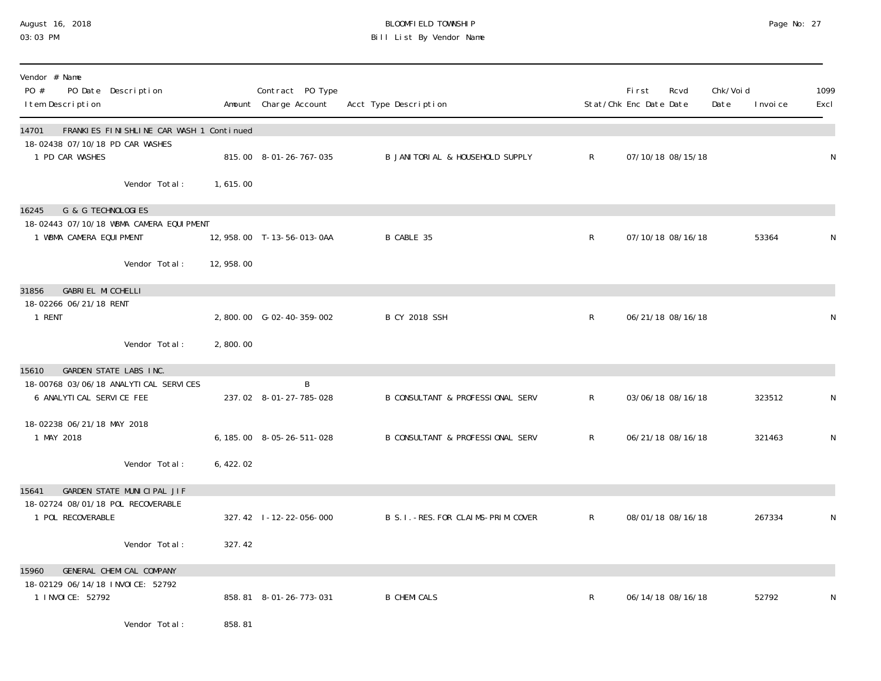# BLOOMFIELD TOWNSHIP
## Bill List By Vendor Name

August 16, 2018
03:03 PM

| Vendor # Name PO # PO Date Description Item Description | Amount | Contract PO Type Charge Account | Acct Type Description | Stat/Chk | First Enc Date | Rcvd Date | Chk/Void Date | Invoice | 1099 Excl |
|---|---|---|---|---|---|---|---|---|---|
| **14701 FRANKIES FINISHLINE CAR WASH 1 Continued** | | | | | | | | | |
| 18-02438 07/10/18 PD CAR WASHES | | | | | | | | | |
| 1 PD CAR WASHES | 815.00 | 8-01-26-767-035 | B JANITORIAL & HOUSEHOLD SUPPLY | R | 07/10/18 | 08/15/18 | | | N |
| Vendor Total: | 1,615.00 | | | | | | | | |
| **16245 G & G TECHNOLOGIES** | | | | | | | | | |
| 18-02443 07/10/18 WBMA CAMERA EQUIPMENT | | | | | | | | | |
| 1 WBMA CAMERA EQUIPMENT | 12,958.00 | T-13-56-013-0AA | B CABLE 35 | R | 07/10/18 | 08/16/18 | | 53364 | N |
| Vendor Total: | 12,958.00 | | | | | | | | |
| **31856 GABRIEL MICCHELLI** | | | | | | | | | |
| 18-02266 06/21/18 RENT | | | | | | | | | |
| 1 RENT | 2,800.00 | G-02-40-359-002 | B CY 2018 SSH | R | 06/21/18 | 08/16/18 | | | N |
| Vendor Total: | 2,800.00 | | | | | | | | |
| **15610 GARDEN STATE LABS INC.** | | | | | | | | | |
| 18-00768 03/06/18 ANALYTICAL SERVICES | | B | | | | | | | |
| 6 ANALYTICAL SERVICE FEE | 237.02 | 8-01-27-785-028 | B CONSULTANT & PROFESSIONAL SERV | R | 03/06/18 | 08/16/18 | | 323512 | N |
| 18-02238 06/21/18 MAY 2018 | | | | | | | | | |
| 1 MAY 2018 | 6,185.00 | 8-05-26-511-028 | B CONSULTANT & PROFESSIONAL SERV | R | 06/21/18 | 08/16/18 | | 321463 | N |
| Vendor Total: | 6,422.02 | | | | | | | | |
| **15641 GARDEN STATE MUNICIPAL JIF** | | | | | | | | | |
| 18-02724 08/01/18 POL RECOVERABLE | | | | | | | | | |
| 1 POL RECOVERABLE | 327.42 | I-12-22-056-000 | B S.I.-RES.FOR CLAIMS-PRIM.COVER | R | 08/01/18 | 08/16/18 | | 267334 | N |
| Vendor Total: | 327.42 | | | | | | | | |
| **15960 GENERAL CHEMICAL COMPANY** | | | | | | | | | |
| 18-02129 06/14/18 INVOICE: 52792 | | | | | | | | | |
| 1 INVOICE: 52792 | 858.81 | 8-01-26-773-031 | B CHEMICALS | R | 06/14/18 | 08/16/18 | | 52792 | N |
| Vendor Total: | 858.81 | | | | | | | | |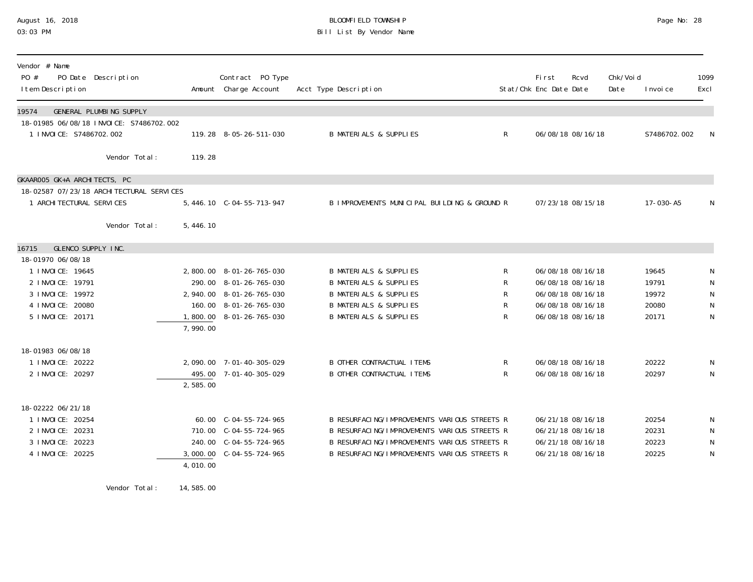| Vendor # Name<br>PO # PO Date Description<br>Item Description | Amount | Contract PO Type<br>Charge Account | Acct Type Description | Stat/Chk | First Enc Date | Rcvd Date | Chk/Void Date | Invoice | 1099 Excl |
|---|---|---|---|---|---|---|---|---|---|
| **19574 GENERAL PLUMBING SUPPLY** | | | | | | | | | |
| 18-01985 06/08/18 INVOICE: S7486702.002 | | | | | | | | | |
| 1 INVOICE: S7486702.002 | 119.28 | 8-05-26-511-030 | B MATERIALS & SUPPLIES | R | 06/08/18 | 08/16/18 | | S7486702.002 | N |
| Vendor Total: | 119.28 | | | | | | | | |
| **GKAAR005 GK+A ARCHITECTS, PC** | | | | | | | | | |
| 18-02587 07/23/18 ARCHITECTURAL SERVICES | | | | | | | | | |
| 1 ARCHITECTURAL SERVICES | 5,446.10 | C-04-55-713-947 | B IMPROVEMENTS MUNICIPAL BUILDING & GROUND | R | 07/23/18 | 08/15/18 | | 17-030-A5 | N |
| Vendor Total: | 5,446.10 | | | | | | | | |
| **16715 GLENCO SUPPLY INC.** | | | | | | | | | |
| 18-01970 06/08/18 | | | | | | | | | |
| 1 INVOICE: 19645 | 2,800.00 | 8-01-26-765-030 | B MATERIALS & SUPPLIES | R | 06/08/18 | 08/16/18 | | 19645 | N |
| 2 INVOICE: 19791 | 290.00 | 8-01-26-765-030 | B MATERIALS & SUPPLIES | R | 06/08/18 | 08/16/18 | | 19791 | N |
| 3 INVOICE: 19972 | 2,940.00 | 8-01-26-765-030 | B MATERIALS & SUPPLIES | R | 06/08/18 | 08/16/18 | | 19972 | N |
| 4 INVOICE: 20080 | 160.00 | 8-01-26-765-030 | B MATERIALS & SUPPLIES | R | 06/08/18 | 08/16/18 | | 20080 | N |
| 5 INVOICE: 20171 | 1,800.00 | 8-01-26-765-030 | B MATERIALS & SUPPLIES | R | 06/08/18 | 08/16/18 | | 20171 | N |
| | 7,990.00 | | | | | | | | |
| 18-01983 06/08/18 | | | | | | | | | |
| 1 INVOICE: 20222 | 2,090.00 | 7-01-40-305-029 | B OTHER CONTRACTUAL ITEMS | R | 06/08/18 | 08/16/18 | | 20222 | N |
| 2 INVOICE: 20297 | 495.00 | 7-01-40-305-029 | B OTHER CONTRACTUAL ITEMS | R | 06/08/18 | 08/16/18 | | 20297 | N |
| | 2,585.00 | | | | | | | | |
| 18-02222 06/21/18 | | | | | | | | | |
| 1 INVOICE: 20254 | 60.00 | C-04-55-724-965 | B RESURFACING/IMPROVEMENTS VARIOUS STREETS | R | 06/21/18 | 08/16/18 | | 20254 | N |
| 2 INVOICE: 20231 | 710.00 | C-04-55-724-965 | B RESURFACING/IMPROVEMENTS VARIOUS STREETS | R | 06/21/18 | 08/16/18 | | 20231 | N |
| 3 INVOICE: 20223 | 240.00 | C-04-55-724-965 | B RESURFACING/IMPROVEMENTS VARIOUS STREETS | R | 06/21/18 | 08/16/18 | | 20223 | N |
| 4 INVOICE: 20225 | 3,000.00 | C-04-55-724-965 | B RESURFACING/IMPROVEMENTS VARIOUS STREETS | R | 06/21/18 | 08/16/18 | | 20225 | N |
| | 4,010.00 | | | | | | | | |
| Vendor Total: | 14,585.00 | | | | | | | | |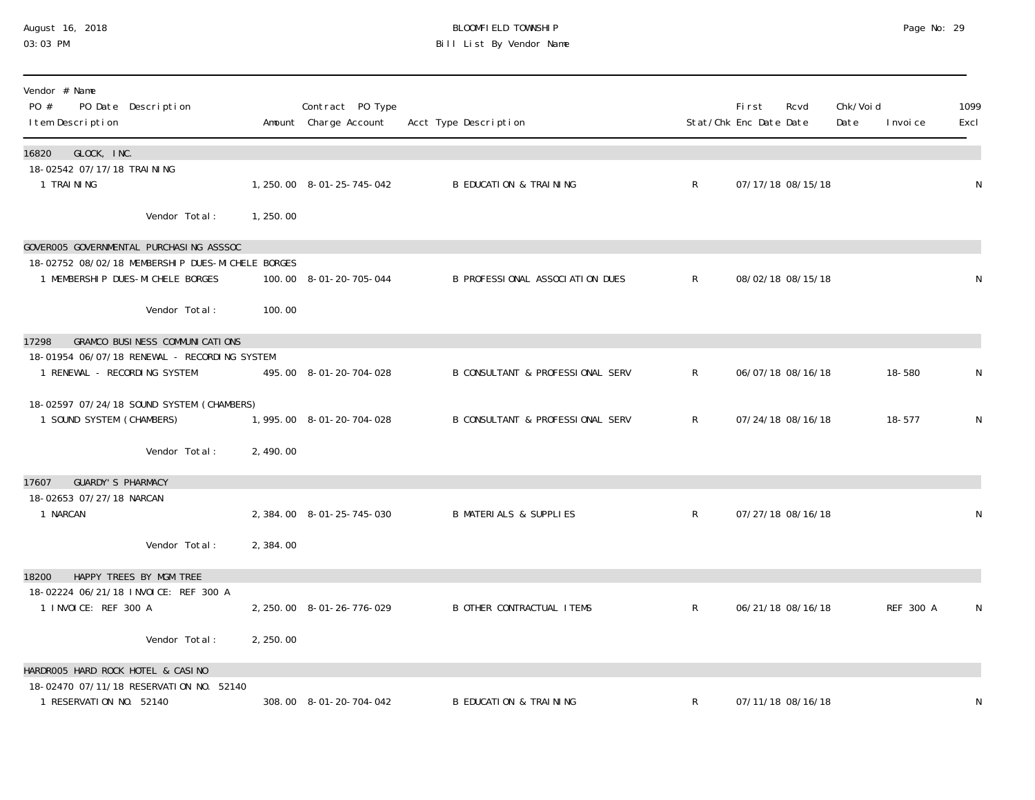BLOOMFIELD TOWNSHIP

Bill List By Vendor Name

August 16, 2018
03:03 PM

| Vendor # Name<br>PO # PO Date Description<br>Item Description | Amount | Contract PO Type<br>Charge Account | Acct Type Description | Stat/Chk | First Enc Date | Rcvd Date | Chk/Void Date | Invoice | 1099 Excl |
|---|---|---|---|---|---|---|---|---|---|
| **16820 GLOCK, INC.** | | | | | | | | | |
| 18-02542 07/17/18 TRAINING | | | | | | | | | |
| 1 TRAINING | 1,250.00 | 8-01-25-745-042 | B EDUCATION & TRAINING | R | 07/17/18 | 08/15/18 | | | N |
| Vendor Total: | 1,250.00 | | | | | | | | |
| **GOVER005 GOVERNMENTAL PURCHASING ASSSOC** | | | | | | | | | |
| 18-02752 08/02/18 MEMBERSHIP DUES-MICHELE BORGES | | | | | | | | | |
| 1 MEMBERSHIP DUES-MICHELE BORGES | 100.00 | 8-01-20-705-044 | B PROFESSIONAL ASSOCIATION DUES | R | 08/02/18 | 08/15/18 | | | N |
| Vendor Total: | 100.00 | | | | | | | | |
| **17298 GRAMCO BUSINESS COMMUNICATIONS** | | | | | | | | | |
| 18-01954 06/07/18 RENEWAL - RECORDING SYSTEM | | | | | | | | | |
| 1 RENEWAL - RECORDING SYSTEM | 495.00 | 8-01-20-704-028 | B CONSULTANT & PROFESSIONAL SERV | R | 06/07/18 | 08/16/18 | | 18-580 | N |
| 18-02597 07/24/18 SOUND SYSTEM (CHAMBERS) | | | | | | | | | |
| 1 SOUND SYSTEM (CHAMBERS) | 1,995.00 | 8-01-20-704-028 | B CONSULTANT & PROFESSIONAL SERV | R | 07/24/18 | 08/16/18 | | 18-577 | N |
| Vendor Total: | 2,490.00 | | | | | | | | |
| **17607 GUARDY'S PHARMACY** | | | | | | | | | |
| 18-02653 07/27/18 NARCAN | | | | | | | | | |
| 1 NARCAN | 2,384.00 | 8-01-25-745-030 | B MATERIALS & SUPPLIES | R | 07/27/18 | 08/16/18 | | | N |
| Vendor Total: | 2,384.00 | | | | | | | | |
| **18200 HAPPY TREES BY MGM TREE** | | | | | | | | | |
| 18-02224 06/21/18 INVOICE: REF 300 A | | | | | | | | | |
| 1 INVOICE: REF 300 A | 2,250.00 | 8-01-26-776-029 | B OTHER CONTRACTUAL ITEMS | R | 06/21/18 | 08/16/18 | | REF 300 A | N |
| Vendor Total: | 2,250.00 | | | | | | | | |
| **HARDR005 HARD ROCK HOTEL & CASINO** | | | | | | | | | |
| 18-02470 07/11/18 RESERVATION NO. 52140 | | | | | | | | | |
| 1 RESERVATION NO. 52140 | 308.00 | 8-01-20-704-042 | B EDUCATION & TRAINING | R | 07/11/18 | 08/16/18 | | | N |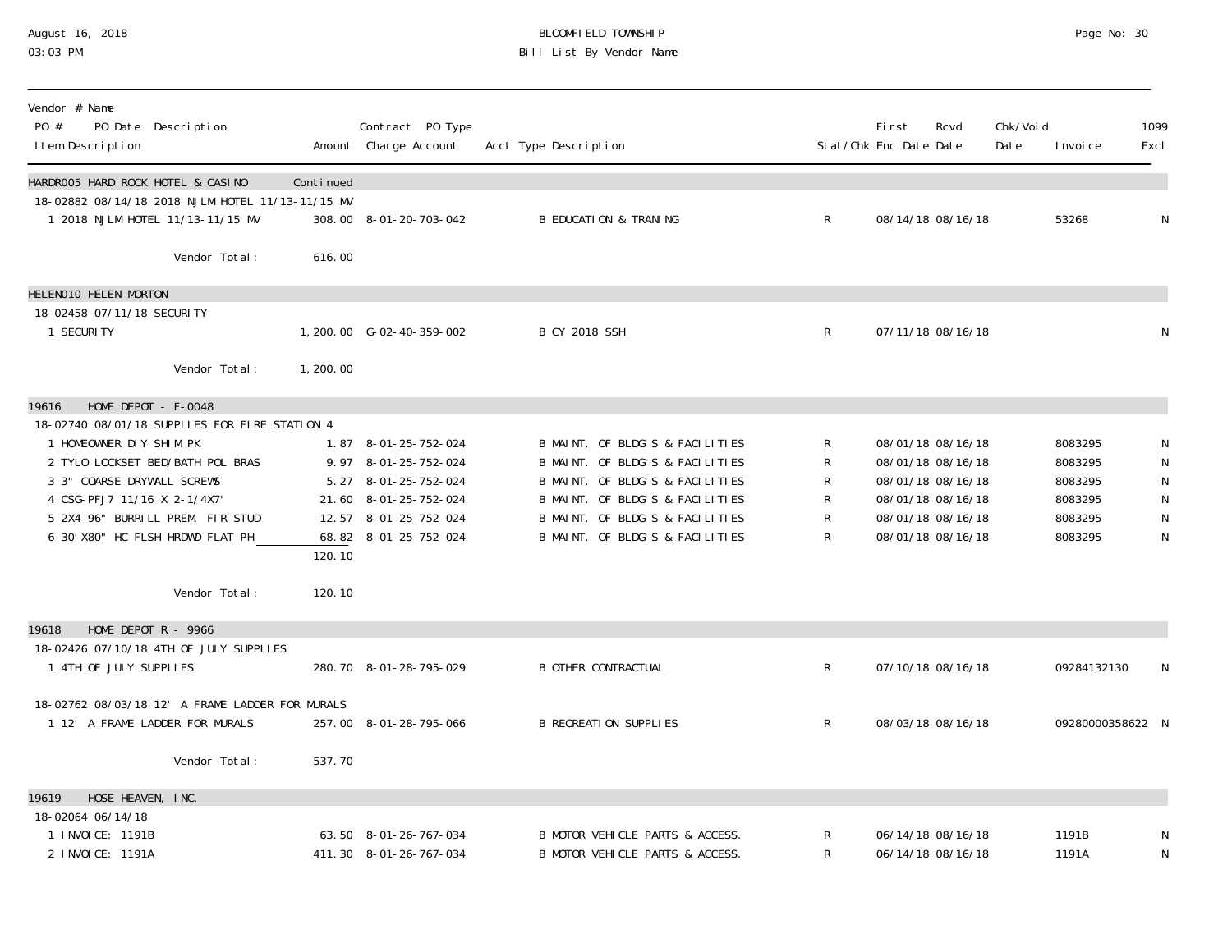BLOOMFIELD TOWNSHIP
Bill List By Vendor Name

August 16, 2018
03:03 PM

| Vendor # Name<br>PO # PO Date Description<br>Item Description | Amount | Contract PO Type<br>Charge Account | Acct Type Description | Stat/Chk | First<br>Enc Date | Rcvd<br>Date | Chk/Void<br>Date | Invoice | 1099<br>Excl |
|---|---|---|---|---|---|---|---|---|---|
| **HARDR005 HARD ROCK HOTEL & CASINO** | Continued | | | | | | | | |
| 18-02882 08/14/18 2018 NJLM HOTEL 11/13-11/15 MV | | | | | | | | | |
| 1 2018 NJLM HOTEL 11/13-11/15 MV | 308.00 | 8-01-20-703-042 | B EDUCATION & TRANING | R | 08/14/18 | 08/16/18 | | 53268 | N |
| Vendor Total: | 616.00 | | | | | | | | |
| **HELEN010 HELEN MORTON** | | | | | | | | | |
| 18-02458 07/11/18 SECURITY | | | | | | | | | |
| 1 SECURITY | 1,200.00 | G-02-40-359-002 | B CY 2018 SSH | R | 07/11/18 | 08/16/18 | | | N |
| Vendor Total: | 1,200.00 | | | | | | | | |
| **19616 HOME DEPOT - F-0048** | | | | | | | | | |
| 18-02740 08/01/18 SUPPLIES FOR FIRE STATION 4 | | | | | | | | | |
| 1 HOMEOWNER DIY SHIM PK | 1.87 | 8-01-25-752-024 | B MAINT. OF BLDG'S & FACILITIES | R | 08/01/18 | 08/16/18 | | 8083295 | N |
| 2 TYLO LOCKSET BED/BATH POL BRAS | 9.97 | 8-01-25-752-024 | B MAINT. OF BLDG'S & FACILITIES | R | 08/01/18 | 08/16/18 | | 8083295 | N |
| 3 3" COARSE DRYWALL SCREWS | 5.27 | 8-01-25-752-024 | B MAINT. OF BLDG'S & FACILITIES | R | 08/01/18 | 08/16/18 | | 8083295 | N |
| 4 CSG-PFJ7 11/16 X 2-1/4X7' | 21.60 | 8-01-25-752-024 | B MAINT. OF BLDG'S & FACILITIES | R | 08/01/18 | 08/16/18 | | 8083295 | N |
| 5 2X4-96" BURRILL PREM. FIR STUD | 12.57 | 8-01-25-752-024 | B MAINT. OF BLDG'S & FACILITIES | R | 08/01/18 | 08/16/18 | | 8083295 | N |
| 6 30'X80" HC FLSH HRDWD FLAT PH | 68.82 | 8-01-25-752-024 | B MAINT. OF BLDG'S & FACILITIES | R | 08/01/18 | 08/16/18 | | 8083295 | N |
| | 120.10 | | | | | | | | |
| Vendor Total: | 120.10 | | | | | | | | |
| **19618 HOME DEPOT R - 9966** | | | | | | | | | |
| 18-02426 07/10/18 4TH OF JULY SUPPLIES | | | | | | | | | |
| 1 4TH OF JULY SUPPLIES | 280.70 | 8-01-28-795-029 | B OTHER CONTRACTUAL | R | 07/10/18 | 08/16/18 | | 09284132130 | N |
| 18-02762 08/03/18 12' A FRAME LADDER FOR MURALS | | | | | | | | | |
| 1 12' A FRAME LADDER FOR MURALS | 257.00 | 8-01-28-795-066 | B RECREATION SUPPLIES | R | 08/03/18 | 08/16/18 | | 09280000358622 | N |
| Vendor Total: | 537.70 | | | | | | | | |
| **19619 HOSE HEAVEN, INC.** | | | | | | | | | |
| 18-02064 06/14/18 | | | | | | | | | |
| 1 INVOICE: 1191B | 63.50 | 8-01-26-767-034 | B MOTOR VEHICLE PARTS & ACCESS. | R | 06/14/18 | 08/16/18 | | 1191B | N |
| 2 INVOICE: 1191A | 411.30 | 8-01-26-767-034 | B MOTOR VEHICLE PARTS & ACCESS. | R | 06/14/18 | 08/16/18 | | 1191A | N |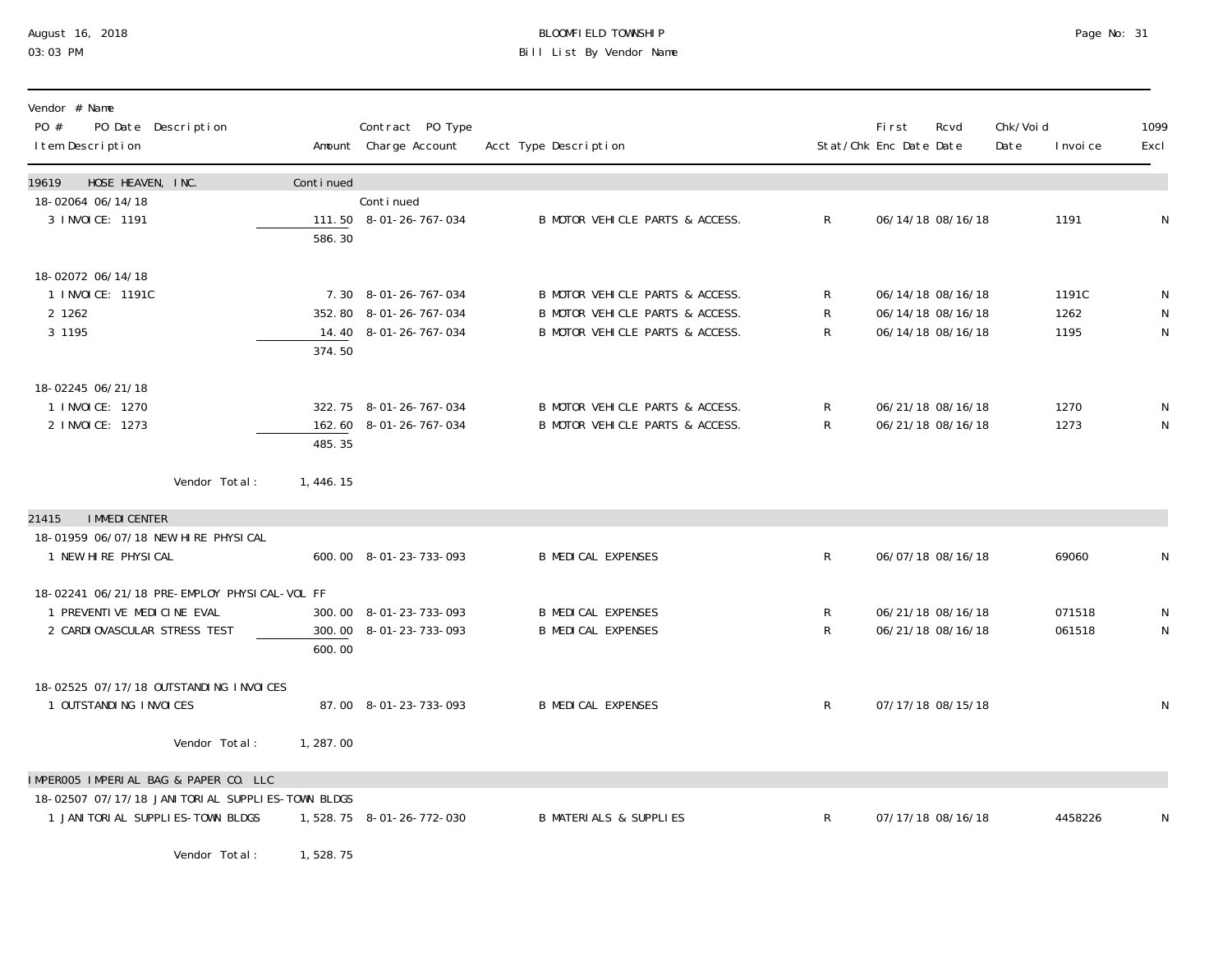| Vendor # Name<br>PO # PO Date Description<br>Item Description | Amount | Contract PO Type<br>Charge Account | Acct Type Description | Stat/Chk | First Enc Date | Rcvd Date | Chk/Void Date | Invoice | 1099 Excl |
|---|---|---|---|---|---|---|---|---|---|
| **19619 HOSE HEAVEN, INC.** | Continued | | | | | | | | |
| 18-02064 06/14/18 | | Continued | | | | | | | |
| 3 INVOICE: 1191 | 111.50 | 8-01-26-767-034 | B MOTOR VEHICLE PARTS & ACCESS. | R | 06/14/18 | 08/16/18 | | 1191 | N |
| | 586.30 | | | | | | | | |
| 18-02072 06/14/18 | | | | | | | | | |
| 1 INVOICE: 1191C | 7.30 | 8-01-26-767-034 | B MOTOR VEHICLE PARTS & ACCESS. | R | 06/14/18 | 08/16/18 | | 1191C | N |
| 2 1262 | 352.80 | 8-01-26-767-034 | B MOTOR VEHICLE PARTS & ACCESS. | R | 06/14/18 | 08/16/18 | | 1262 | N |
| 3 1195 | 14.40 | 8-01-26-767-034 | B MOTOR VEHICLE PARTS & ACCESS. | R | 06/14/18 | 08/16/18 | | 1195 | N |
| | 374.50 | | | | | | | | |
| 18-02245 06/21/18 | | | | | | | | | |
| 1 INVOICE: 1270 | 322.75 | 8-01-26-767-034 | B MOTOR VEHICLE PARTS & ACCESS. | R | 06/21/18 | 08/16/18 | | 1270 | N |
| 2 INVOICE: 1273 | 162.60 | 8-01-26-767-034 | B MOTOR VEHICLE PARTS & ACCESS. | R | 06/21/18 | 08/16/18 | | 1273 | N |
| | 485.35 | | | | | | | | |
| Vendor Total: | 1,446.15 | | | | | | | | |
| **21415 IMMEDICENTER** | | | | | | | | | |
| 18-01959 06/07/18 NEW HIRE PHYSICAL | | | | | | | | | |
| 1 NEW HIRE PHYSICAL | 600.00 | 8-01-23-733-093 | B MEDICAL EXPENSES | R | 06/07/18 | 08/16/18 | | 69060 | N |
| 18-02241 06/21/18 PRE-EMPLOY PHYSICAL-VOL FF | | | | | | | | | |
| 1 PREVENTIVE MEDICINE EVAL | 300.00 | 8-01-23-733-093 | B MEDICAL EXPENSES | R | 06/21/18 | 08/16/18 | | 071518 | N |
| 2 CARDIOVASCULAR STRESS TEST | 300.00 | 8-01-23-733-093 | B MEDICAL EXPENSES | R | 06/21/18 | 08/16/18 | | 061518 | N |
| | 600.00 | | | | | | | | |
| 18-02525 07/17/18 OUTSTANDING INVOICES | | | | | | | | | |
| 1 OUTSTANDING INVOICES | 87.00 | 8-01-23-733-093 | B MEDICAL EXPENSES | R | 07/17/18 | 08/15/18 | | | N |
| Vendor Total: | 1,287.00 | | | | | | | | |
| **IMPER005 IMPERIAL BAG & PAPER CO. LLC** | | | | | | | | | |
| 18-02507 07/17/18 JANITORIAL SUPPLIES-TOWN BLDGS | | | | | | | | | |
| 1 JANITORIAL SUPPLIES-TOWN BLDGS | 1,528.75 | 8-01-26-772-030 | B MATERIALS & SUPPLIES | R | 07/17/18 | 08/16/18 | | 4458226 | N |
| Vendor Total: | 1,528.75 | | | | | | | | |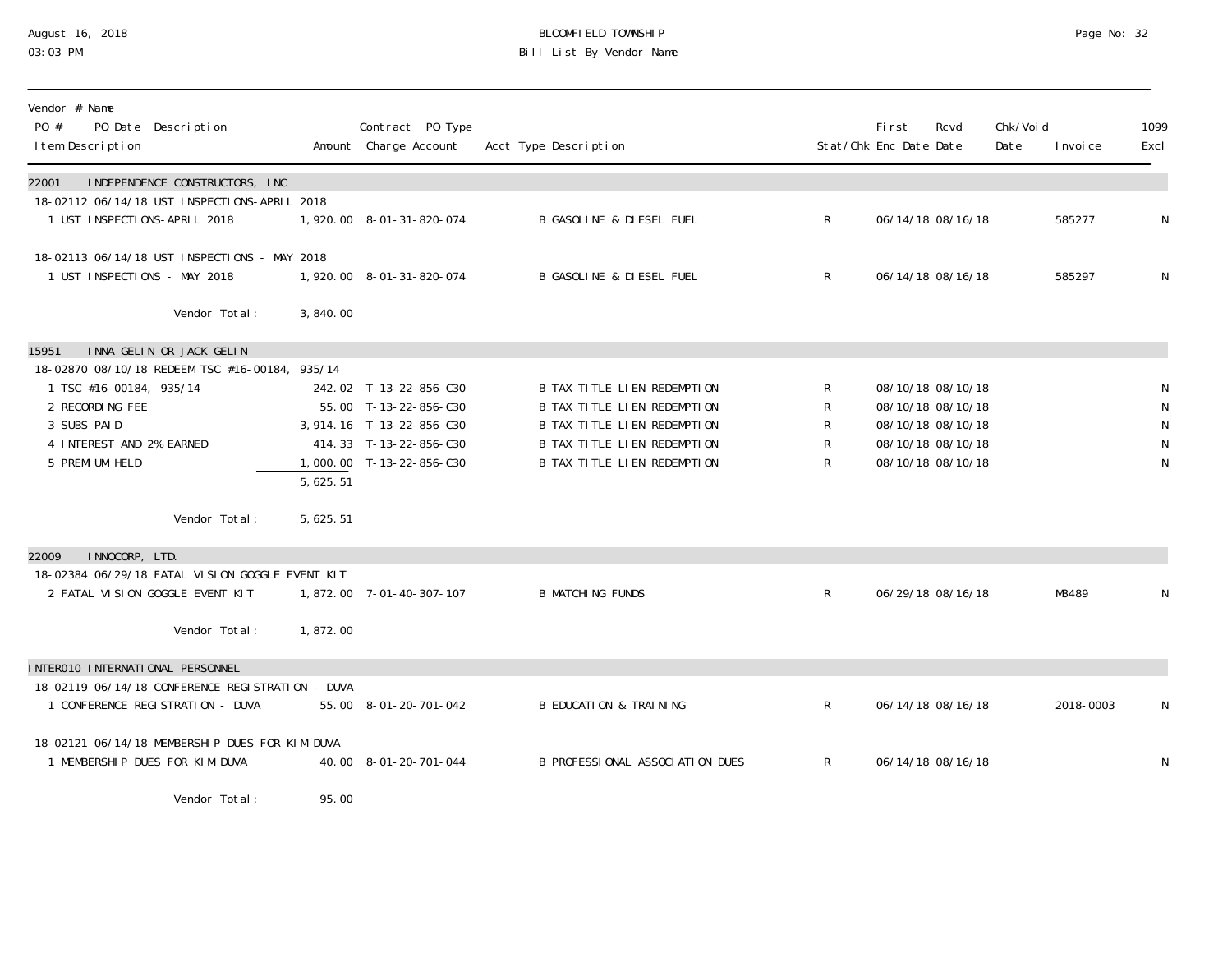August 16, 2018
03:03 PM

BLOOMFIELD TOWNSHIP
Bill List By Vendor Name

| Vendor # Name / PO # PO Date Description / Item Description | Amount | Contract PO Type Charge Account | Acct Type Description | Stat/Chk | First Enc Date | Rcvd Date | Chk/Void Date | Invoice | 1099 Excl |
|---|---|---|---|---|---|---|---|---|---|
| **22001 INDEPENDENCE CONSTRUCTORS, INC** | | | | | | | | | |
| 18-02112 06/14/18 UST INSPECTIONS-APRIL 2018 | | | | | | | | | |
| 1 UST INSPECTIONS-APRIL 2018 | 1,920.00 | 8-01-31-820-074 | B GASOLINE & DIESEL FUEL | R | 06/14/18 | 08/16/18 | | 585277 | N |
| 18-02113 06/14/18 UST INSPECTIONS - MAY 2018 | | | | | | | | | |
| 1 UST INSPECTIONS - MAY 2018 | 1,920.00 | 8-01-31-820-074 | B GASOLINE & DIESEL FUEL | R | 06/14/18 | 08/16/18 | | 585297 | N |
| Vendor Total: | 3,840.00 | | | | | | | | |
| **15951 INNA GELIN OR JACK GELIN** | | | | | | | | | |
| 18-02870 08/10/18 REDEEM TSC #16-00184, 935/14 | | | | | | | | | |
| 1 TSC #16-00184, 935/14 | 242.02 | T-13-22-856-C30 | B TAX TITLE LIEN REDEMPTION | R | 08/10/18 | 08/10/18 | | | N |
| 2 RECORDING FEE | 55.00 | T-13-22-856-C30 | B TAX TITLE LIEN REDEMPTION | R | 08/10/18 | 08/10/18 | | | N |
| 3 SUBS PAID | 3,914.16 | T-13-22-856-C30 | B TAX TITLE LIEN REDEMPTION | R | 08/10/18 | 08/10/18 | | | N |
| 4 INTEREST AND 2% EARNED | 414.33 | T-13-22-856-C30 | B TAX TITLE LIEN REDEMPTION | R | 08/10/18 | 08/10/18 | | | N |
| 5 PREMIUM HELD | 1,000.00 | T-13-22-856-C30 | B TAX TITLE LIEN REDEMPTION | R | 08/10/18 | 08/10/18 | | | N |
| | 5,625.51 | | | | | | | | |
| Vendor Total: | 5,625.51 | | | | | | | | |
| **22009 INNOCORP, LTD.** | | | | | | | | | |
| 18-02384 06/29/18 FATAL VISION GOGGLE EVENT KIT | | | | | | | | | |
| 2 FATAL VISION GOGGLE EVENT KIT | 1,872.00 | 7-01-40-307-107 | B MATCHING FUNDS | R | 06/29/18 | 08/16/18 | | M3489 | N |
| Vendor Total: | 1,872.00 | | | | | | | | |
| **INTER010 INTERNATIONAL PERSONNEL** | | | | | | | | | |
| 18-02119 06/14/18 CONFERENCE REGISTRATION - DUVA | | | | | | | | | |
| 1 CONFERENCE REGISTRATION - DUVA | 55.00 | 8-01-20-701-042 | B EDUCATION & TRAINING | R | 06/14/18 | 08/16/18 | | 2018-0003 | N |
| 18-02121 06/14/18 MEMBERSHIP DUES FOR KIM DUVA | | | | | | | | | |
| 1 MEMBERSHIP DUES FOR KIM DUVA | 40.00 | 8-01-20-701-044 | B PROFESSIONAL ASSOCIATION DUES | R | 06/14/18 | 08/16/18 | | | N |
| Vendor Total: | 95.00 | | | | | | | | |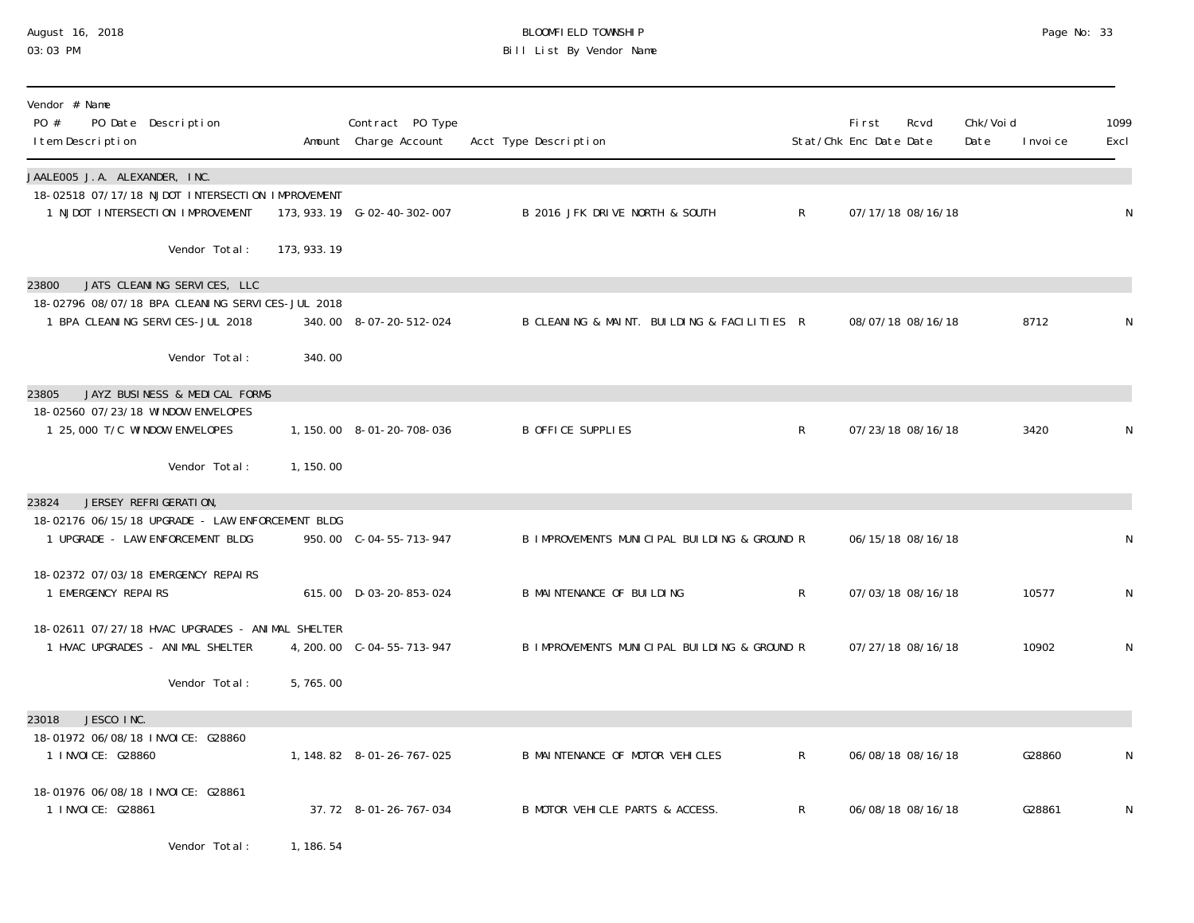BLOOMFIELD TOWNSHIP
Bill List By Vendor Name

August 16, 2018
03:03 PM

| Vendor # Name<br>PO # PO Date Description<br>Item Description | Amount | Contract PO Type<br>Charge Account | Acct Type Description | Stat/Chk | First Enc Date | Rcvd Date | Chk/Void Date | Invoice | 1099 Excl |
|---|---|---|---|---|---|---|---|---|---|
| **JAALE005 J.A. ALEXANDER, INC.** | | | | | | | | | |
| 18-02518 07/17/18 NJDOT INTERSECTION IMPROVEMENT | | | | | | | | | |
| 1 NJDOT INTERSECTION IMPROVEMENT | 173,933.19 | G-02-40-302-007 | B 2016 JFK DRIVE NORTH & SOUTH | R | 07/17/18 | 08/16/18 | | | N |
| Vendor Total: | 173,933.19 | | | | | | | | |
| **23800 JATS CLEANING SERVICES, LLC** | | | | | | | | | |
| 18-02796 08/07/18 BPA CLEANING SERVICES-JUL 2018 | | | | | | | | | |
| 1 BPA CLEANING SERVICES-JUL 2018 | 340.00 | 8-07-20-512-024 | B CLEANING & MAINT. BUILDING & FACILITIES | R | 08/07/18 | 08/16/18 | | 8712 | N |
| Vendor Total: | 340.00 | | | | | | | | |
| **23805 JAYZ BUSINESS & MEDICAL FORMS** | | | | | | | | | |
| 18-02560 07/23/18 WINDOW ENVELOPES | | | | | | | | | |
| 1 25,000 T/C WINDOW ENVELOPES | 1,150.00 | 8-01-20-708-036 | B OFFICE SUPPLIES | R | 07/23/18 | 08/16/18 | | 3420 | N |
| Vendor Total: | 1,150.00 | | | | | | | | |
| **23824 JERSEY REFRIGERATION,** | | | | | | | | | |
| 18-02176 06/15/18 UPGRADE - LAW ENFORCEMENT BLDG | | | | | | | | | |
| 1 UPGRADE - LAW ENFORCEMENT BLDG | 950.00 | C-04-55-713-947 | B IMPROVEMENTS MUNICIPAL BUILDING & GROUND | R | 06/15/18 | 08/16/18 | | | N |
| 18-02372 07/03/18 EMERGENCY REPAIRS | | | | | | | | | |
| 1 EMERGENCY REPAIRS | 615.00 | D-03-20-853-024 | B MAINTENANCE OF BUILDING | R | 07/03/18 | 08/16/18 | | 10577 | N |
| 18-02611 07/27/18 HVAC UPGRADES - ANIMAL SHELTER | | | | | | | | | |
| 1 HVAC UPGRADES - ANIMAL SHELTER | 4,200.00 | C-04-55-713-947 | B IMPROVEMENTS MUNICIPAL BUILDING & GROUND | R | 07/27/18 | 08/16/18 | | 10902 | N |
| Vendor Total: | 5,765.00 | | | | | | | | |
| **23018 JESCO INC.** | | | | | | | | | |
| 18-01972 06/08/18 INVOICE: G28860 | | | | | | | | | |
| 1 INVOICE: G28860 | 1,148.82 | 8-01-26-767-025 | B MAINTENANCE OF MOTOR VEHICLES | R | 06/08/18 | 08/16/18 | | G28860 | N |
| 18-01976 06/08/18 INVOICE: G28861 | | | | | | | | | |
| 1 INVOICE: G28861 | 37.72 | 8-01-26-767-034 | B MOTOR VEHICLE PARTS & ACCESS. | R | 06/08/18 | 08/16/18 | | G28861 | N |
| Vendor Total: | 1,186.54 | | | | | | | | |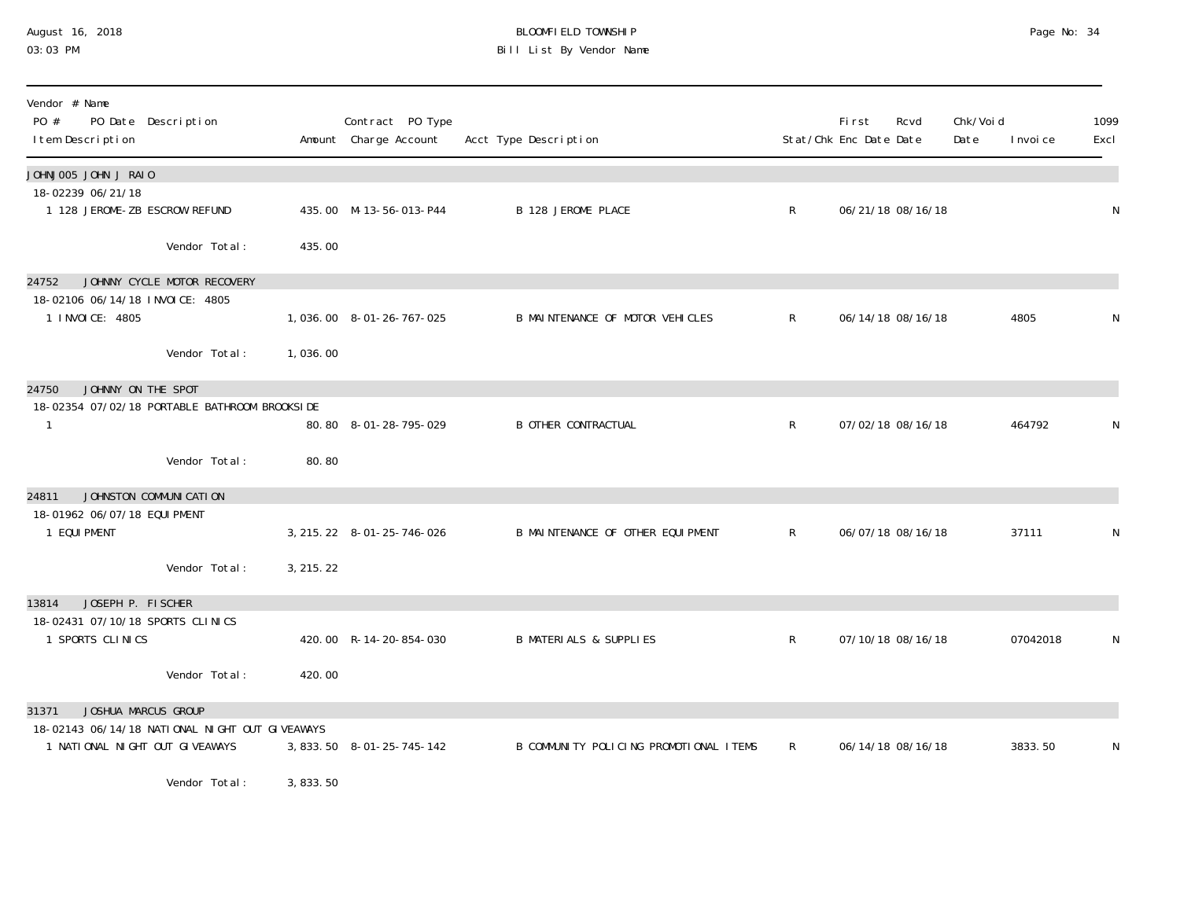| Vendor # Name<br>PO # PO Date Description<br>Item Description | Amount | Contract PO Type<br>Charge Account | Acct Type Description | Stat/Chk | First<br>Enc Date | Rcvd<br>Date | Chk/Void<br>Date | Invoice | 1099<br>Excl |
|---|---|---|---|---|---|---|---|---|---|
| **JOHNJ005 JOHN J RAIO** | | | | | | | | | |
| 18-02239 06/21/18 | | | | | | | | | |
| 1 128 JEROME-ZB ESCROW REFUND | 435.00 | M-13-56-013-P44 | B 128 JEROME PLACE | R | 06/21/18 | 08/16/18 | | | N |
| Vendor Total: | 435.00 | | | | | | | | |
| **24752 JOHNNY CYCLE MOTOR RECOVERY** | | | | | | | | | |
| 18-02106 06/14/18 INVOICE: 4805 | | | | | | | | | |
| 1 INVOICE: 4805 | 1,036.00 | 8-01-26-767-025 | B MAINTENANCE OF MOTOR VEHICLES | R | 06/14/18 | 08/16/18 | | 4805 | N |
| Vendor Total: | 1,036.00 | | | | | | | | |
| **24750 JOHNNY ON THE SPOT** | | | | | | | | | |
| 18-02354 07/02/18 PORTABLE BATHROOM BROOKSIDE | | | | | | | | | |
| 1 | 80.80 | 8-01-28-795-029 | B OTHER CONTRACTUAL | R | 07/02/18 | 08/16/18 | | 464792 | N |
| Vendor Total: | 80.80 | | | | | | | | |
| **24811 JOHNSTON COMMUNICATION** | | | | | | | | | |
| 18-01962 06/07/18 EQUIPMENT | | | | | | | | | |
| 1 EQUIPMENT | 3,215.22 | 8-01-25-746-026 | B MAINTENANCE OF OTHER EQUIPMENT | R | 06/07/18 | 08/16/18 | | 37111 | N |
| Vendor Total: | 3,215.22 | | | | | | | | |
| **13814 JOSEPH P. FISCHER** | | | | | | | | | |
| 18-02431 07/10/18 SPORTS CLINICS | | | | | | | | | |
| 1 SPORTS CLINICS | 420.00 | R-14-20-854-030 | B MATERIALS & SUPPLIES | R | 07/10/18 | 08/16/18 | | 07042018 | N |
| Vendor Total: | 420.00 | | | | | | | | |
| **31371 JOSHUA MARCUS GROUP** | | | | | | | | | |
| 18-02143 06/14/18 NATIONAL NIGHT OUT GIVEAWAYS | | | | | | | | | |
| 1 NATIONAL NIGHT OUT GIVEAWAYS | 3,833.50 | 8-01-25-745-142 | B COMMUNITY POLICING PROMOTIONAL ITEMS | R | 06/14/18 | 08/16/18 | | 3833.50 | N |
| Vendor Total: | 3,833.50 | | | | | | | | |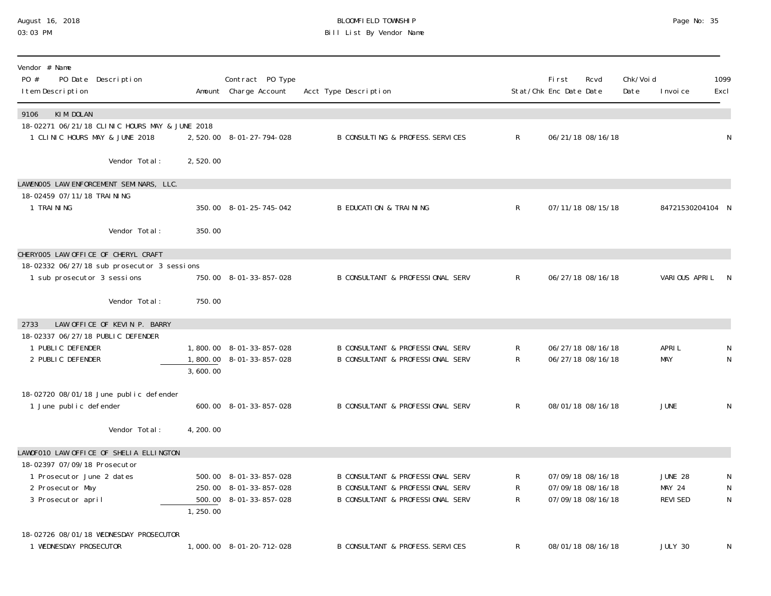**Vendor # Name**

| PO # | PO Date | Description | Amount | Contract PO Type Charge Account | Acct Type Description | Stat/Chk | First Enc Date | Rcvd Date | Chk/Void Date | Invoice | 1099 Excl |
|---|---|---|---|---|---|---|---|---|---|---|---|
| **9106** | | **KIM DOLAN** | | | | | | | | | |
| 18-02271 | 06/21/18 | CLINIC HOURS MAY & JUNE 2018 | | | | | | | | | |
| 1 | | CLINIC HOURS MAY & JUNE 2018 | 2,520.00 | 8-01-27-794-028 | B CONSULTING & PROFESS.SERVICES | R | 06/21/18 | 08/16/18 | | | N |
| | | Vendor Total: | 2,520.00 | | | | | | | | |
| **LAWEN005** | | **LAW ENFORCEMENT SEMINARS, LLC.** | | | | | | | | | |
| 18-02459 | 07/11/18 | TRAINING | | | | | | | | | |
| 1 | | TRAINING | 350.00 | 8-01-25-745-042 | B EDUCATION & TRAINING | R | 07/11/18 | 08/15/18 | | 84721530204104 | N |
| | | Vendor Total: | 350.00 | | | | | | | | |
| **CHERY005** | | **LAW OFFICE OF CHERYL CRAFT** | | | | | | | | | |
| 18-02332 | 06/27/18 | sub prosecutor 3 sessions | | | | | | | | | |
| 1 | | sub prosecutor 3 sessions | 750.00 | 8-01-33-857-028 | B CONSULTANT & PROFESSIONAL SERV | R | 06/27/18 | 08/16/18 | | VARIOUS APRIL | N |
| | | Vendor Total: | 750.00 | | | | | | | | |
| **2733** | | **LAW OFFICE OF KEVIN P. BARRY** | | | | | | | | | |
| 18-02337 | 06/27/18 | PUBLIC DEFENDER | | | | | | | | | |
| 1 | | PUBLIC DEFENDER | 1,800.00 | 8-01-33-857-028 | B CONSULTANT & PROFESSIONAL SERV | R | 06/27/18 | 08/16/18 | | APRIL | N |
| 2 | | PUBLIC DEFENDER | 1,800.00 | 8-01-33-857-028 | B CONSULTANT & PROFESSIONAL SERV | R | 06/27/18 | 08/16/18 | | MAY | N |
| | | | 3,600.00 | | | | | | | | |
| 18-02720 | 08/01/18 | June public defender | | | | | | | | | |
| 1 | | June public defender | 600.00 | 8-01-33-857-028 | B CONSULTANT & PROFESSIONAL SERV | R | 08/01/18 | 08/16/18 | | JUNE | N |
| | | Vendor Total: | 4,200.00 | | | | | | | | |
| **LAWOF010** | | **LAW OFFICE OF SHELIA ELLINGTON** | | | | | | | | | |
| 18-02397 | 07/09/18 | Prosecutor | | | | | | | | | |
| 1 | | Prosecutor June 2 dates | 500.00 | 8-01-33-857-028 | B CONSULTANT & PROFESSIONAL SERV | R | 07/09/18 | 08/16/18 | | JUNE 28 | N |
| 2 | | Prosecutor May | 250.00 | 8-01-33-857-028 | B CONSULTANT & PROFESSIONAL SERV | R | 07/09/18 | 08/16/18 | | MAY 24 | N |
| 3 | | Prosecutor april | 500.00 | 8-01-33-857-028 | B CONSULTANT & PROFESSIONAL SERV | R | 07/09/18 | 08/16/18 | | REVISED | N |
| | | | 1,250.00 | | | | | | | | |
| 18-02726 | 08/01/18 | WEDNESDAY PROSECUTOR | | | | | | | | | |
| 1 | | WEDNESDAY PROSECUTOR | 1,000.00 | 8-01-20-712-028 | B CONSULTANT & PROFESS.SERVICES | R | 08/01/18 | 08/16/18 | | JULY 30 | N |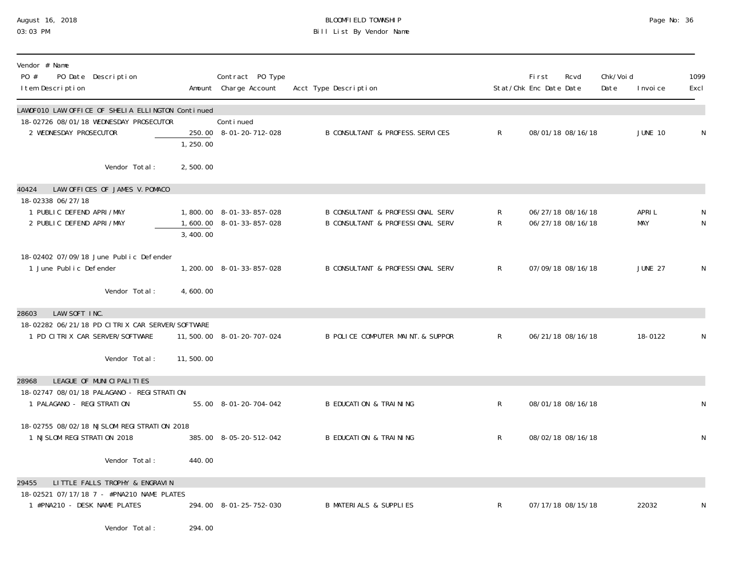BLOOMFIELD TOWNSHIP
Bill List By Vendor Name

August 16, 2018
03:03 PM

| Vendor # Name<br>PO # PO Date Description<br>Item Description | Amount | Contract PO Type<br>Charge Account | Acct Type Description | Stat/Chk | First Enc Date | Rcvd Date | Chk/Void Date | Invoice | 1099 Excl |
|---|---|---|---|---|---|---|---|---|---|
| **LAWOF010 LAW OFFICE OF SHELIA ELLINGTON Continued** | | | | | | | | | |
| 18-02726 08/01/18 WEDNESDAY PROSECUTOR | | Continued | | | | | | | |
| 2 WEDNESDAY PROSECUTOR | 250.00 | 8-01-20-712-028 | B CONSULTANT & PROFESS.SERVICES | R | 08/01/18 | 08/16/18 | | JUNE 10 | N |
| | 1,250.00 | | | | | | | | |
| Vendor Total: | 2,500.00 | | | | | | | | |
| **40424 LAW OFFICES OF JAMES V.POMACO** | | | | | | | | | |
| 18-02338 06/27/18 | | | | | | | | | |
| 1 PUBLIC DEFEND APRI/MAY | 1,800.00 | 8-01-33-857-028 | B CONSULTANT & PROFESSIONAL SERV | R | 06/27/18 | 08/16/18 | | APRIL | N |
| 2 PUBLIC DEFEND APRI/MAY | 1,600.00 | 8-01-33-857-028 | B CONSULTANT & PROFESSIONAL SERV | R | 06/27/18 | 08/16/18 | | MAY | N |
| | 3,400.00 | | | | | | | | |
| 18-02402 07/09/18 June Public Defender | | | | | | | | | |
| 1 June Public Defender | 1,200.00 | 8-01-33-857-028 | B CONSULTANT & PROFESSIONAL SERV | R | 07/09/18 | 08/16/18 | | JUNE 27 | N |
| Vendor Total: | 4,600.00 | | | | | | | | |
| **28603 LAW SOFT INC.** | | | | | | | | | |
| 18-02282 06/21/18 PD CITRIX CAR SERVER/SOFTWARE | | | | | | | | | |
| 1 PD CITRIX CAR SERVER/SOFTWARE | 11,500.00 | 8-01-20-707-024 | B POLICE COMPUTER MAINT.& SUPPOR | R | 06/21/18 | 08/16/18 | | 18-0122 | N |
| Vendor Total: | 11,500.00 | | | | | | | | |
| **28968 LEAGUE OF MUNICIPALITIES** | | | | | | | | | |
| 18-02747 08/01/18 PALAGANO - REGISTRATION | | | | | | | | | |
| 1 PALAGANO - REGISTRATION | 55.00 | 8-01-20-704-042 | B EDUCATION & TRAINING | R | 08/01/18 | 08/16/18 | | | N |
| 18-02755 08/02/18 NJSLOM REGISTRATION 2018 | | | | | | | | | |
| 1 NJSLOM REGISTRATION 2018 | 385.00 | 8-05-20-512-042 | B EDUCATION & TRAINING | R | 08/02/18 | 08/16/18 | | | N |
| Vendor Total: | 440.00 | | | | | | | | |
| **29455 LITTLE FALLS TROPHY & ENGRAVIN** | | | | | | | | | |
| 18-02521 07/17/18 7 - #PNA210 NAME PLATES | | | | | | | | | |
| 1 #PNA210 - DESK NAME PLATES | 294.00 | 8-01-25-752-030 | B MATERIALS & SUPPLIES | R | 07/17/18 | 08/15/18 | | 22032 | N |
| Vendor Total: | 294.00 | | | | | | | | |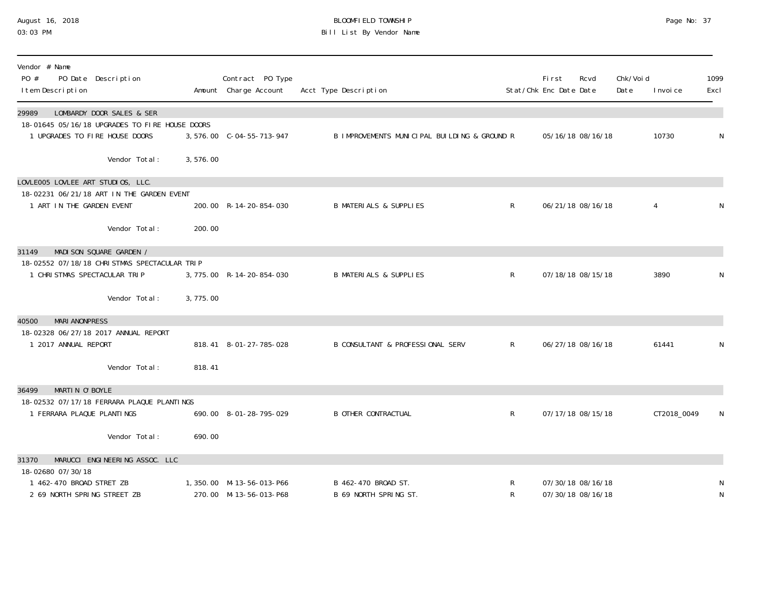BLOOMFIELD TOWNSHIP
Bill List By Vendor Name

| Vendor # Name / PO # PO Date Description / Item Description | Amount | Contract PO Type Charge Account | Acct Type Description | Stat/Chk | First Enc Date | Rcvd Date | Chk/Void Date | Invoice | 1099 Excl |
|---|---|---|---|---|---|---|---|---|---|
| **29989 LOMBARDY DOOR SALES & SER** | | | | | | | | | |
| 18-01645 05/16/18 UPGRADES TO FIRE HOUSE DOORS | | | | | | | | | |
| 1 UPGRADES TO FIRE HOUSE DOORS | 3,576.00 | C-04-55-713-947 | B IMPROVEMENTS MUNICIPAL BUILDING & GROUND | R | 05/16/18 | 08/16/18 | | 10730 | N |
| Vendor Total: | 3,576.00 | | | | | | | | |
| **LOVLE005 LOVLEE ART STUDIOS, LLC.** | | | | | | | | | |
| 18-02231 06/21/18 ART IN THE GARDEN EVENT | | | | | | | | | |
| 1 ART IN THE GARDEN EVENT | 200.00 | R-14-20-854-030 | B MATERIALS & SUPPLIES | R | 06/21/18 | 08/16/18 | | 4 | N |
| Vendor Total: | 200.00 | | | | | | | | |
| **31149 MADISON SQUARE GARDEN /** | | | | | | | | | |
| 18-02552 07/18/18 CHRISTMAS SPECTACULAR TRIP | | | | | | | | | |
| 1 CHRISTMAS SPECTACULAR TRIP | 3,775.00 | R-14-20-854-030 | B MATERIALS & SUPPLIES | R | 07/18/18 | 08/15/18 | | 3890 | N |
| Vendor Total: | 3,775.00 | | | | | | | | |
| **40500 MARIANONPRESS** | | | | | | | | | |
| 18-02328 06/27/18 2017 ANNUAL REPORT | | | | | | | | | |
| 1 2017 ANNUAL REPORT | 818.41 | 8-01-27-785-028 | B CONSULTANT & PROFESSIONAL SERV | R | 06/27/18 | 08/16/18 | | 61441 | N |
| Vendor Total: | 818.41 | | | | | | | | |
| **36499 MARTIN O'BOYLE** | | | | | | | | | |
| 18-02532 07/17/18 FERRARA PLAQUE PLANTINGS | | | | | | | | | |
| 1 FERRARA PLAQUE PLANTINGS | 690.00 | 8-01-28-795-029 | B OTHER CONTRACTUAL | R | 07/17/18 | 08/15/18 | | CT2018_0049 | N |
| Vendor Total: | 690.00 | | | | | | | | |
| **31370 MARUCCI ENGINEERING ASSOC. LLC** | | | | | | | | | |
| 18-02680 07/30/18 | | | | | | | | | |
| 1 462-470 BROAD STRET ZB | 1,350.00 | M-13-56-013-P66 | B 462-470 BROAD ST. | R | 07/30/18 | 08/16/18 | | | N |
| 2 69 NORTH SPRING STREET ZB | 270.00 | M-13-56-013-P68 | B 69 NORTH SPRING ST. | R | 07/30/18 | 08/16/18 | | | N |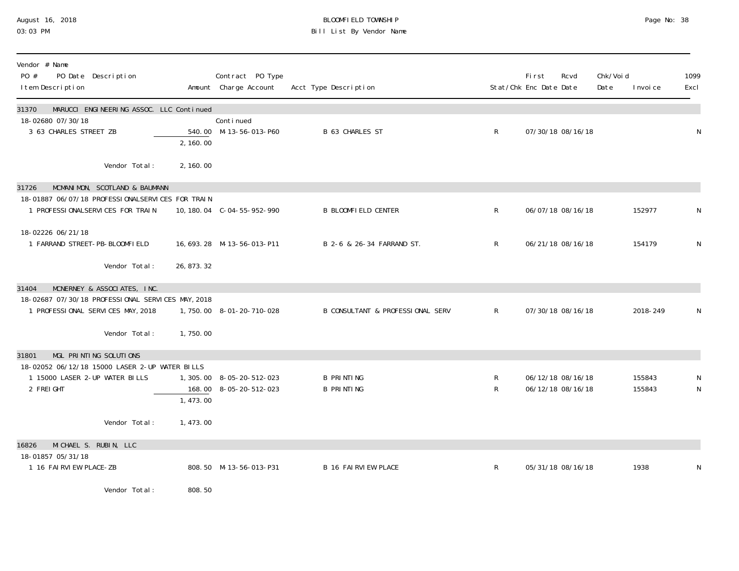BLOOMFIELD TOWNSHIP

Bill List By Vendor Name

August 16, 2018
03:03 PM

| Vendor # Name / PO # PO Date Description / Item Description | Amount | Contract PO Type Charge Account | Acct Type Description | Stat/Chk | First Enc Date | Rcvd Date | Chk/Void Date | Invoice | 1099 Excl |
|---|---|---|---|---|---|---|---|---|---|
| **31370 MARUCCI ENGINEERING ASSOC. LLC Continued** | | | | | | | | | |
| 18-02680 07/30/18 | | Continued | | | | | | | |
| 3 63 CHARLES STREET ZB | 540.00 | M-13-56-013-P60 | B 63 CHARLES ST | R | 07/30/18 | 08/16/18 | | | N |
| | 2,160.00 | | | | | | | | |
| Vendor Total: | 2,160.00 | | | | | | | | |
| **31726 MCMANIMON, SCOTLAND & BAUMANN** | | | | | | | | | |
| 18-01887 06/07/18 PROFESSIONALSERVICES FOR TRAIN | | | | | | | | | |
| 1 PROFESSIONALSERVICES FOR TRAIN | 10,180.04 | C-04-55-952-990 | B BLOOMFIELD CENTER | R | 06/07/18 | 08/16/18 | | 152977 | N |
| 18-02226 06/21/18 | | | | | | | | | |
| 1 FARRAND STREET-PB-BLOOMFIELD | 16,693.28 | M-13-56-013-P11 | B 2-6 & 26-34 FARRAND ST. | R | 06/21/18 | 08/16/18 | | 154179 | N |
| Vendor Total: | 26,873.32 | | | | | | | | |
| **31404 MCNERNEY & ASSOCIATES, INC.** | | | | | | | | | |
| 18-02687 07/30/18 PROFESSIONAL SERVICES MAY, 2018 | | | | | | | | | |
| 1 PROFESSIONAL SERVICES MAY, 2018 | 1,750.00 | 8-01-20-710-028 | B CONSULTANT & PROFESSIONAL SERV | R | 07/30/18 | 08/16/18 | | 2018-249 | N |
| Vendor Total: | 1,750.00 | | | | | | | | |
| **31801 MGL PRINTING SOLUTIONS** | | | | | | | | | |
| 18-02052 06/12/18 15000 LASER 2-UP WATER BILLS | | | | | | | | | |
| 1 15000 LASER 2-UP WATER BILLS | 1,305.00 | 8-05-20-512-023 | B PRINTING | R | 06/12/18 | 08/16/18 | | 155843 | N |
| 2 FREIGHT | 168.00 | 8-05-20-512-023 | B PRINTING | R | 06/12/18 | 08/16/18 | | 155843 | N |
| | 1,473.00 | | | | | | | | |
| Vendor Total: | 1,473.00 | | | | | | | | |
| **16826 MICHAEL S. RUBIN, LLC** | | | | | | | | | |
| 18-01857 05/31/18 | | | | | | | | | |
| 1 16 FAIRVIEW PLACE-ZB | 808.50 | M-13-56-013-P31 | B 16 FAIRVIEW PLACE | R | 05/31/18 | 08/16/18 | | 1938 | N |
| Vendor Total: | 808.50 | | | | | | | | |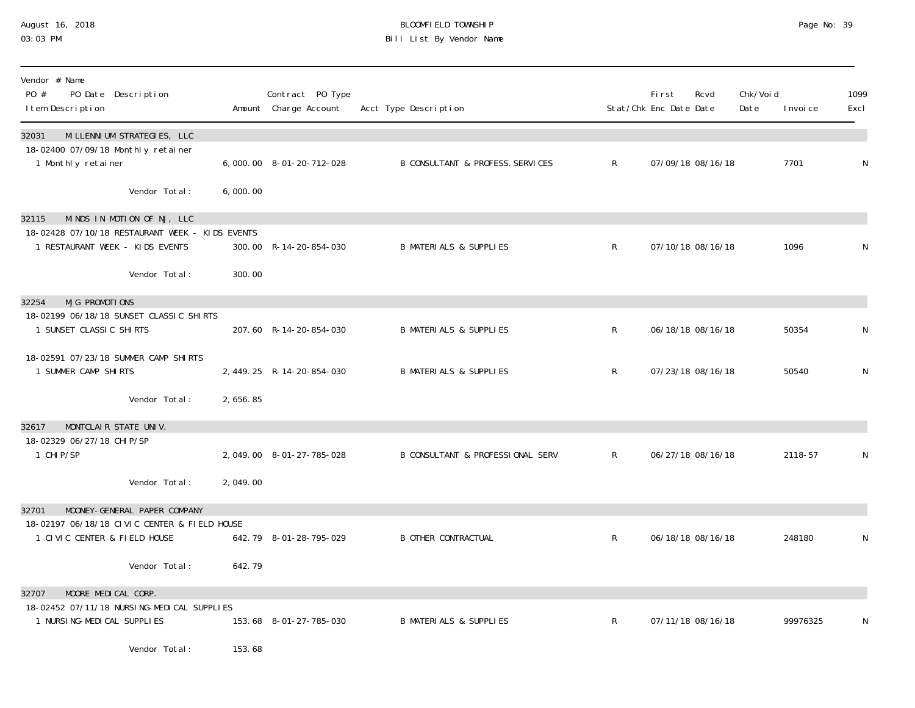# BLOOMFIELD TOWNSHIP
## Bill List By Vendor Name

| Vendor # Name<br>PO # PO Date Description<br>Item Description | Amount | Contract PO Type<br>Charge Account | Acct Type Description | Stat/Chk | First Enc Date | Rcvd Date | Chk/Void Date | Invoice | 1099 Excl |
|---|---|---|---|---|---|---|---|---|---|
| **32031 MILLENNIUM STRATEGIES, LLC** | | | | | | | | | |
| 18-02400 07/09/18 Monthly retainer | | | | | | | | | |
| 1 Monthly retainer | 6,000.00 | 8-01-20-712-028 | B CONSULTANT & PROFESS.SERVICES | R | 07/09/18 | 08/16/18 | | 7701 | N |
| Vendor Total: | 6,000.00 | | | | | | | | |
| **32115 MINDS IN MOTION OF NJ, LLC** | | | | | | | | | |
| 18-02428 07/10/18 RESTAURANT WEEK - KIDS EVENTS | | | | | | | | | |
| 1 RESTAURANT WEEK - KIDS EVENTS | 300.00 | R-14-20-854-030 | B MATERIALS & SUPPLIES | R | 07/10/18 | 08/16/18 | | 1096 | N |
| Vendor Total: | 300.00 | | | | | | | | |
| **32254 MJG PROMOTIONS** | | | | | | | | | |
| 18-02199 06/18/18 SUNSET CLASSIC SHIRTS | | | | | | | | | |
| 1 SUNSET CLASSIC SHIRTS | 207.60 | R-14-20-854-030 | B MATERIALS & SUPPLIES | R | 06/18/18 | 08/16/18 | | 50354 | N |
| 18-02591 07/23/18 SUMMER CAMP SHIRTS | | | | | | | | | |
| 1 SUMMER CAMP SHIRTS | 2,449.25 | R-14-20-854-030 | B MATERIALS & SUPPLIES | R | 07/23/18 | 08/16/18 | | 50540 | N |
| Vendor Total: | 2,656.85 | | | | | | | | |
| **32617 MONTCLAIR STATE UNIV.** | | | | | | | | | |
| 18-02329 06/27/18 CHIP/SP | | | | | | | | | |
| 1 CHIP/SP | 2,049.00 | 8-01-27-785-028 | B CONSULTANT & PROFESSIONAL SERV | R | 06/27/18 | 08/16/18 | | 2118-57 | N |
| Vendor Total: | 2,049.00 | | | | | | | | |
| **32701 MOONEY-GENERAL PAPER COMPANY** | | | | | | | | | |
| 18-02197 06/18/18 CIVIC CENTER & FIELD HOUSE | | | | | | | | | |
| 1 CIVIC CENTER & FIELD HOUSE | 642.79 | 8-01-28-795-029 | B OTHER CONTRACTUAL | R | 06/18/18 | 08/16/18 | | 248180 | N |
| Vendor Total: | 642.79 | | | | | | | | |
| **32707 MOORE MEDICAL CORP.** | | | | | | | | | |
| 18-02452 07/11/18 NURSING-MEDICAL SUPPLIES | | | | | | | | | |
| 1 NURSING-MEDICAL SUPPLIES | 153.68 | 8-01-27-785-030 | B MATERIALS & SUPPLIES | R | 07/11/18 | 08/16/18 | | 99976325 | N |
| Vendor Total: | 153.68 | | | | | | | | |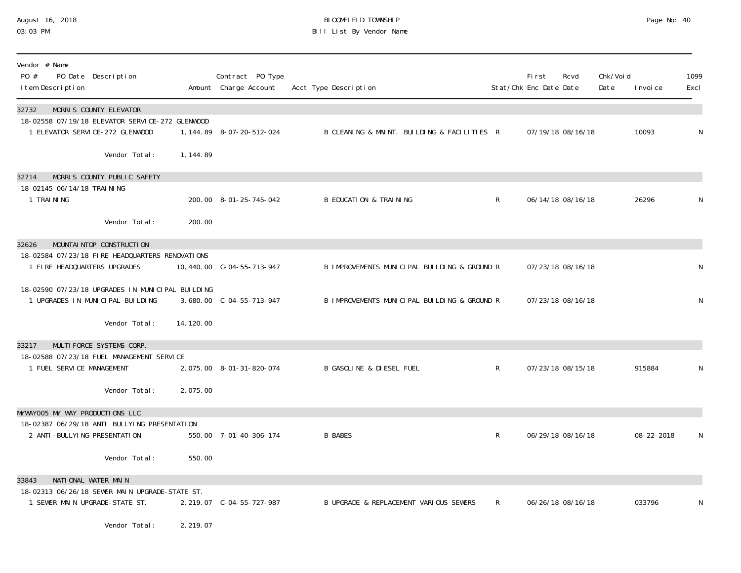BLOOMFIELD TOWNSHIP
Bill List By Vendor Name

August 16, 2018
03:03 PM

| Vendor # Name / PO # PO Date Description / Item Description | Amount | Contract PO Type Charge Account | Acct Type Description | Stat/Chk | First Enc Date | Rcvd Date | Chk/Void Date | Invoice | 1099 Excl |
|---|---|---|---|---|---|---|---|---|---|
| **32732 MORRIS COUNTY ELEVATOR** | | | | | | | | | |
| 18-02558 07/19/18 ELEVATOR SERVICE-272 GLENWOOD | | | | | | | | | |
| 1 ELEVATOR SERVICE-272 GLENWOOD | 1,144.89 | 8-07-20-512-024 | B CLEANING & MAINT. BUILDING & FACILITIES | R | 07/19/18 | 08/16/18 | | 10093 | N |
| Vendor Total: | 1,144.89 | | | | | | | | |
| **32714 MORRIS COUNTY PUBLIC SAFETY** | | | | | | | | | |
| 18-02145 06/14/18 TRAINING | | | | | | | | | |
| 1 TRAINING | 200.00 | 8-01-25-745-042 | B EDUCATION & TRAINING | R | 06/14/18 | 08/16/18 | | 26296 | N |
| Vendor Total: | 200.00 | | | | | | | | |
| **32626 MOUNTAINTOP CONSTRUCTION** | | | | | | | | | |
| 18-02584 07/23/18 FIRE HEADQUARTERS RENOVATIONS | | | | | | | | | |
| 1 FIRE HEADQUARTERS UPGRADES | 10,440.00 | C-04-55-713-947 | B IMPROVEMENTS MUNICIPAL BUILDING & GROUND | R | 07/23/18 | 08/16/18 | | | N |
| 18-02590 07/23/18 UPGRADES IN MUNICIPAL BUILDING | | | | | | | | | |
| 1 UPGRADES IN MUNICIPAL BUILDING | 3,680.00 | C-04-55-713-947 | B IMPROVEMENTS MUNICIPAL BUILDING & GROUND | R | 07/23/18 | 08/16/18 | | | N |
| Vendor Total: | 14,120.00 | | | | | | | | |
| **33217 MULTIFORCE SYSTEMS CORP.** | | | | | | | | | |
| 18-02588 07/23/18 FUEL MANAGEMENT SERVICE | | | | | | | | | |
| 1 FUEL SERVICE MANAGEMENT | 2,075.00 | 8-01-31-820-074 | B GASOLINE & DIESEL FUEL | R | 07/23/18 | 08/15/18 | | 915884 | N |
| Vendor Total: | 2,075.00 | | | | | | | | |
| **MYWAY005 MY WAY PRODUCTIONS LLC** | | | | | | | | | |
| 18-02387 06/29/18 ANTI BULLYING PRESENTATION | | | | | | | | | |
| 2 ANTI-BULLYING PRESENTATION | 550.00 | 7-01-40-306-174 | B BABES | R | 06/29/18 | 08/16/18 | | 08-22-2018 | N |
| Vendor Total: | 550.00 | | | | | | | | |
| **33843 NATIONAL WATER MAIN** | | | | | | | | | |
| 18-02313 06/26/18 SEWER MAIN UPGRADE-STATE ST. | | | | | | | | | |
| 1 SEWER MAIN UPGRADE-STATE ST. | 2,219.07 | C-04-55-727-987 | B UPGRADE & REPLACEMENT VARIOUS SEWERS | R | 06/26/18 | 08/16/18 | | 033796 | N |
| Vendor Total: | 2,219.07 | | | | | | | | |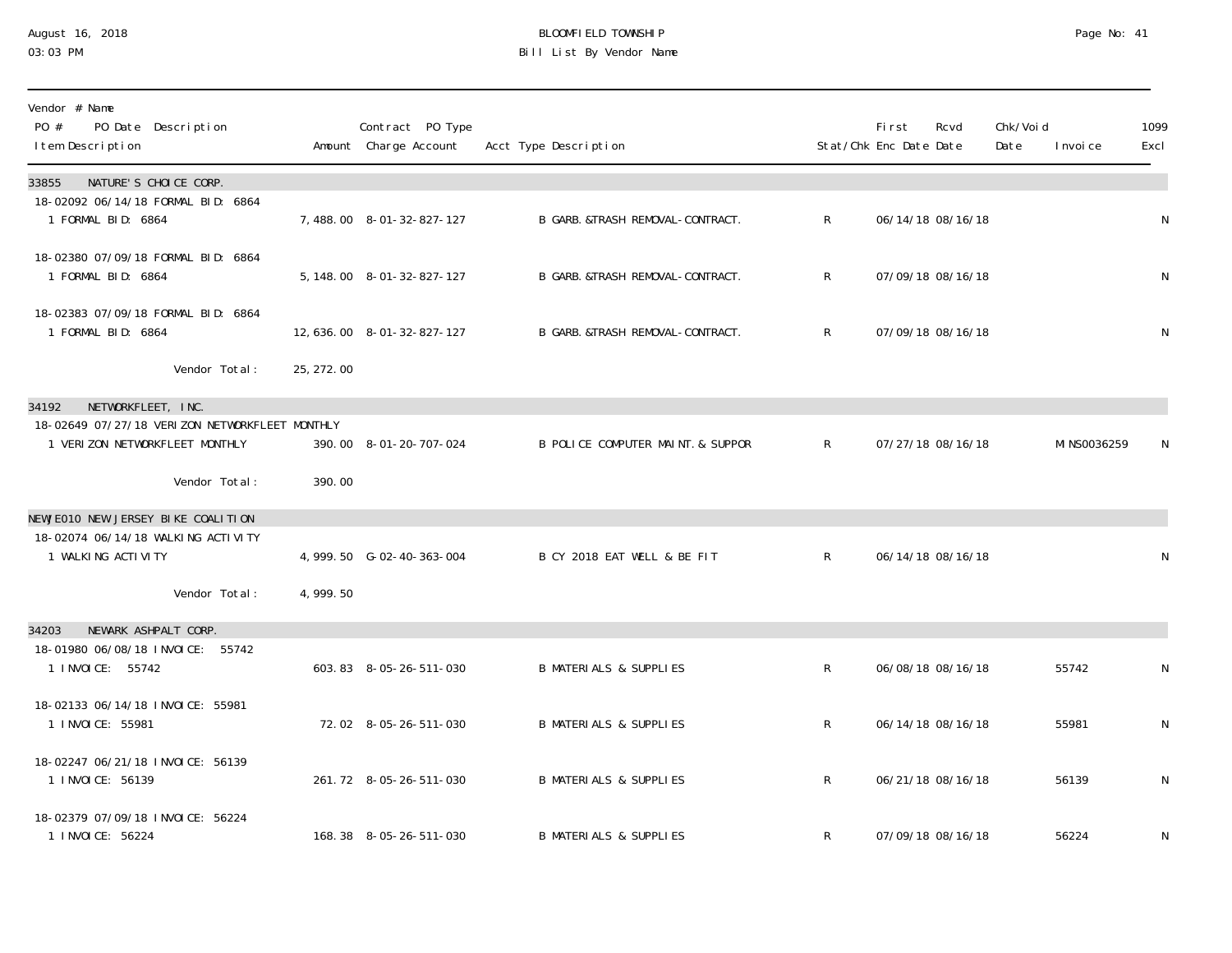BLOOMFIELD TOWNSHIP

Bill List By Vendor Name

| Vendor # Name<br>PO # PO Date Description<br>Item Description | Amount | Contract PO Type<br>Charge Account | Acct Type Description | Stat/Chk | First Enc Date | Rcvd Date | Chk/Void Date | Invoice | 1099 Excl |
|---|---|---|---|---|---|---|---|---|---|
| **33855 NATURE'S CHOICE CORP.** | | | | | | | | | |
| 18-02092 06/14/18 FORMAL BID: 6864 | | | | | | | | | |
| 1 FORMAL BID: 6864 | 7,488.00 | 8-01-32-827-127 | B GARB.&TRASH REMOVAL-CONTRACT. | R | 06/14/18 | 08/16/18 | | | N |
| 18-02380 07/09/18 FORMAL BID: 6864 | | | | | | | | | |
| 1 FORMAL BID: 6864 | 5,148.00 | 8-01-32-827-127 | B GARB.&TRASH REMOVAL-CONTRACT. | R | 07/09/18 | 08/16/18 | | | N |
| 18-02383 07/09/18 FORMAL BID: 6864 | | | | | | | | | |
| 1 FORMAL BID: 6864 | 12,636.00 | 8-01-32-827-127 | B GARB.&TRASH REMOVAL-CONTRACT. | R | 07/09/18 | 08/16/18 | | | N |
| Vendor Total: | 25,272.00 | | | | | | | | |
| **34192 NETWORKFLEET, INC.** | | | | | | | | | |
| 18-02649 07/27/18 VERIZON NETWORKFLEET MONTHLY | | | | | | | | | |
| 1 VERIZON NETWORKFLEET MONTHLY | 390.00 | 8-01-20-707-024 | B POLICE COMPUTER MAINT.& SUPPOR | R | 07/27/18 | 08/16/18 | | MINS0036259 | N |
| Vendor Total: | 390.00 | | | | | | | | |
| **NEWJE010 NEW JERSEY BIKE COALITION** | | | | | | | | | |
| 18-02074 06/14/18 WALKING ACTIVITY | | | | | | | | | |
| 1 WALKING ACTIVITY | 4,999.50 | G-02-40-363-004 | B CY 2018 EAT WELL & BE FIT | R | 06/14/18 | 08/16/18 | | | N |
| Vendor Total: | 4,999.50 | | | | | | | | |
| **34203 NEWARK ASHPALT CORP.** | | | | | | | | | |
| 18-01980 06/08/18 INVOICE: 55742 | | | | | | | | | |
| 1 INVOICE: 55742 | 603.83 | 8-05-26-511-030 | B MATERIALS & SUPPLIES | R | 06/08/18 | 08/16/18 | | 55742 | N |
| 18-02133 06/14/18 INVOICE: 55981 | | | | | | | | | |
| 1 INVOICE: 55981 | 72.02 | 8-05-26-511-030 | B MATERIALS & SUPPLIES | R | 06/14/18 | 08/16/18 | | 55981 | N |
| 18-02247 06/21/18 INVOICE: 56139 | | | | | | | | | |
| 1 INVOICE: 56139 | 261.72 | 8-05-26-511-030 | B MATERIALS & SUPPLIES | R | 06/21/18 | 08/16/18 | | 56139 | N |
| 18-02379 07/09/18 INVOICE: 56224 | | | | | | | | | |
| 1 INVOICE: 56224 | 168.38 | 8-05-26-511-030 | B MATERIALS & SUPPLIES | R | 07/09/18 | 08/16/18 | | 56224 | N |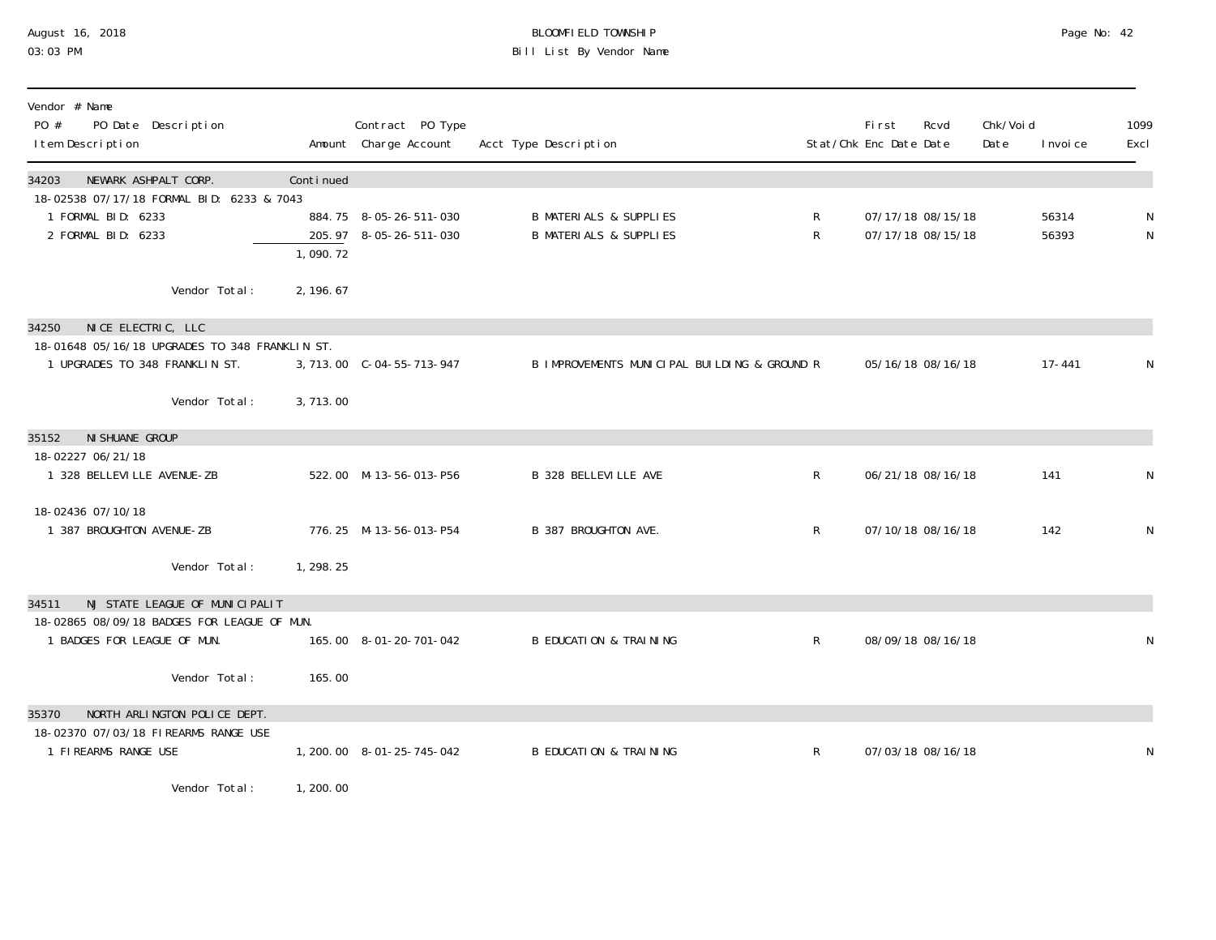# BLOOMFIELD TOWNSHIP
## Bill List By Vendor Name

| Vendor # Name / PO # PO Date Description / Item Description | Amount | Contract PO Type / Charge Account | Acct Type Description | Stat/Chk | First Enc Date | Rcvd Date | Chk/Void Date | Invoice | 1099 Excl |
|---|---|---|---|---|---|---|---|---|---|
| **34203 NEWARK ASHPALT CORP.** | Continued | | | | | | | | |
| 18-02538 07/17/18 FORMAL BID: 6233 & 7043 | | | | | | | | | |
| 1 FORMAL BID: 6233 | 884.75 | 8-05-26-511-030 | B MATERIALS & SUPPLIES | R | 07/17/18 | 08/15/18 | | 56314 | N |
| 2 FORMAL BID: 6233 | 205.97 | 8-05-26-511-030 | B MATERIALS & SUPPLIES | R | 07/17/18 | 08/15/18 | | 56393 | N |
| | 1,090.72 | | | | | | | | |
| Vendor Total: | 2,196.67 | | | | | | | | |
| **34250 NICE ELECTRIC, LLC** | | | | | | | | | |
| 18-01648 05/16/18 UPGRADES TO 348 FRANKLIN ST. | | | | | | | | | |
| 1 UPGRADES TO 348 FRANKLIN ST. | 3,713.00 | C-04-55-713-947 | B IMPROVEMENTS MUNICIPAL BUILDING & GROUND | R | 05/16/18 | 08/16/18 | | 17-441 | N |
| Vendor Total: | 3,713.00 | | | | | | | | |
| **35152 NISHUANE GROUP** | | | | | | | | | |
| 18-02227 06/21/18 | | | | | | | | | |
| 1 328 BELLEVILLE AVENUE-ZB | 522.00 | M-13-56-013-P56 | B 328 BELLEVILLE AVE | R | 06/21/18 | 08/16/18 | | 141 | N |
| 18-02436 07/10/18 | | | | | | | | | |
| 1 387 BROUGHTON AVENUE-ZB | 776.25 | M-13-56-013-P54 | B 387 BROUGHTON AVE. | R | 07/10/18 | 08/16/18 | | 142 | N |
| Vendor Total: | 1,298.25 | | | | | | | | |
| **34511 NJ STATE LEAGUE OF MUNICIPALIT** | | | | | | | | | |
| 18-02865 08/09/18 BADGES FOR LEAGUE OF MUN. | | | | | | | | | |
| 1 BADGES FOR LEAGUE OF MUN. | 165.00 | 8-01-20-701-042 | B EDUCATION & TRAINING | R | 08/09/18 | 08/16/18 | | | N |
| Vendor Total: | 165.00 | | | | | | | | |
| **35370 NORTH ARLINGTON POLICE DEPT.** | | | | | | | | | |
| 18-02370 07/03/18 FIREARMS RANGE USE | | | | | | | | | |
| 1 FIREARMS RANGE USE | 1,200.00 | 8-01-25-745-042 | B EDUCATION & TRAINING | R | 07/03/18 | 08/16/18 | | | N |
| Vendor Total: | 1,200.00 | | | | | | | | |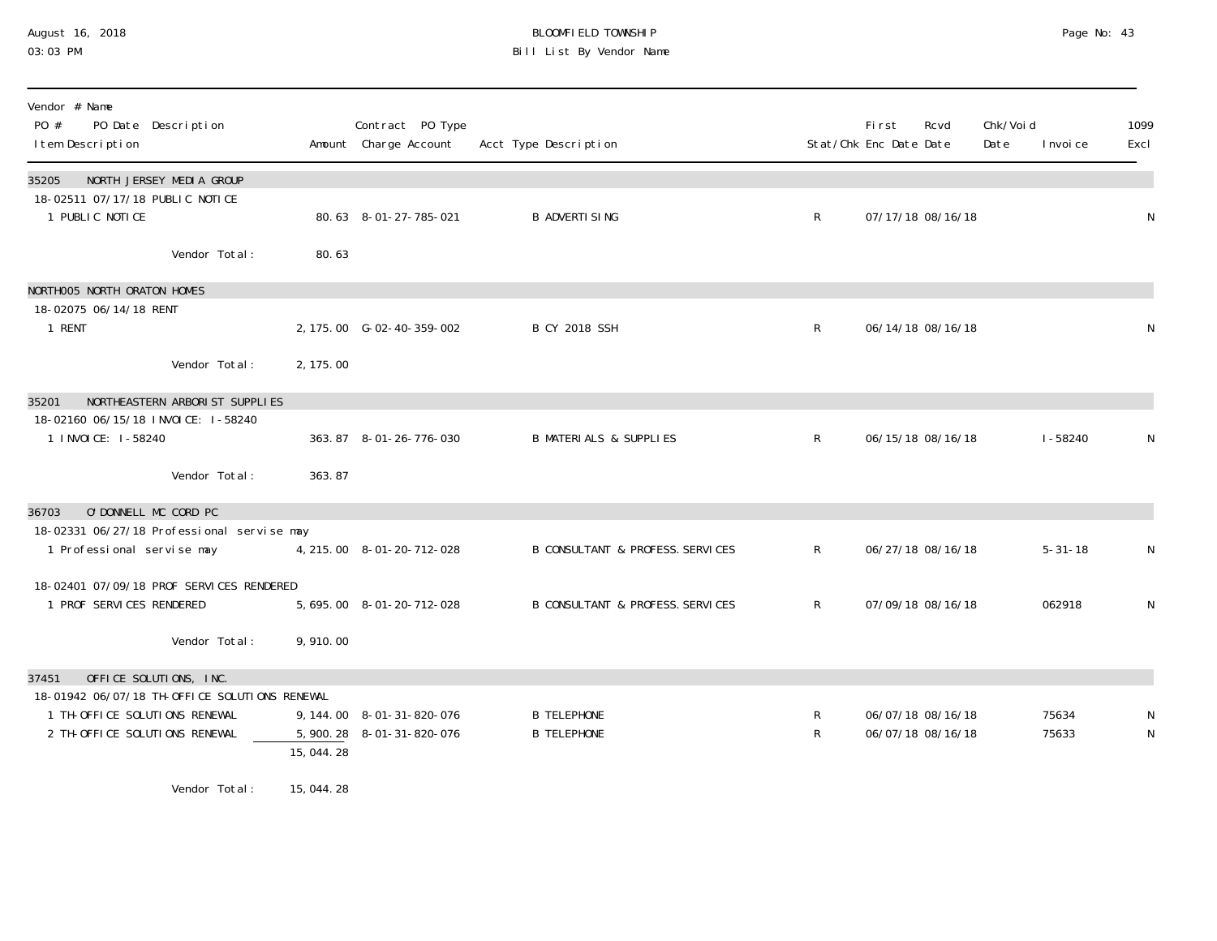# BLOOMFIELD TOWNSHIP

## Bill List By Vendor Name

August 16, 2018
03:03 PM

| Vendor # Name / PO # PO Date Description / Item Description | Amount | Contract PO Type / Charge Account | Acct Type Description | Stat/Chk | First Enc Date | Rcvd Date | Chk/Void Date | Invoice | 1099 Excl |
|---|---|---|---|---|---|---|---|---|---|
| **35205 NORTH JERSEY MEDIA GROUP** | | | | | | | | | |
| 18-02511 07/17/18 PUBLIC NOTICE | | | | | | | | | |
| 1 PUBLIC NOTICE | 80.63 | 8-01-27-785-021 | B ADVERTISING | R | 07/17/18 | 08/16/18 | | | N |
| Vendor Total: | 80.63 | | | | | | | | |
| **NORTH005 NORTH ORATON HOMES** | | | | | | | | | |
| 18-02075 06/14/18 RENT | | | | | | | | | |
| 1 RENT | 2,175.00 | G-02-40-359-002 | B CY 2018 SSH | R | 06/14/18 | 08/16/18 | | | N |
| Vendor Total: | 2,175.00 | | | | | | | | |
| **35201 NORTHEASTERN ARBORIST SUPPLIES** | | | | | | | | | |
| 18-02160 06/15/18 INVOICE: I-58240 | | | | | | | | | |
| 1 INVOICE: I-58240 | 363.87 | 8-01-26-776-030 | B MATERIALS & SUPPLIES | R | 06/15/18 | 08/16/18 | | I-58240 | N |
| Vendor Total: | 363.87 | | | | | | | | |
| **36703 O'DONNELL MC CORD PC** | | | | | | | | | |
| 18-02331 06/27/18 Professional servise may | | | | | | | | | |
| 1 Professional servise may | 4,215.00 | 8-01-20-712-028 | B CONSULTANT & PROFESS.SERVICES | R | 06/27/18 | 08/16/18 | | 5-31-18 | N |
| 18-02401 07/09/18 PROF SERVICES RENDERED | | | | | | | | | |
| 1 PROF SERVICES RENDERED | 5,695.00 | 8-01-20-712-028 | B CONSULTANT & PROFESS.SERVICES | R | 07/09/18 | 08/16/18 | | 062918 | N |
| Vendor Total: | 9,910.00 | | | | | | | | |
| **37451 OFFICE SOLUTIONS, INC.** | | | | | | | | | |
| 18-01942 06/07/18 TH-OFFICE SOLUTIONS RENEWAL | | | | | | | | | |
| 1 TH-OFFICE SOLUTIONS RENEWAL | 9,144.00 | 8-01-31-820-076 | B TELEPHONE | R | 06/07/18 | 08/16/18 | | 75634 | N |
| 2 TH-OFFICE SOLUTIONS RENEWAL | 5,900.28 | 8-01-31-820-076 | B TELEPHONE | R | 06/07/18 | 08/16/18 | | 75633 | N |
| | 15,044.28 | | | | | | | | |
| Vendor Total: | 15,044.28 | | | | | | | | |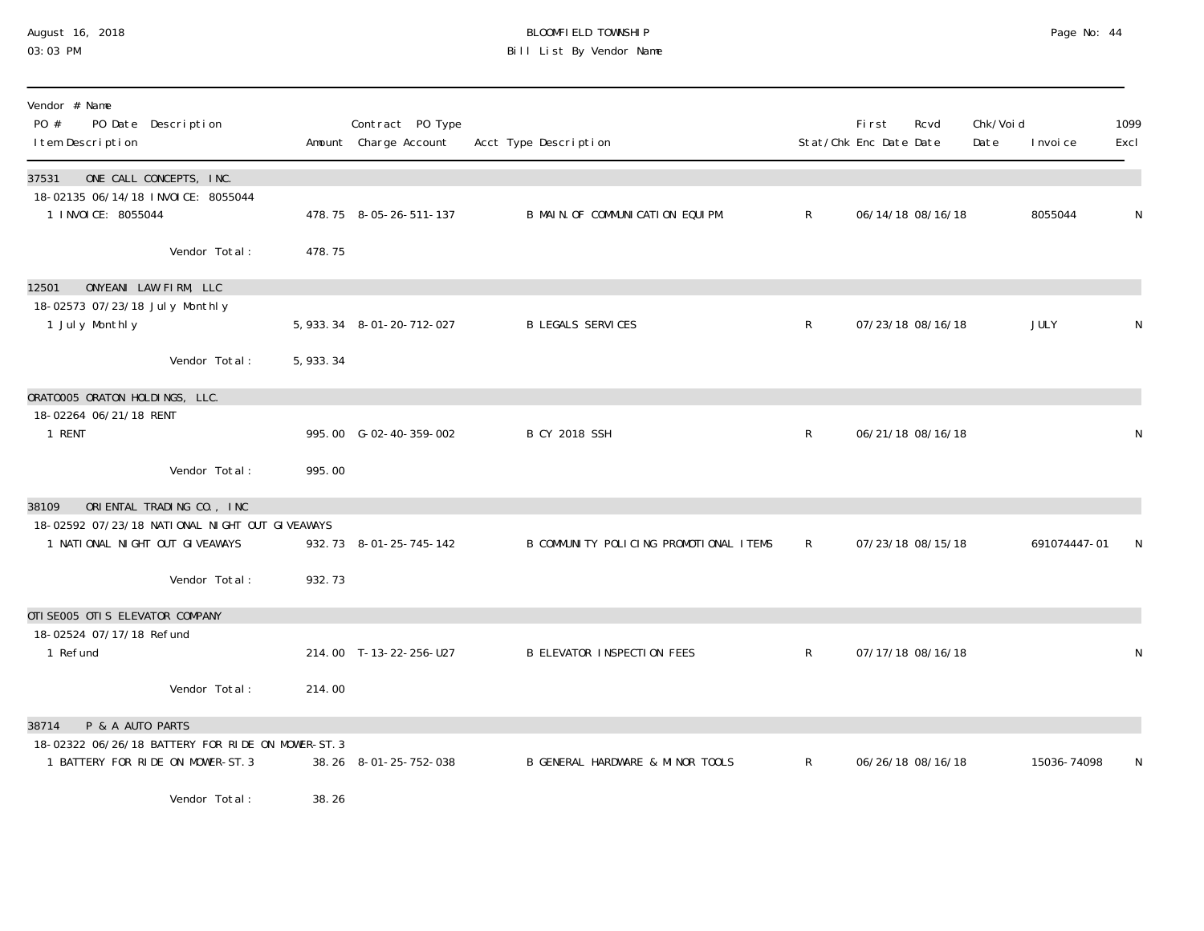BLOOMFIELD TOWNSHIP
Bill List By Vendor Name

| Vendor # Name / PO # PO Date Description / Item Description | Amount | Contract PO Type Charge Account | Acct Type Description | Stat/Chk | First Enc Date | Rcvd Date | Chk/Void Date | Invoice | 1099 Excl |
|---|---|---|---|---|---|---|---|---|---|
| **37531 ONE CALL CONCEPTS, INC.** | | | | | | | | | |
| 18-02135 06/14/18 INVOICE: 8055044 | | | | | | | | | |
| 1 INVOICE: 8055044 | 478.75 | 8-05-26-511-137 | B MAIN.OF COMMUNICATION EQUIPM. | R | 06/14/18 | 08/16/18 | | 8055044 | N |
| Vendor Total: | 478.75 | | | | | | | | |
| **12501 ONYEANI LAW FIRM, LLC** | | | | | | | | | |
| 18-02573 07/23/18 July Monthly | | | | | | | | | |
| 1 July Monthly | 5,933.34 | 8-01-20-712-027 | B LEGALS SERVICES | R | 07/23/18 | 08/16/18 | | JULY | N |
| Vendor Total: | 5,933.34 | | | | | | | | |
| **ORATO005 ORATON HOLDINGS, LLC.** | | | | | | | | | |
| 18-02264 06/21/18 RENT | | | | | | | | | |
| 1 RENT | 995.00 | G-02-40-359-002 | B CY 2018 SSH | R | 06/21/18 | 08/16/18 | | | N |
| Vendor Total: | 995.00 | | | | | | | | |
| **38109 ORIENTAL TRADING CO., INC** | | | | | | | | | |
| 18-02592 07/23/18 NATIONAL NIGHT OUT GIVEAWAYS | | | | | | | | | |
| 1 NATIONAL NIGHT OUT GIVEAWAYS | 932.73 | 8-01-25-745-142 | B COMMUNITY POLICING PROMOTIONAL ITEMS | R | 07/23/18 | 08/15/18 | | 691074447-01 | N |
| Vendor Total: | 932.73 | | | | | | | | |
| **OTISE005 OTIS ELEVATOR COMPANY** | | | | | | | | | |
| 18-02524 07/17/18 Refund | | | | | | | | | |
| 1 Refund | 214.00 | T-13-22-256-U27 | B ELEVATOR INSPECTION FEES | R | 07/17/18 | 08/16/18 | | | N |
| Vendor Total: | 214.00 | | | | | | | | |
| **38714 P & A AUTO PARTS** | | | | | | | | | |
| 18-02322 06/26/18 BATTERY FOR RIDE ON MOWER-ST.3 | | | | | | | | | |
| 1 BATTERY FOR RIDE ON MOWER-ST.3 | 38.26 | 8-01-25-752-038 | B GENERAL HARDWARE & MINOR TOOLS | R | 06/26/18 | 08/16/18 | | 15036-74098 | N |
| Vendor Total: | 38.26 | | | | | | | | |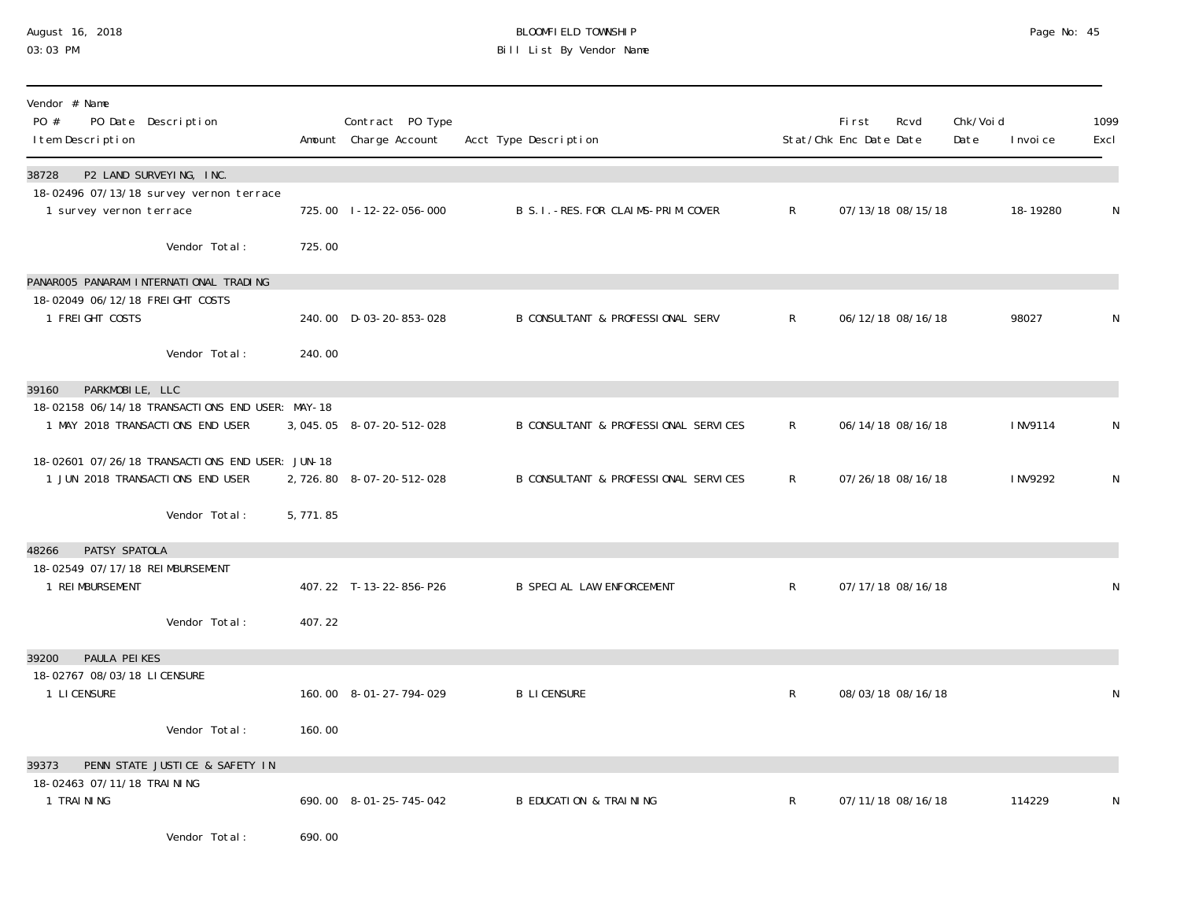## BLOOMFIELD TOWNSHIP
## Bill List By Vendor Name

August 16, 2018
03:03 PM

| Vendor # Name<br>PO # PO Date Description<br>Item Description | Amount | Contract PO Type<br>Charge Account | Acct Type Description | Stat/Chk | First Enc Date | Rcvd Date | Chk/Void Date | Invoice | 1099 Excl |
|---|---|---|---|---|---|---|---|---|---|
| **38728 P2 LAND SURVEYING, INC.** | | | | | | | | | |
| 18-02496 07/13/18 survey vernon terrace | | | | | | | | | |
| 1 survey vernon terrace | 725.00 | I-12-22-056-000 | B S.I.-RES.FOR CLAIMS-PRIM.COVER | R | 07/13/18 | 08/15/18 | | 18-19280 | N |
| Vendor Total: | 725.00 | | | | | | | | |
| **PANAR005 PANARAM INTERNATIONAL TRADING** | | | | | | | | | |
| 18-02049 06/12/18 FREIGHT COSTS | | | | | | | | | |
| 1 FREIGHT COSTS | 240.00 | D-03-20-853-028 | B CONSULTANT & PROFESSIONAL SERV | R | 06/12/18 | 08/16/18 | | 98027 | N |
| Vendor Total: | 240.00 | | | | | | | | |
| **39160 PARKMOBILE, LLC** | | | | | | | | | |
| 18-02158 06/14/18 TRANSACTIONS END USER: MAY-18 | | | | | | | | | |
| 1 MAY 2018 TRANSACTIONS END USER | 3,045.05 | 8-07-20-512-028 | B CONSULTANT & PROFESSIONAL SERVICES | R | 06/14/18 | 08/16/18 | | INV9114 | N |
| 18-02601 07/26/18 TRANSACTIONS END USER: JUN-18 | | | | | | | | | |
| 1 JUN 2018 TRANSACTIONS END USER | 2,726.80 | 8-07-20-512-028 | B CONSULTANT & PROFESSIONAL SERVICES | R | 07/26/18 | 08/16/18 | | INV9292 | N |
| Vendor Total: | 5,771.85 | | | | | | | | |
| **48266 PATSY SPATOLA** | | | | | | | | | |
| 18-02549 07/17/18 REIMBURSEMENT | | | | | | | | | |
| 1 REIMBURSEMENT | 407.22 | T-13-22-856-P26 | B SPECIAL LAW ENFORCEMENT | R | 07/17/18 | 08/16/18 | | | N |
| Vendor Total: | 407.22 | | | | | | | | |
| **39200 PAULA PEIKES** | | | | | | | | | |
| 18-02767 08/03/18 LICENSURE | | | | | | | | | |
| 1 LICENSURE | 160.00 | 8-01-27-794-029 | B LICENSURE | R | 08/03/18 | 08/16/18 | | | N |
| Vendor Total: | 160.00 | | | | | | | | |
| **39373 PENN STATE JUSTICE & SAFETY IN** | | | | | | | | | |
| 18-02463 07/11/18 TRAINING | | | | | | | | | |
| 1 TRAINING | 690.00 | 8-01-25-745-042 | B EDUCATION & TRAINING | R | 07/11/18 | 08/16/18 | | 114229 | N |
| Vendor Total: | 690.00 | | | | | | | | |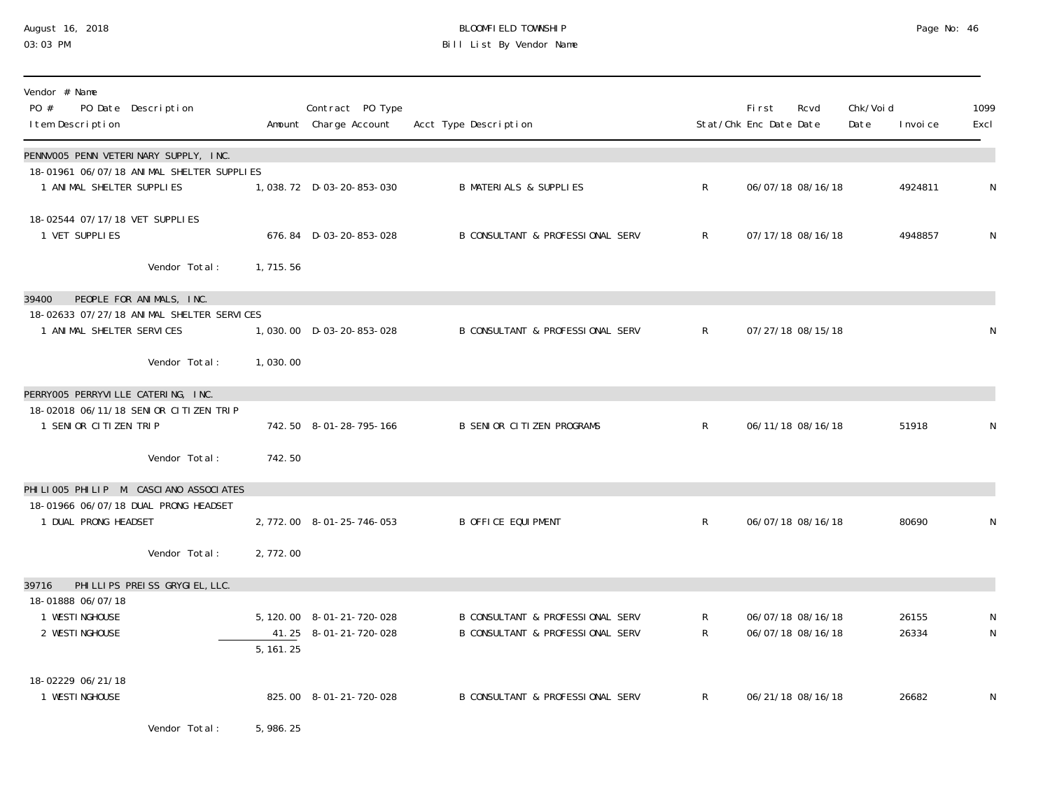BLOOMFIELD TOWNSHIP

Bill List By Vendor Name

August 16, 2018
03:03 PM

| Vendor # Name / PO # PO Date Description / Item Description | Amount | Contract PO Type Charge Account | Acct Type Description | Stat/Chk | First Enc Date | Rcvd Date | Chk/Void Date | Invoice | 1099 Excl |
|---|---|---|---|---|---|---|---|---|---|
| **PENNV005 PENN VETERINARY SUPPLY, INC.** | | | | | | | | | |
| 18-01961 06/07/18 ANIMAL SHELTER SUPPLIES | | | | | | | | | |
| 1 ANIMAL SHELTER SUPPLIES | 1,038.72 | D-03-20-853-030 | B MATERIALS & SUPPLIES | R | 06/07/18 | 08/16/18 | | 4924811 | N |
| 18-02544 07/17/18 VET SUPPLIES | | | | | | | | | |
| 1 VET SUPPLIES | 676.84 | D-03-20-853-028 | B CONSULTANT & PROFESSIONAL SERV | R | 07/17/18 | 08/16/18 | | 4948857 | N |
| Vendor Total: | 1,715.56 | | | | | | | | |
| **39400 PEOPLE FOR ANIMALS, INC.** | | | | | | | | | |
| 18-02633 07/27/18 ANIMAL SHELTER SERVICES | | | | | | | | | |
| 1 ANIMAL SHELTER SERVICES | 1,030.00 | D-03-20-853-028 | B CONSULTANT & PROFESSIONAL SERV | R | 07/27/18 | 08/15/18 | | | N |
| Vendor Total: | 1,030.00 | | | | | | | | |
| **PERRY005 PERRYVILLE CATERING, INC.** | | | | | | | | | |
| 18-02018 06/11/18 SENIOR CITIZEN TRIP | | | | | | | | | |
| 1 SENIOR CITIZEN TRIP | 742.50 | 8-01-28-795-166 | B SENIOR CITIZEN PROGRAMS | R | 06/11/18 | 08/16/18 | | 51918 | N |
| Vendor Total: | 742.50 | | | | | | | | |
| **PHILI005 PHILIP M. CASCIANO ASSOCIATES** | | | | | | | | | |
| 18-01966 06/07/18 DUAL PRONG HEADSET | | | | | | | | | |
| 1 DUAL PRONG HEADSET | 2,772.00 | 8-01-25-746-053 | B OFFICE EQUIPMENT | R | 06/07/18 | 08/16/18 | | 80690 | N |
| Vendor Total: | 2,772.00 | | | | | | | | |
| **39716 PHILLIPS PREISS GRYGIEL, LLC.** | | | | | | | | | |
| 18-01888 06/07/18 | | | | | | | | | |
| 1 WESTINGHOUSE | 5,120.00 | 8-01-21-720-028 | B CONSULTANT & PROFESSIONAL SERV | R | 06/07/18 | 08/16/18 | | 26155 | N |
| 2 WESTINGHOUSE | 41.25 | 8-01-21-720-028 | B CONSULTANT & PROFESSIONAL SERV | R | 06/07/18 | 08/16/18 | | 26334 | N |
| | 5,161.25 | | | | | | | | |
| 18-02229 06/21/18 | | | | | | | | | |
| 1 WESTINGHOUSE | 825.00 | 8-01-21-720-028 | B CONSULTANT & PROFESSIONAL SERV | R | 06/21/18 | 08/16/18 | | 26682 | N |
| Vendor Total: | 5,986.25 | | | | | | | | |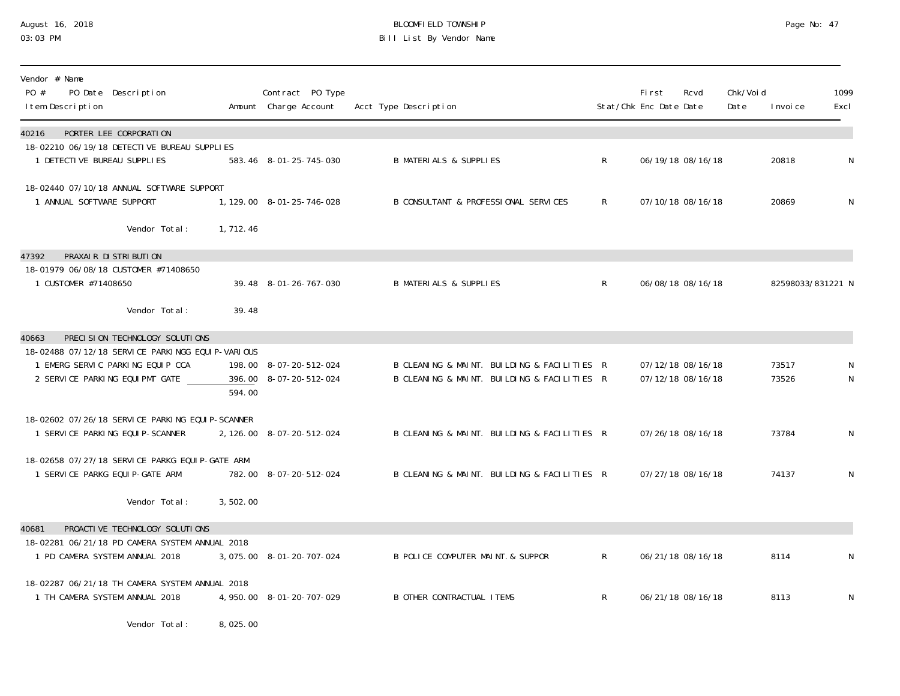August 16, 2018
03:03 PM

BLOOMFIELD TOWNSHIP
Bill List By Vendor Name

| Vendor # Name PO # PO Date Description Item Description | Amount | Contract PO Type Charge Account | Acct Type Description | Stat/Chk | First Enc Date | Rcvd Date | Chk/Void Date | Invoice | 1099 Excl |
|---|---|---|---|---|---|---|---|---|---|
| 40216 PORTER LEE CORPORATION | | | | | | | | | |
| 18-02210 06/19/18 DETECTIVE BUREAU SUPPLIES | | | | | | | | | |
| 1 DETECTIVE BUREAU SUPPLIES | 583.46 | 8-01-25-745-030 | B MATERIALS & SUPPLIES | R | 06/19/18 | 08/16/18 | | 20818 | N |
| 18-02440 07/10/18 ANNUAL SOFTWARE SUPPORT | | | | | | | | | |
| 1 ANNUAL SOFTWARE SUPPORT | 1,129.00 | 8-01-25-746-028 | B CONSULTANT & PROFESSIONAL SERVICES | R | 07/10/18 | 08/16/18 | | 20869 | N |
| Vendor Total: | 1,712.46 | | | | | | | | |
| 47392 PRAXAIR DISTRIBUTION | | | | | | | | | |
| 18-01979 06/08/18 CUSTOMER #71408650 | | | | | | | | | |
| 1 CUSTOMER #71408650 | 39.48 | 8-01-26-767-030 | B MATERIALS & SUPPLIES | R | 06/08/18 | 08/16/18 | | 82598033/831221 | N |
| Vendor Total: | 39.48 | | | | | | | | |
| 40663 PRECISION TECHNOLOGY SOLUTIONS | | | | | | | | | |
| 18-02488 07/12/18 SERVICE PARKINGG EQUIP-VARIOUS | | | | | | | | | |
| 1 EMERG SERVIC PARKING EQUIP CCA | 198.00 | 8-07-20-512-024 | B CLEANING & MAINT. BUILDING & FACILITIES | R | 07/12/18 | 08/16/18 | | 73517 | N |
| 2 SERVICE PARKING EQUIPMT GATE | 396.00 | 8-07-20-512-024 | B CLEANING & MAINT. BUILDING & FACILITIES | R | 07/12/18 | 08/16/18 | | 73526 | N |
| | 594.00 | | | | | | | | |
| 18-02602 07/26/18 SERVICE PARKING EQUIP-SCANNER | | | | | | | | | |
| 1 SERVICE PARKING EQUIP-SCANNER | 2,126.00 | 8-07-20-512-024 | B CLEANING & MAINT. BUILDING & FACILITIES | R | 07/26/18 | 08/16/18 | | 73784 | N |
| 18-02658 07/27/18 SERVICE PARKG EQUIP-GATE ARM | | | | | | | | | |
| 1 SERVICE PARKG EQUIP-GATE ARM | 782.00 | 8-07-20-512-024 | B CLEANING & MAINT. BUILDING & FACILITIES | R | 07/27/18 | 08/16/18 | | 74137 | N |
| Vendor Total: | 3,502.00 | | | | | | | | |
| 40681 PROACTIVE TECHNOLOGY SOLUTIONS | | | | | | | | | |
| 18-02281 06/21/18 PD CAMERA SYSTEM ANNUAL 2018 | | | | | | | | | |
| 1 PD CAMERA SYSTEM ANNUAL 2018 | 3,075.00 | 8-01-20-707-024 | B POLICE COMPUTER MAINT.& SUPPOR | R | 06/21/18 | 08/16/18 | | 8114 | N |
| 18-02287 06/21/18 TH CAMERA SYSTEM ANNUAL 2018 | | | | | | | | | |
| 1 TH CAMERA SYSTEM ANNUAL 2018 | 4,950.00 | 8-01-20-707-029 | B OTHER CONTRACTUAL ITEMS | R | 06/21/18 | 08/16/18 | | 8113 | N |
| Vendor Total: | 8,025.00 | | | | | | | | |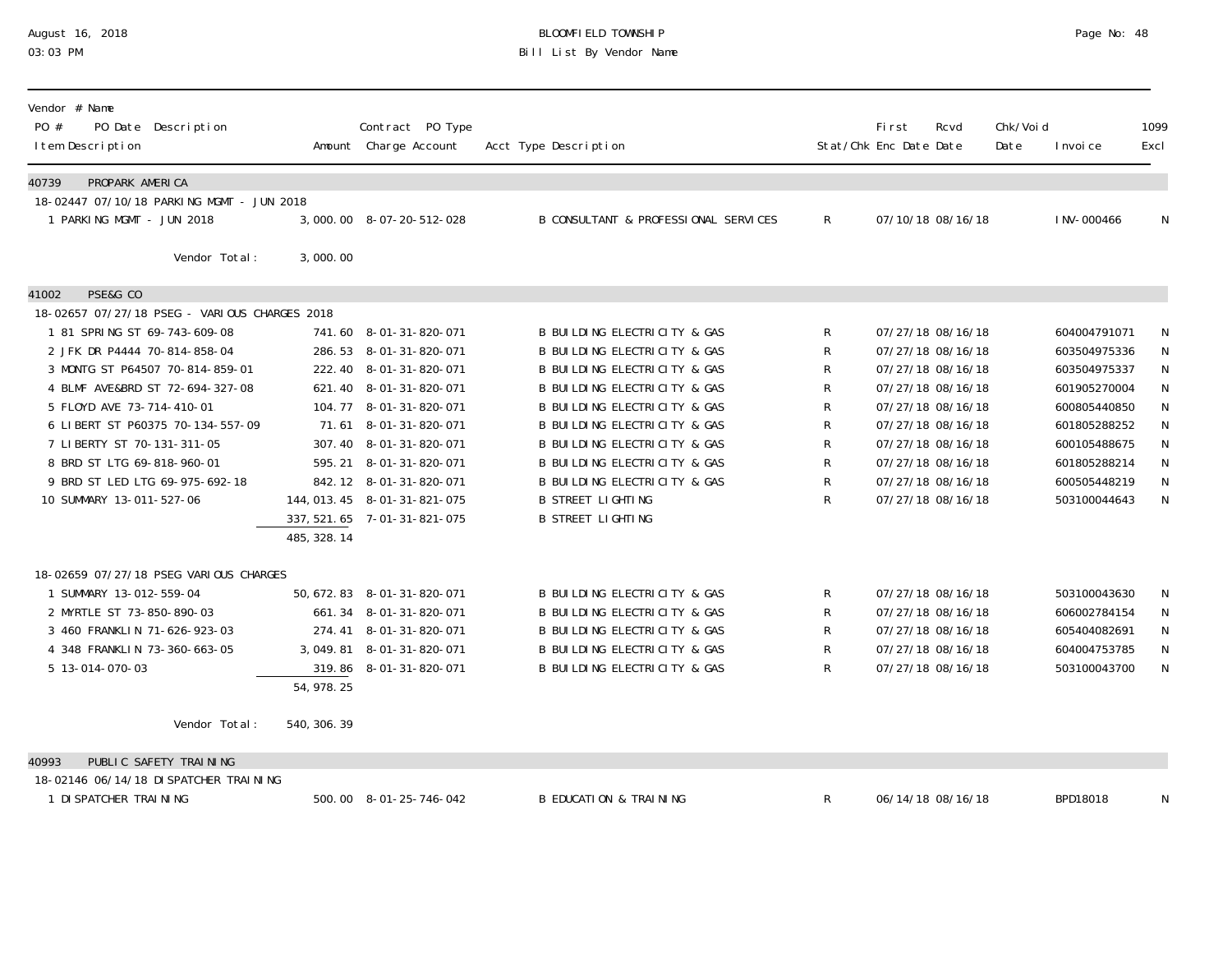BLOOMFIELD TOWNSHIP
Bill List By Vendor Name

August 16, 2018
03:03 PM

| Vendor # Name / PO # PO Date Description / Item Description | Amount | Contract PO Type Charge Account | Acct Type Description | Stat/Chk | First Enc Date | Rcvd Date | Chk/Void Date | Invoice | 1099 Excl |
|---|---|---|---|---|---|---|---|---|---|
| **40739 PROPARK AMERICA** | | | | | | | | | |
| 18-02447 07/10/18 PARKING MGMT - JUN 2018 | | | | | | | | | |
| 1 PARKING MGMT - JUN 2018 | 3,000.00 | 8-07-20-512-028 | B CONSULTANT & PROFESSIONAL SERVICES | R | 07/10/18 | 08/16/18 | | INV-000466 | N |
| Vendor Total: | 3,000.00 | | | | | | | | |
| **41002 PSE&G CO** | | | | | | | | | |
| 18-02657 07/27/18 PSEG - VARIOUS CHARGES 2018 | | | | | | | | | |
| 1 81 SPRING ST 69-743-609-08 | 741.60 | 8-01-31-820-071 | B BUILDING ELECTRICITY & GAS | R | 07/27/18 | 08/16/18 | | 604004791071 | N |
| 2 JFK DR P4444 70-814-858-04 | 286.53 | 8-01-31-820-071 | B BUILDING ELECTRICITY & GAS | R | 07/27/18 | 08/16/18 | | 603504975336 | N |
| 3 MONTG ST P64507 70-814-859-01 | 222.40 | 8-01-31-820-071 | B BUILDING ELECTRICITY & GAS | R | 07/27/18 | 08/16/18 | | 603504975337 | N |
| 4 BLMF AVE&BRD ST 72-694-327-08 | 621.40 | 8-01-31-820-071 | B BUILDING ELECTRICITY & GAS | R | 07/27/18 | 08/16/18 | | 601905270004 | N |
| 5 FLOYD AVE 73-714-410-01 | 104.77 | 8-01-31-820-071 | B BUILDING ELECTRICITY & GAS | R | 07/27/18 | 08/16/18 | | 600805440850 | N |
| 6 LIBERT ST P60375 70-134-557-09 | 71.61 | 8-01-31-820-071 | B BUILDING ELECTRICITY & GAS | R | 07/27/18 | 08/16/18 | | 601805288252 | N |
| 7 LIBERTY ST 70-131-311-05 | 307.40 | 8-01-31-820-071 | B BUILDING ELECTRICITY & GAS | R | 07/27/18 | 08/16/18 | | 600105488675 | N |
| 8 BRD ST LTG 69-818-960-01 | 595.21 | 8-01-31-820-071 | B BUILDING ELECTRICITY & GAS | R | 07/27/18 | 08/16/18 | | 601805288214 | N |
| 9 BRD ST LED LTG 69-975-692-18 | 842.12 | 8-01-31-820-071 | B BUILDING ELECTRICITY & GAS | R | 07/27/18 | 08/16/18 | | 600505448219 | N |
| 10 SUMMARY 13-011-527-06 | 144,013.45 | 8-01-31-821-075 | B STREET LIGHTING | R | 07/27/18 | 08/16/18 | | 503100044643 | N |
| | 337,521.65 | 7-01-31-821-075 | B STREET LIGHTING | | | | | | |
| | 485,328.14 | | | | | | | | |
| 18-02659 07/27/18 PSEG VARIOUS CHARGES | | | | | | | | | |
| 1 SUMMARY 13-012-559-04 | 50,672.83 | 8-01-31-820-071 | B BUILDING ELECTRICITY & GAS | R | 07/27/18 | 08/16/18 | | 503100043630 | N |
| 2 MYRTLE ST 73-850-890-03 | 661.34 | 8-01-31-820-071 | B BUILDING ELECTRICITY & GAS | R | 07/27/18 | 08/16/18 | | 606002784154 | N |
| 3 460 FRANKLIN 71-626-923-03 | 274.41 | 8-01-31-820-071 | B BUILDING ELECTRICITY & GAS | R | 07/27/18 | 08/16/18 | | 605404082691 | N |
| 4 348 FRANKLIN 73-360-663-05 | 3,049.81 | 8-01-31-820-071 | B BUILDING ELECTRICITY & GAS | R | 07/27/18 | 08/16/18 | | 604004753785 | N |
| 5 13-014-070-03 | 319.86 | 8-01-31-820-071 | B BUILDING ELECTRICITY & GAS | R | 07/27/18 | 08/16/18 | | 503100043700 | N |
| | 54,978.25 | | | | | | | | |
| Vendor Total: | 540,306.39 | | | | | | | | |
| **40993 PUBLIC SAFETY TRAINING** | | | | | | | | | |
| 18-02146 06/14/18 DISPATCHER TRAINING | | | | | | | | | |
| 1 DISPATCHER TRAINING | 500.00 | 8-01-25-746-042 | B EDUCATION & TRAINING | R | 06/14/18 | 08/16/18 | | BPD18018 | N |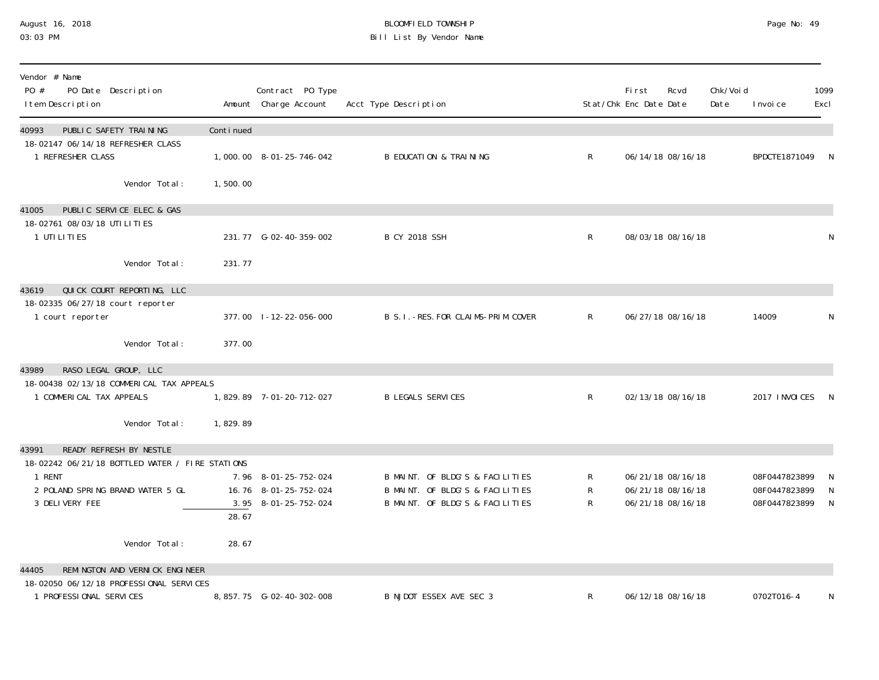| Vendor # Name<br>PO # PO Date Description<br>Item Description | Amount | Contract PO Type<br>Charge Account | Acct Type Description | Stat/Chk | First Enc Date | Rcvd Date | Chk/Void Date | Invoice | 1099 Excl |
|---|---|---|---|---|---|---|---|---|---|
| **40993 PUBLIC SAFETY TRAINING** | Continued | | | | | | | | |
| 18-02147 06/14/18 REFRESHER CLASS | | | | | | | | | |
| 1 REFRESHER CLASS | 1,000.00 | 8-01-25-746-042 | B EDUCATION & TRAINING | R | 06/14/18 | 08/16/18 | | BPDCTE1871049 | N |
| Vendor Total: | 1,500.00 | | | | | | | | |
| **41005 PUBLIC SERVICE ELEC. & GAS** | | | | | | | | | |
| 18-02761 08/03/18 UTILITIES | | | | | | | | | |
| 1 UTILITIES | 231.77 | G-02-40-359-002 | B CY 2018 SSH | R | 08/03/18 | 08/16/18 | | | N |
| Vendor Total: | 231.77 | | | | | | | | |
| **43619 QUICK COURT REPORTING, LLC** | | | | | | | | | |
| 18-02335 06/27/18 court reporter | | | | | | | | | |
| 1 court reporter | 377.00 | I-12-22-056-000 | B S.I.-RES.FOR CLAIMS-PRIM.COVER | R | 06/27/18 | 08/16/18 | | 14009 | N |
| Vendor Total: | 377.00 | | | | | | | | |
| **43989 RASO LEGAL GROUP, LLC** | | | | | | | | | |
| 18-00438 02/13/18 COMMERICAL TAX APPEALS | | | | | | | | | |
| 1 COMMERICAL TAX APPEALS | 1,829.89 | 7-01-20-712-027 | B LEGALS SERVICES | R | 02/13/18 | 08/16/18 | | 2017 INVOICES | N |
| Vendor Total: | 1,829.89 | | | | | | | | |
| **43991 READY REFRESH BY NESTLE** | | | | | | | | | |
| 18-02242 06/21/18 BOTTLED WATER / FIRE STATIONS | | | | | | | | | |
| 1 RENT | 7.96 | 8-01-25-752-024 | B MAINT. OF BLDG'S & FACILITIES | R | 06/21/18 | 08/16/18 | | 08F0447823899 | N |
| 2 POLAND SPRING BRAND WATER 5 GL | 16.76 | 8-01-25-752-024 | B MAINT. OF BLDG'S & FACILITIES | R | 06/21/18 | 08/16/18 | | 08F0447823899 | N |
| 3 DELIVERY FEE | 3.95 | 8-01-25-752-024 | B MAINT. OF BLDG'S & FACILITIES | R | 06/21/18 | 08/16/18 | | 08F0447823899 | N |
| | 28.67 | | | | | | | | |
| Vendor Total: | 28.67 | | | | | | | | |
| **44405 REMINGTON AND VERNICK ENGINEER** | | | | | | | | | |
| 18-02050 06/12/18 PROFESSIONAL SERVICES | | | | | | | | | |
| 1 PROFESSIONAL SERVICES | 8,857.75 | G-02-40-302-008 | B NJDOT ESSEX AVE SEC 3 | R | 06/12/18 | 08/16/18 | | 0702T016-4 | N |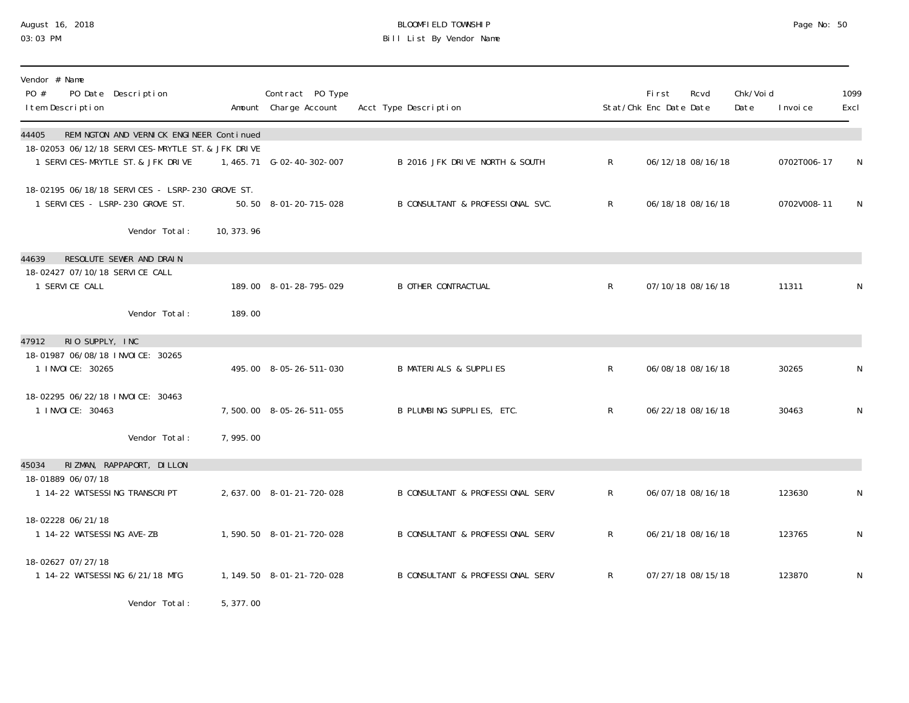BLOOMFIELD TOWNSHIP
Bill List By Vendor Name

August 16, 2018
03:03 PM

| Vendor # Name<br>PO # PO Date Description<br>Item Description | Amount | Contract PO Type<br>Charge Account | Acct Type Description | Stat/Chk | First Enc Date | Rcvd Date | Chk/Void Date | Invoice | 1099 Excl |
|---|---|---|---|---|---|---|---|---|---|
| **44405 REMINGTON AND VERNICK ENGINEER Continued** | | | | | | | | | |
| 18-02053 06/12/18 SERVICES-MRYTLE ST. & JFK DRIVE | | | | | | | | | |
| 1 SERVICES-MRYTLE ST. & JFK DRIVE | 1,465.71 | G-02-40-302-007 | B 2016 JFK DRIVE NORTH & SOUTH | R | 06/12/18 | 08/16/18 | | 0702T006-17 | N |
| 18-02195 06/18/18 SERVICES - LSRP-230 GROVE ST. | | | | | | | | | |
| 1 SERVICES - LSRP-230 GROVE ST. | 50.50 | 8-01-20-715-028 | B CONSULTANT & PROFESSIONAL SVC. | R | 06/18/18 | 08/16/18 | | 0702V008-11 | N |
| Vendor Total: | 10,373.96 | | | | | | | | |
| **44639 RESOLUTE SEWER AND DRAIN** | | | | | | | | | |
| 18-02427 07/10/18 SERVICE CALL | | | | | | | | | |
| 1 SERVICE CALL | 189.00 | 8-01-28-795-029 | B OTHER CONTRACTUAL | R | 07/10/18 | 08/16/18 | | 11311 | N |
| Vendor Total: | 189.00 | | | | | | | | |
| **47912 RIO SUPPLY, INC** | | | | | | | | | |
| 18-01987 06/08/18 INVOICE: 30265 | | | | | | | | | |
| 1 INVOICE: 30265 | 495.00 | 8-05-26-511-030 | B MATERIALS & SUPPLIES | R | 06/08/18 | 08/16/18 | | 30265 | N |
| 18-02295 06/22/18 INVOICE: 30463 | | | | | | | | | |
| 1 INVOICE: 30463 | 7,500.00 | 8-05-26-511-055 | B PLUMBING SUPPLIES, ETC. | R | 06/22/18 | 08/16/18 | | 30463 | N |
| Vendor Total: | 7,995.00 | | | | | | | | |
| **45034 RIZMAN, RAPPAPORT, DILLON** | | | | | | | | | |
| 18-01889 06/07/18 | | | | | | | | | |
| 1 14-22 WATSESSING TRANSCRIPT | 2,637.00 | 8-01-21-720-028 | B CONSULTANT & PROFESSIONAL SERV | R | 06/07/18 | 08/16/18 | | 123630 | N |
| 18-02228 06/21/18 | | | | | | | | | |
| 1 14-22 WATSESSING AVE-ZB | 1,590.50 | 8-01-21-720-028 | B CONSULTANT & PROFESSIONAL SERV | R | 06/21/18 | 08/16/18 | | 123765 | N |
| 18-02627 07/27/18 | | | | | | | | | |
| 1 14-22 WATSESSING 6/21/18 MTG | 1,149.50 | 8-01-21-720-028 | B CONSULTANT & PROFESSIONAL SERV | R | 07/27/18 | 08/15/18 | | 123870 | N |
| Vendor Total: | 5,377.00 | | | | | | | | |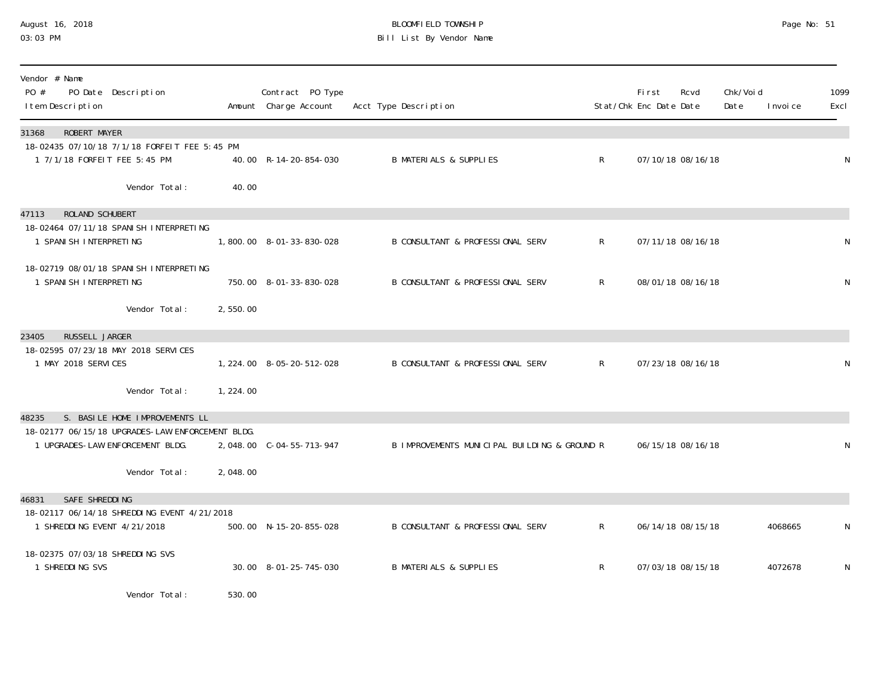BLOOMFIELD TOWNSHIP

Bill List By Vendor Name

| Vendor # Name / PO # PO Date Description / Item Description | Amount | Contract PO Type Charge Account | Acct Type Description | Stat/Chk | First Enc Date | Rcvd Date | Chk/Void Date | Invoice | 1099 Excl |
|---|---|---|---|---|---|---|---|---|---|
| **31368 ROBERT MAYER** | | | | | | | | | |
| 18-02435 07/10/18 7/1/18 FORFEIT FEE 5:45 PM | | | | | | | | | |
| 1 7/1/18 FORFEIT FEE 5:45 PM | 40.00 | R-14-20-854-030 | B MATERIALS & SUPPLIES | R | 07/10/18 | 08/16/18 | | | N |
| Vendor Total: | 40.00 | | | | | | | | |
| **47113 ROLAND SCHUBERT** | | | | | | | | | |
| 18-02464 07/11/18 SPANISH INTERPRETING | | | | | | | | | |
| 1 SPANISH INTERPRETING | 1,800.00 | 8-01-33-830-028 | B CONSULTANT & PROFESSIONAL SERV | R | 07/11/18 | 08/16/18 | | | N |
| 18-02719 08/01/18 SPANISH INTERPRETING | | | | | | | | | |
| 1 SPANISH INTERPRETING | 750.00 | 8-01-33-830-028 | B CONSULTANT & PROFESSIONAL SERV | R | 08/01/18 | 08/16/18 | | | N |
| Vendor Total: | 2,550.00 | | | | | | | | |
| **23405 RUSSELL JARGER** | | | | | | | | | |
| 18-02595 07/23/18 MAY 2018 SERVICES | | | | | | | | | |
| 1 MAY 2018 SERVICES | 1,224.00 | 8-05-20-512-028 | B CONSULTANT & PROFESSIONAL SERV | R | 07/23/18 | 08/16/18 | | | N |
| Vendor Total: | 1,224.00 | | | | | | | | |
| **48235 S. BASILE HOME IMPROVEMENTS LL** | | | | | | | | | |
| 18-02177 06/15/18 UPGRADES-LAW ENFORCEMENT BLDG. | | | | | | | | | |
| 1 UPGRADES-LAW ENFORCEMENT BLDG. | 2,048.00 | C-04-55-713-947 | B IMPROVEMENTS MUNICIPAL BUILDING & GROUND | R | 06/15/18 | 08/16/18 | | | N |
| Vendor Total: | 2,048.00 | | | | | | | | |
| **46831 SAFE SHREDDING** | | | | | | | | | |
| 18-02117 06/14/18 SHREDDING EVENT 4/21/2018 | | | | | | | | | |
| 1 SHREDDING EVENT 4/21/2018 | 500.00 | N-15-20-855-028 | B CONSULTANT & PROFESSIONAL SERV | R | 06/14/18 | 08/15/18 | | 4068665 | N |
| 18-02375 07/03/18 SHREDDING SVS | | | | | | | | | |
| 1 SHREDDING SVS | 30.00 | 8-01-25-745-030 | B MATERIALS & SUPPLIES | R | 07/03/18 | 08/15/18 | | 4072678 | N |
| Vendor Total: | 530.00 | | | | | | | | |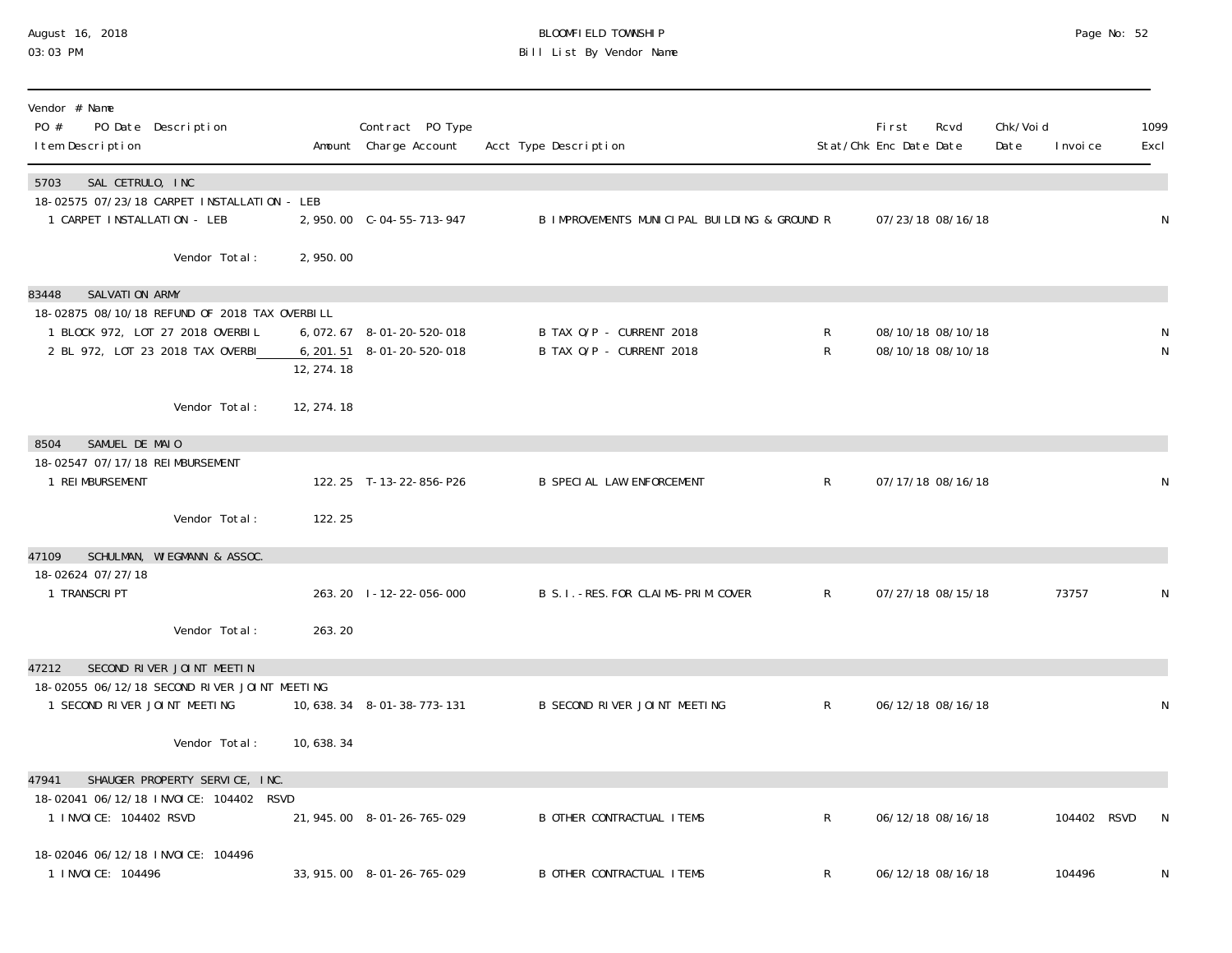BLOOMFIELD TOWNSHIP
Bill List By Vendor Name

August 16, 2018
03:03 PM

| Vendor # Name<br>PO # PO Date Description<br>Item Description | Amount | Contract PO Type<br>Charge Account | Acct Type Description | Stat/Chk | First Enc Date | Rcvd Date | Chk/Void Date | Invoice | 1099 Excl |
|---|---|---|---|---|---|---|---|---|---|
| **5703 SAL CETRULO, INC** | | | | | | | | | |
| 18-02575 07/23/18 CARPET INSTALLATION - LEB | | | | | | | | | |
| 1 CARPET INSTALLATION - LEB | 2,950.00 | C-04-55-713-947 | B IMPROVEMENTS MUNICIPAL BUILDING & GROUND | R | 07/23/18 | 08/16/18 | | | N |
| Vendor Total: | 2,950.00 | | | | | | | | |
| **83448 SALVATION ARMY** | | | | | | | | | |
| 18-02875 08/10/18 REFUND OF 2018 TAX OVERBILL | | | | | | | | | |
| 1 BLOCK 972, LOT 27 2018 OVERBIL | 6,072.67 | 8-01-20-520-018 | B TAX O/P - CURRENT 2018 | R | 08/10/18 | 08/10/18 | | | N |
| 2 BL 972, LOT 23 2018 TAX OVERBI | 6,201.51 | 8-01-20-520-018 | B TAX O/P - CURRENT 2018 | R | 08/10/18 | 08/10/18 | | | N |
| | 12,274.18 | | | | | | | | |
| Vendor Total: | 12,274.18 | | | | | | | | |
| **8504 SAMUEL DE MAIO** | | | | | | | | | |
| 18-02547 07/17/18 REIMBURSEMENT | | | | | | | | | |
| 1 REIMBURSEMENT | 122.25 | T-13-22-856-P26 | B SPECIAL LAW ENFORCEMENT | R | 07/17/18 | 08/16/18 | | | N |
| Vendor Total: | 122.25 | | | | | | | | |
| **47109 SCHULMAN, WIEGMANN & ASSOC.** | | | | | | | | | |
| 18-02624 07/27/18 | | | | | | | | | |
| 1 TRANSCRIPT | 263.20 | I-12-22-056-000 | B S.I.-RES.FOR CLAIMS-PRIM.COVER | R | 07/27/18 | 08/15/18 | | 73757 | N |
| Vendor Total: | 263.20 | | | | | | | | |
| **47212 SECOND RIVER JOINT MEETIN** | | | | | | | | | |
| 18-02055 06/12/18 SECOND RIVER JOINT MEETING | | | | | | | | | |
| 1 SECOND RIVER JOINT MEETING | 10,638.34 | 8-01-38-773-131 | B SECOND RIVER JOINT MEETING | R | 06/12/18 | 08/16/18 | | | N |
| Vendor Total: | 10,638.34 | | | | | | | | |
| **47941 SHAUGER PROPERTY SERVICE, INC.** | | | | | | | | | |
| 18-02041 06/12/18 INVOICE: 104402 RSVD | | | | | | | | | |
| 1 INVOICE: 104402 RSVD | 21,945.00 | 8-01-26-765-029 | B OTHER CONTRACTUAL ITEMS | R | 06/12/18 | 08/16/18 | | 104402 RSVD | N |
| 18-02046 06/12/18 INVOICE: 104496 | | | | | | | | | |
| 1 INVOICE: 104496 | 33,915.00 | 8-01-26-765-029 | B OTHER CONTRACTUAL ITEMS | R | 06/12/18 | 08/16/18 | | 104496 | N |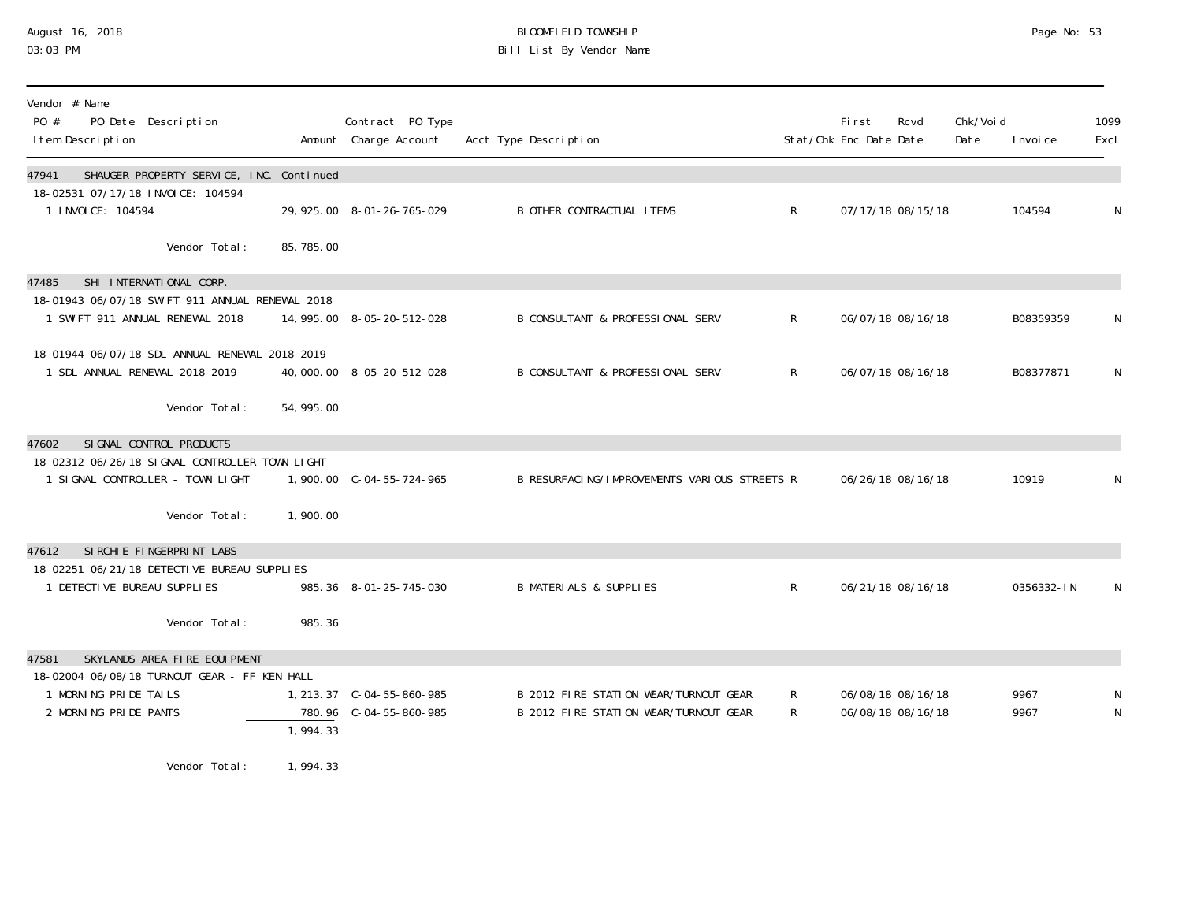August 16, 2018
03:03 PM

BLOOMFIELD TOWNSHIP
Bill List By Vendor Name

| Vendor # Name / PO # PO Date Description / Item Description | Amount | Contract PO Type Charge Account | Acct Type Description | Stat/Chk | First Enc Date | Rcvd Date | Chk/Void Date | Invoice | 1099 Excl |
|---|---|---|---|---|---|---|---|---|---|
| **47941 SHAUGER PROPERTY SERVICE, INC. Continued** | | | | | | | | | |
| 18-02531 07/17/18 INVOICE: 104594 | | | | | | | | | |
| 1 INVOICE: 104594 | 29,925.00 | 8-01-26-765-029 | B OTHER CONTRACTUAL ITEMS | R | 07/17/18 | 08/15/18 | | 104594 | N |
| Vendor Total: | 85,785.00 | | | | | | | | |
| **47485 SHI INTERNATIONAL CORP.** | | | | | | | | | |
| 18-01943 06/07/18 SWIFT 911 ANNUAL RENEWAL 2018 | | | | | | | | | |
| 1 SWIFT 911 ANNUAL RENEWAL 2018 | 14,995.00 | 8-05-20-512-028 | B CONSULTANT & PROFESSIONAL SERV | R | 06/07/18 | 08/16/18 | | B08359359 | N |
| 18-01944 06/07/18 SDL ANNUAL RENEWAL 2018-2019 | | | | | | | | | |
| 1 SDL ANNUAL RENEWAL 2018-2019 | 40,000.00 | 8-05-20-512-028 | B CONSULTANT & PROFESSIONAL SERV | R | 06/07/18 | 08/16/18 | | B08377871 | N |
| Vendor Total: | 54,995.00 | | | | | | | | |
| **47602 SIGNAL CONTROL PRODUCTS** | | | | | | | | | |
| 18-02312 06/26/18 SIGNAL CONTROLLER-TOWN LIGHT | | | | | | | | | |
| 1 SIGNAL CONTROLLER - TOWN LIGHT | 1,900.00 | C-04-55-724-965 | B RESURFACING/IMPROVEMENTS VARIOUS STREETS | R | 06/26/18 | 08/16/18 | | 10919 | N |
| Vendor Total: | 1,900.00 | | | | | | | | |
| **47612 SIRCHIE FINGERPRINT LABS** | | | | | | | | | |
| 18-02251 06/21/18 DETECTIVE BUREAU SUPPLIES | | | | | | | | | |
| 1 DETECTIVE BUREAU SUPPLIES | 985.36 | 8-01-25-745-030 | B MATERIALS & SUPPLIES | R | 06/21/18 | 08/16/18 | | 0356332-IN | N |
| Vendor Total: | 985.36 | | | | | | | | |
| **47581 SKYLANDS AREA FIRE EQUIPMENT** | | | | | | | | | |
| 18-02004 06/08/18 TURNOUT GEAR - FF KEN HALL | | | | | | | | | |
| 1 MORNING PRIDE TAILS | 1,213.37 | C-04-55-860-985 | B 2012 FIRE STATION WEAR/TURNOUT GEAR | R | 06/08/18 | 08/16/18 | | 9967 | N |
| 2 MORNING PRIDE PANTS | 780.96 | C-04-55-860-985 | B 2012 FIRE STATION WEAR/TURNOUT GEAR | R | 06/08/18 | 08/16/18 | | 9967 | N |
| | 1,994.33 | | | | | | | | |
| Vendor Total: | 1,994.33 | | | | | | | | |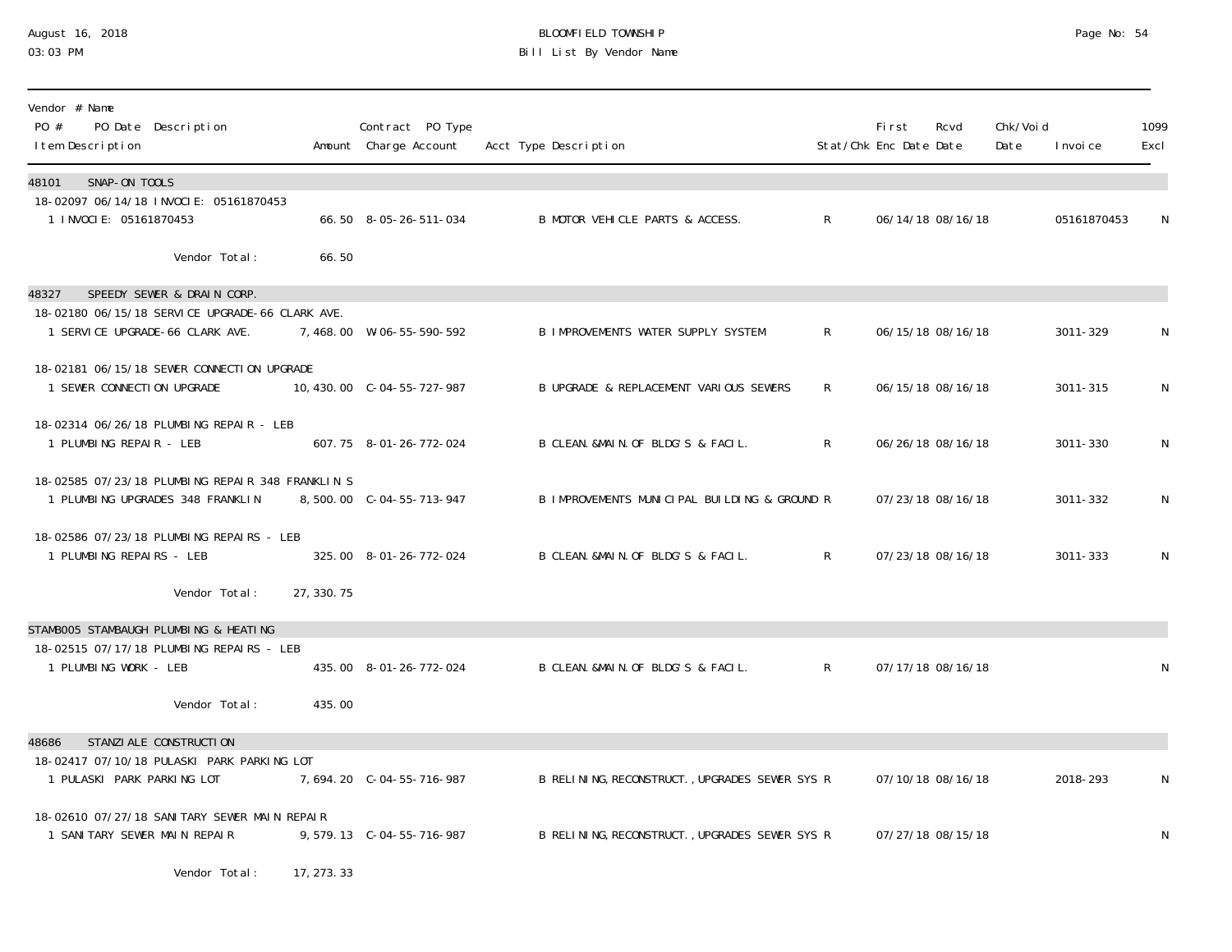BLOOMFIELD TOWNSHIP

Bill List By Vendor Name

August 16, 2018
03:03 PM

| Vendor # Name / PO # PO Date Description / Item Description | Amount | Contract PO Type / Charge Account | Acct Type Description | Stat/Chk | First Enc Date | Rcvd Date | Chk/Void Date | Invoice | 1099 Excl |
|---|---|---|---|---|---|---|---|---|---|
| **48101 SNAP-ON TOOLS** | | | | | | | | | |
| 18-02097 06/14/18 INVOCIE: 05161870453 | | | | | | | | | |
| 1 INVOCIE: 05161870453 | 66.50 | 8-05-26-511-034 | B MOTOR VEHICLE PARTS & ACCESS. | R | 06/14/18 | 08/16/18 | | 05161870453 | N |
| Vendor Total: | 66.50 | | | | | | | | |
| **48327 SPEEDY SEWER & DRAIN CORP.** | | | | | | | | | |
| 18-02180 06/15/18 SERVICE UPGRADE-66 CLARK AVE. | | | | | | | | | |
| 1 SERVICE UPGRADE-66 CLARK AVE. | 7,468.00 | W-06-55-590-592 | B IMPROVEMENTS WATER SUPPLY SYSTEM | R | 06/15/18 | 08/16/18 | | 3011-329 | N |
| 18-02181 06/15/18 SEWER CONNECTION UPGRADE | | | | | | | | | |
| 1 SEWER CONNECTION UPGRADE | 10,430.00 | C-04-55-727-987 | B UPGRADE & REPLACEMENT VARIOUS SEWERS | R | 06/15/18 | 08/16/18 | | 3011-315 | N |
| 18-02314 06/26/18 PLUMBING REPAIR - LEB | | | | | | | | | |
| 1 PLUMBING REPAIR - LEB | 607.75 | 8-01-26-772-024 | B CLEAN.&MAIN.OF BLDG'S & FACIL. | R | 06/26/18 | 08/16/18 | | 3011-330 | N |
| 18-02585 07/23/18 PLUMBING REPAIR 348 FRANKLIN S | | | | | | | | | |
| 1 PLUMBING UPGRADES 348 FRANKLIN | 8,500.00 | C-04-55-713-947 | B IMPROVEMENTS MUNICIPAL BUILDING & GROUND | R | 07/23/18 | 08/16/18 | | 3011-332 | N |
| 18-02586 07/23/18 PLUMBING REPAIRS - LEB | | | | | | | | | |
| 1 PLUMBING REPAIRS - LEB | 325.00 | 8-01-26-772-024 | B CLEAN.&MAIN.OF BLDG'S & FACIL. | R | 07/23/18 | 08/16/18 | | 3011-333 | N |
| Vendor Total: | 27,330.75 | | | | | | | | |
| **STAMB005 STAMBAUGH PLUMBING & HEATING** | | | | | | | | | |
| 18-02515 07/17/18 PLUMBING REPAIRS - LEB | | | | | | | | | |
| 1 PLUMBING WORK - LEB | 435.00 | 8-01-26-772-024 | B CLEAN.&MAIN.OF BLDG'S & FACIL. | R | 07/17/18 | 08/16/18 | | | N |
| Vendor Total: | 435.00 | | | | | | | | |
| **48686 STANZIALE CONSTRUCTION** | | | | | | | | | |
| 18-02417 07/10/18 PULASKI PARK PARKING LOT | | | | | | | | | |
| 1 PULASKI PARK PARKING LOT | 7,694.20 | C-04-55-716-987 | B RELINING,RECONSTRUCT.,UPGRADES SEWER SYS | R | 07/10/18 | 08/16/18 | | 2018-293 | N |
| 18-02610 07/27/18 SANITARY SEWER MAIN REPAIR | | | | | | | | | |
| 1 SANITARY SEWER MAIN REPAIR | 9,579.13 | C-04-55-716-987 | B RELINING,RECONSTRUCT.,UPGRADES SEWER SYS | R | 07/27/18 | 08/15/18 | | | N |
| Vendor Total: | 17,273.33 | | | | | | | | |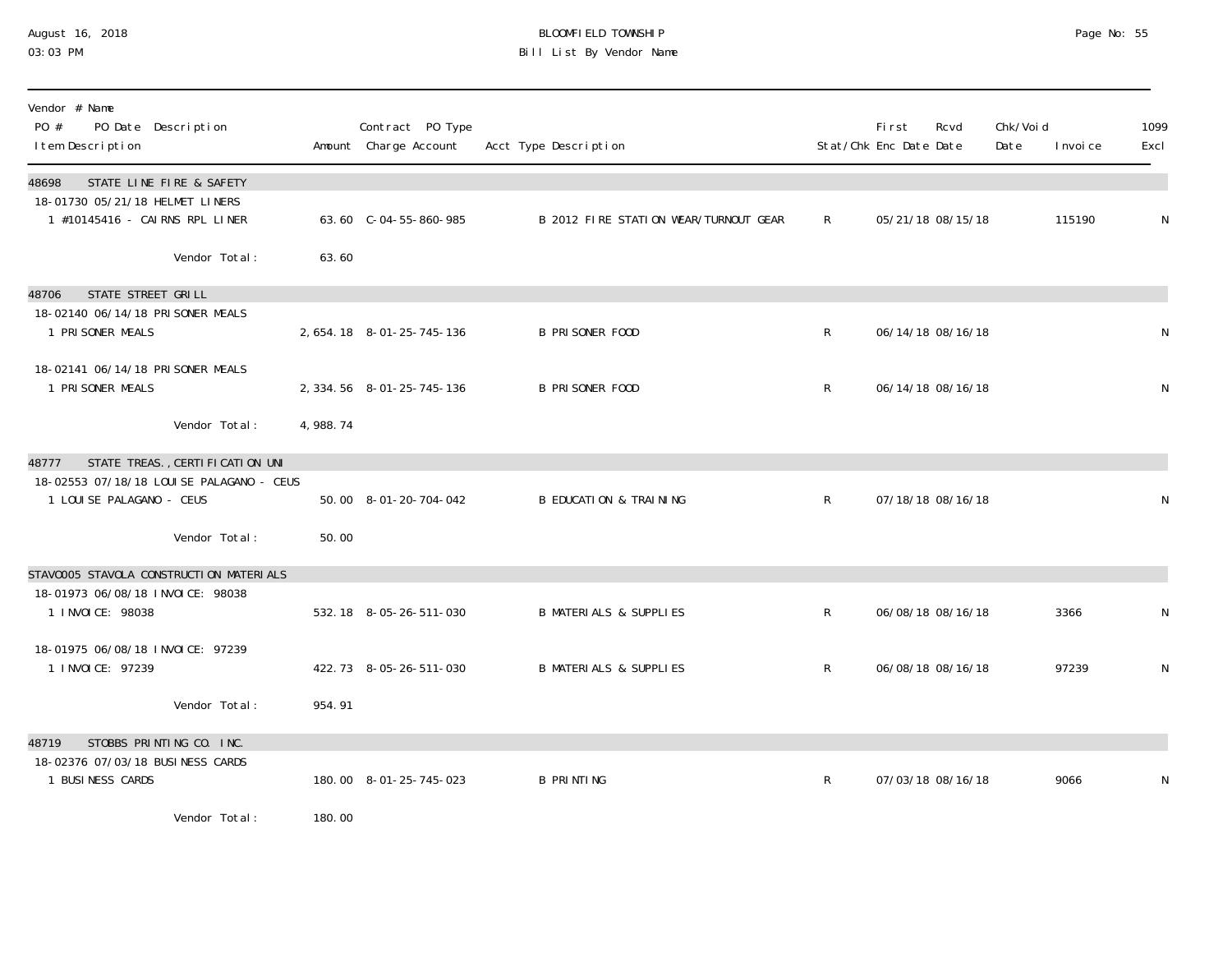BLOOMFIELD TOWNSHIP
Bill List By Vendor Name

August 16, 2018
03:03 PM

| Vendor # Name / PO # PO Date Description / Item Description | Amount | Contract PO Type Charge Account | Acct Type Description | Stat/Chk | First Enc Date | Rcvd Date | Chk/Void Date | Invoice | 1099 Excl |
|---|---|---|---|---|---|---|---|---|---|
| **48698 STATE LINE FIRE & SAFETY** | | | | | | | | | |
| 18-01730 05/21/18 HELMET LINERS | | | | | | | | | |
| 1 #10145416 - CAIRNS RPL LINER | 63.60 | C-04-55-860-985 | B 2012 FIRE STATION WEAR/TURNOUT GEAR | R | 05/21/18 | 08/15/18 | | 115190 | N |
| Vendor Total: | 63.60 | | | | | | | | |
| **48706 STATE STREET GRILL** | | | | | | | | | |
| 18-02140 06/14/18 PRISONER MEALS | | | | | | | | | |
| 1 PRISONER MEALS | 2,654.18 | 8-01-25-745-136 | B PRISONER FOOD | R | 06/14/18 | 08/16/18 | | | N |
| 18-02141 06/14/18 PRISONER MEALS | | | | | | | | | |
| 1 PRISONER MEALS | 2,334.56 | 8-01-25-745-136 | B PRISONER FOOD | R | 06/14/18 | 08/16/18 | | | N |
| Vendor Total: | 4,988.74 | | | | | | | | |
| **48777 STATE TREAS., CERTIFICATION UNI** | | | | | | | | | |
| 18-02553 07/18/18 LOUISE PALAGANO - CEUS | | | | | | | | | |
| 1 LOUISE PALAGANO - CEUS | 50.00 | 8-01-20-704-042 | B EDUCATION & TRAINING | R | 07/18/18 | 08/16/18 | | | N |
| Vendor Total: | 50.00 | | | | | | | | |
| **STAV0005 STAVOLA CONSTRUCTION MATERIALS** | | | | | | | | | |
| 18-01973 06/08/18 INVOICE: 98038 | | | | | | | | | |
| 1 INVOICE: 98038 | 532.18 | 8-05-26-511-030 | B MATERIALS & SUPPLIES | R | 06/08/18 | 08/16/18 | | 3366 | N |
| 18-01975 06/08/18 INVOICE: 97239 | | | | | | | | | |
| 1 INVOICE: 97239 | 422.73 | 8-05-26-511-030 | B MATERIALS & SUPPLIES | R | 06/08/18 | 08/16/18 | | 97239 | N |
| Vendor Total: | 954.91 | | | | | | | | |
| **48719 STOBBS PRINTING CO. INC.** | | | | | | | | | |
| 18-02376 07/03/18 BUSINESS CARDS | | | | | | | | | |
| 1 BUSINESS CARDS | 180.00 | 8-01-25-745-023 | B PRINTING | R | 07/03/18 | 08/16/18 | | 9066 | N |
| Vendor Total: | 180.00 | | | | | | | | |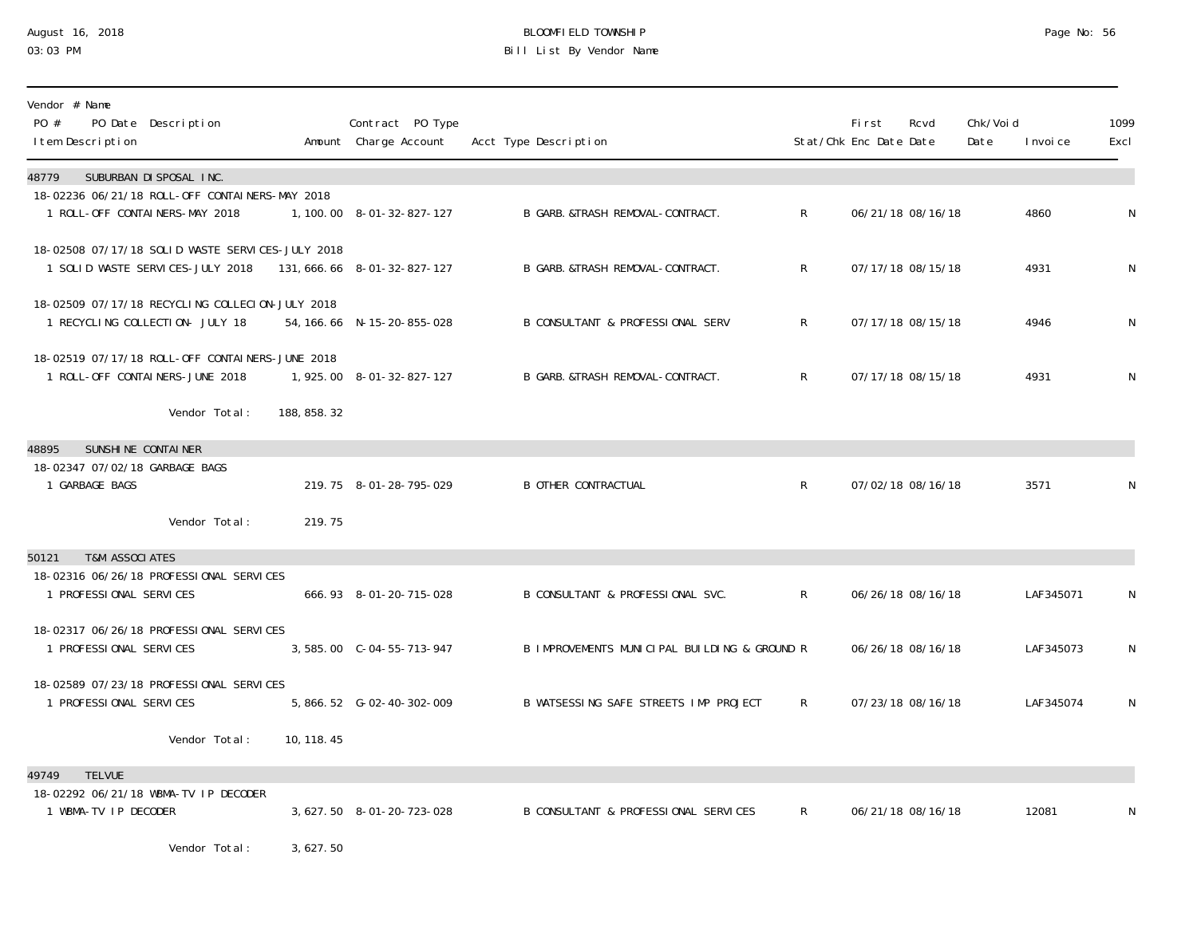BLOOMFIELD TOWNSHIP
Bill List By Vendor Name

August 16, 2018
03:03 PM

| Vendor # Name PO # PO Date Description Item Description | Amount | Contract PO Type Charge Account | Acct Type Description | Stat/Chk | First Enc Date | Rcvd Date | Chk/Void Date | Invoice | 1099 Excl |
|---|---|---|---|---|---|---|---|---|---|
| **48779 SUBURBAN DISPOSAL INC.** | | | | | | | | | |
| 18-02236 06/21/18 ROLL-OFF CONTAINERS-MAY 2018 | | | | | | | | | |
| 1 ROLL-OFF CONTAINERS-MAY 2018 | 1,100.00 | 8-01-32-827-127 | B GARB.&TRASH REMOVAL-CONTRACT. | R | 06/21/18 | 08/16/18 | | 4860 | N |
| 18-02508 07/17/18 SOLID WASTE SERVICES-JULY 2018 | | | | | | | | | |
| 1 SOLID WASTE SERVICES-JULY 2018 | 131,666.66 | 8-01-32-827-127 | B GARB.&TRASH REMOVAL-CONTRACT. | R | 07/17/18 | 08/15/18 | | 4931 | N |
| 18-02509 07/17/18 RECYCLING COLLECION-JULY 2018 | | | | | | | | | |
| 1 RECYCLING COLLECTION- JULY 18 | 54,166.66 | N-15-20-855-028 | B CONSULTANT & PROFESSIONAL SERV | R | 07/17/18 | 08/15/18 | | 4946 | N |
| 18-02519 07/17/18 ROLL-OFF CONTAINERS-JUNE 2018 | | | | | | | | | |
| 1 ROLL-OFF CONTAINERS-JUNE 2018 | 1,925.00 | 8-01-32-827-127 | B GARB.&TRASH REMOVAL-CONTRACT. | R | 07/17/18 | 08/15/18 | | 4931 | N |
| Vendor Total: | 188,858.32 | | | | | | | | |
| **48895 SUNSHINE CONTAINER** | | | | | | | | | |
| 18-02347 07/02/18 GARBAGE BAGS | | | | | | | | | |
| 1 GARBAGE BAGS | 219.75 | 8-01-28-795-029 | B OTHER CONTRACTUAL | R | 07/02/18 | 08/16/18 | | 3571 | N |
| Vendor Total: | 219.75 | | | | | | | | |
| **50121 T&M ASSOCIATES** | | | | | | | | | |
| 18-02316 06/26/18 PROFESSIONAL SERVICES | | | | | | | | | |
| 1 PROFESSIONAL SERVICES | 666.93 | 8-01-20-715-028 | B CONSULTANT & PROFESSIONAL SVC. | R | 06/26/18 | 08/16/18 | | LAF345071 | N |
| 18-02317 06/26/18 PROFESSIONAL SERVICES | | | | | | | | | |
| 1 PROFESSIONAL SERVICES | 3,585.00 | C-04-55-713-947 | B IMPROVEMENTS MUNICIPAL BUILDING & GROUND | R | 06/26/18 | 08/16/18 | | LAF345073 | N |
| 18-02589 07/23/18 PROFESSIONAL SERVICES | | | | | | | | | |
| 1 PROFESSIONAL SERVICES | 5,866.52 | G-02-40-302-009 | B WATSESSING SAFE STREETS IMP PROJECT | R | 07/23/18 | 08/16/18 | | LAF345074 | N |
| Vendor Total: | 10,118.45 | | | | | | | | |
| **49749 TELVUE** | | | | | | | | | |
| 18-02292 06/21/18 WBMA-TV IP DECODER | | | | | | | | | |
| 1 WBMA-TV IP DECODER | 3,627.50 | 8-01-20-723-028 | B CONSULTANT & PROFESSIONAL SERVICES | R | 06/21/18 | 08/16/18 | | 12081 | N |
| Vendor Total: | 3,627.50 | | | | | | | | |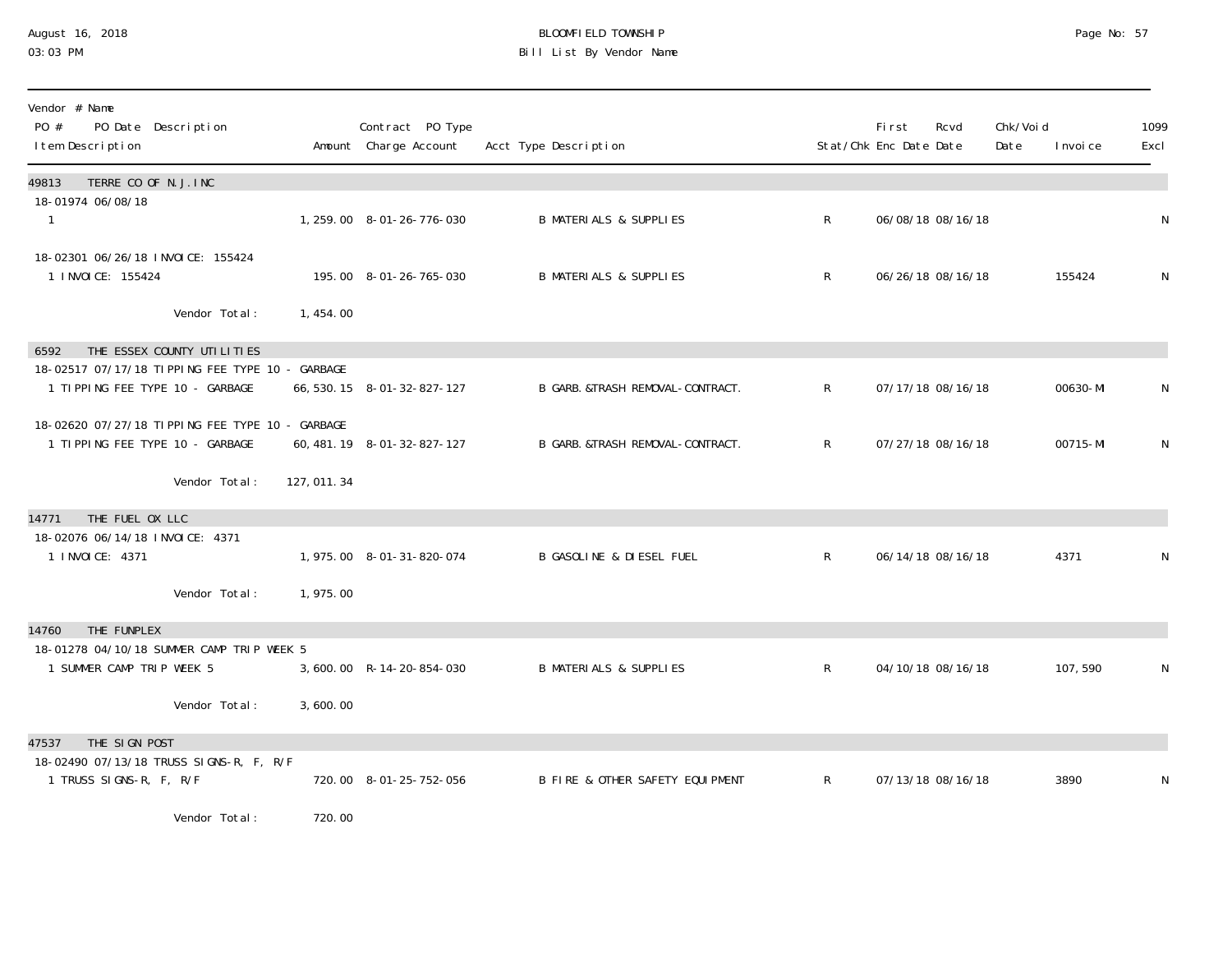August 16, 2018
03:03 PM

BLOOMFIELD TOWNSHIP
Bill List By Vendor Name

| Vendor # Name<br>PO # PO Date Description<br>Item Description | Amount | Contract PO Type<br>Charge Account | Acct Type Description | Stat/Chk | First Enc Date | Rcvd Date | Chk/Void Date | Invoice | 1099 Excl |
|---|---|---|---|---|---|---|---|---|---|
| **49813 TERRE CO OF N.J.INC** | | | | | | | | | |
| 18-01974 06/08/18 | | | | | | | | | |
| 1 | 1,259.00 | 8-01-26-776-030 | B MATERIALS & SUPPLIES | R | 06/08/18 | 08/16/18 | | | N |
| 18-02301 06/26/18 INVOICE: 155424 | | | | | | | | | |
| 1 INVOICE: 155424 | 195.00 | 8-01-26-765-030 | B MATERIALS & SUPPLIES | R | 06/26/18 | 08/16/18 | | 155424 | N |
| Vendor Total: | 1,454.00 | | | | | | | | |
| **6592 THE ESSEX COUNTY UTILITIES** | | | | | | | | | |
| 18-02517 07/17/18 TIPPING FEE TYPE 10 - GARBAGE | | | | | | | | | |
| 1 TIPPING FEE TYPE 10 - GARBAGE | 66,530.15 | 8-01-32-827-127 | B GARB.&TRASH REMOVAL-CONTRACT. | R | 07/17/18 | 08/16/18 | | 00630-MI | N |
| 18-02620 07/27/18 TIPPING FEE TYPE 10 - GARBAGE | | | | | | | | | |
| 1 TIPPING FEE TYPE 10 - GARBAGE | 60,481.19 | 8-01-32-827-127 | B GARB.&TRASH REMOVAL-CONTRACT. | R | 07/27/18 | 08/16/18 | | 00715-MI | N |
| Vendor Total: | 127,011.34 | | | | | | | | |
| **14771 THE FUEL OX LLC** | | | | | | | | | |
| 18-02076 06/14/18 INVOICE: 4371 | | | | | | | | | |
| 1 INVOICE: 4371 | 1,975.00 | 8-01-31-820-074 | B GASOLINE & DIESEL FUEL | R | 06/14/18 | 08/16/18 | | 4371 | N |
| Vendor Total: | 1,975.00 | | | | | | | | |
| **14760 THE FUNPLEX** | | | | | | | | | |
| 18-01278 04/10/18 SUMMER CAMP TRIP WEEK 5 | | | | | | | | | |
| 1 SUMMER CAMP TRIP WEEK 5 | 3,600.00 | R-14-20-854-030 | B MATERIALS & SUPPLIES | R | 04/10/18 | 08/16/18 | | 107,590 | N |
| Vendor Total: | 3,600.00 | | | | | | | | |
| **47537 THE SIGN POST** | | | | | | | | | |
| 18-02490 07/13/18 TRUSS SIGNS-R, F, R/F | | | | | | | | | |
| 1 TRUSS SIGNS-R, F, R/F | 720.00 | 8-01-25-752-056 | B FIRE & OTHER SAFETY EQUIPMENT | R | 07/13/18 | 08/16/18 | | 3890 | N |
| Vendor Total: | 720.00 | | | | | | | | |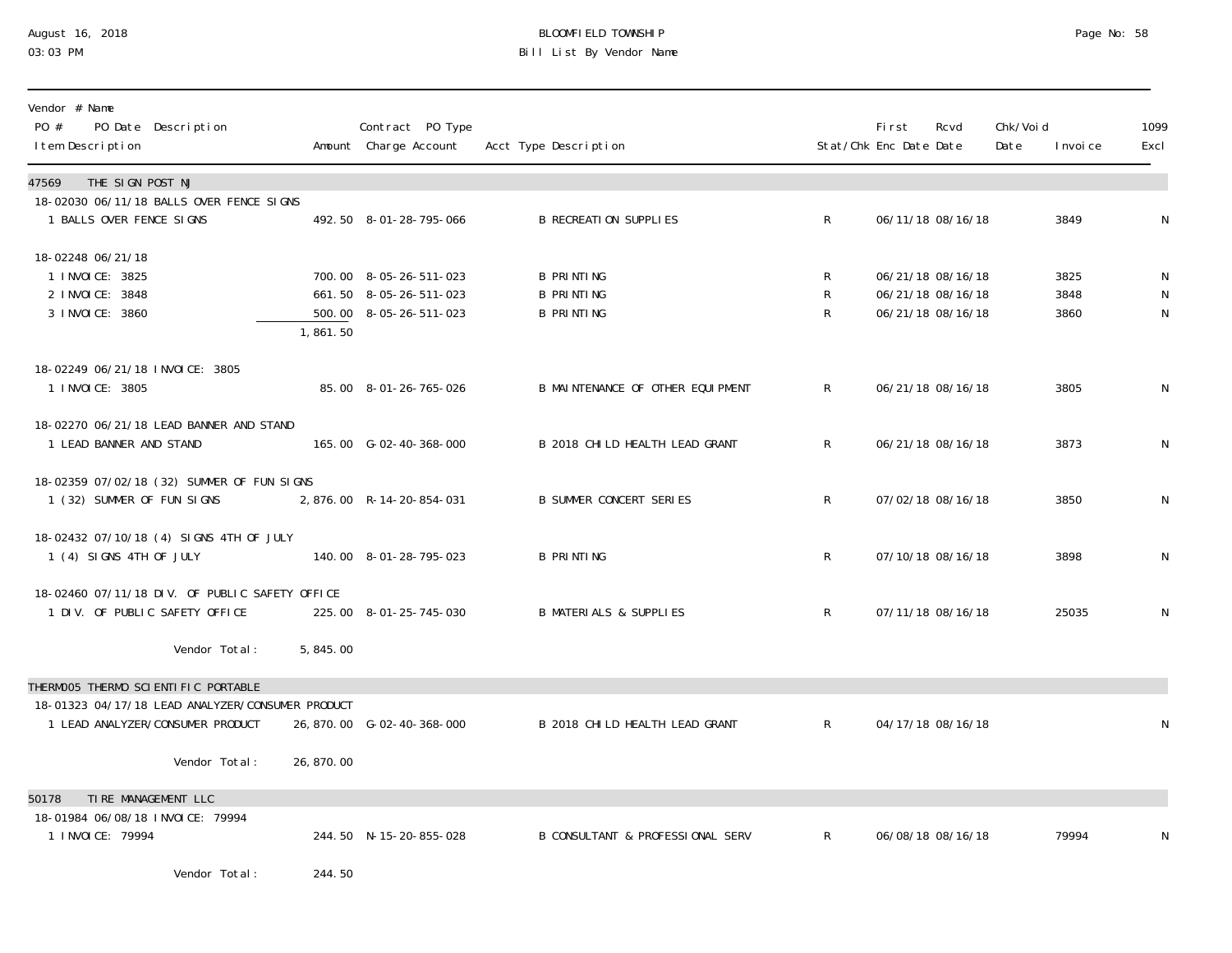BLOOMFIELD TOWNSHIP
Bill List By Vendor Name

August 16, 2018
03:03 PM

| Vendor # Name<br>PO # PO Date Description<br>Item Description | Amount | Contract PO Type<br>Charge Account | Acct Type Description | Stat/Chk | First Enc Date | Rcvd Date | Chk/Void Date | Invoice | 1099 Excl |
|---|---|---|---|---|---|---|---|---|---|
| **47569 THE SIGN POST NJ** | | | | | | | | | |
| 18-02030 06/11/18 BALLS OVER FENCE SIGNS | | | | | | | | | |
| 1 BALLS OVER FENCE SIGNS | 492.50 | 8-01-28-795-066 | B RECREATION SUPPLIES | R | 06/11/18 | 08/16/18 | | 3849 | N |
| 18-02248 06/21/18 | | | | | | | | | |
| 1 INVOICE: 3825 | 700.00 | 8-05-26-511-023 | B PRINTING | R | 06/21/18 | 08/16/18 | | 3825 | N |
| 2 INVOICE: 3848 | 661.50 | 8-05-26-511-023 | B PRINTING | R | 06/21/18 | 08/16/18 | | 3848 | N |
| 3 INVOICE: 3860 | 500.00 | 8-05-26-511-023 | B PRINTING | R | 06/21/18 | 08/16/18 | | 3860 | N |
| | 1,861.50 | | | | | | | | |
| 18-02249 06/21/18 INVOICE: 3805 | | | | | | | | | |
| 1 INVOICE: 3805 | 85.00 | 8-01-26-765-026 | B MAINTENANCE OF OTHER EQUIPMENT | R | 06/21/18 | 08/16/18 | | 3805 | N |
| 18-02270 06/21/18 LEAD BANNER AND STAND | | | | | | | | | |
| 1 LEAD BANNER AND STAND | 165.00 | G-02-40-368-000 | B 2018 CHILD HEALTH LEAD GRANT | R | 06/21/18 | 08/16/18 | | 3873 | N |
| 18-02359 07/02/18 (32) SUMMER OF FUN SIGNS | | | | | | | | | |
| 1 (32) SUMMER OF FUN SIGNS | 2,876.00 | R-14-20-854-031 | B SUMMER CONCERT SERIES | R | 07/02/18 | 08/16/18 | | 3850 | N |
| 18-02432 07/10/18 (4) SIGNS 4TH OF JULY | | | | | | | | | |
| 1 (4) SIGNS 4TH OF JULY | 140.00 | 8-01-28-795-023 | B PRINTING | R | 07/10/18 | 08/16/18 | | 3898 | N |
| 18-02460 07/11/18 DIV. OF PUBLIC SAFETY OFFICE | | | | | | | | | |
| 1 DIV. OF PUBLIC SAFETY OFFICE | 225.00 | 8-01-25-745-030 | B MATERIALS & SUPPLIES | R | 07/11/18 | 08/16/18 | | 25035 | N |
| Vendor Total: | 5,845.00 | | | | | | | | |
| **THERM005 THERMO SCIENTIFIC PORTABLE** | | | | | | | | | |
| 18-01323 04/17/18 LEAD ANALYZER/CONSUMER PRODUCT | | | | | | | | | |
| 1 LEAD ANALYZER/CONSUMER PRODUCT | 26,870.00 | G-02-40-368-000 | B 2018 CHILD HEALTH LEAD GRANT | R | 04/17/18 | 08/16/18 | | | N |
| Vendor Total: | 26,870.00 | | | | | | | | |
| **50178 TIRE MANAGEMENT LLC** | | | | | | | | | |
| 18-01984 06/08/18 INVOICE: 79994 | | | | | | | | | |
| 1 INVOICE: 79994 | 244.50 | N-15-20-855-028 | B CONSULTANT & PROFESSIONAL SERV | R | 06/08/18 | 08/16/18 | | 79994 | N |
| Vendor Total: | 244.50 | | | | | | | | |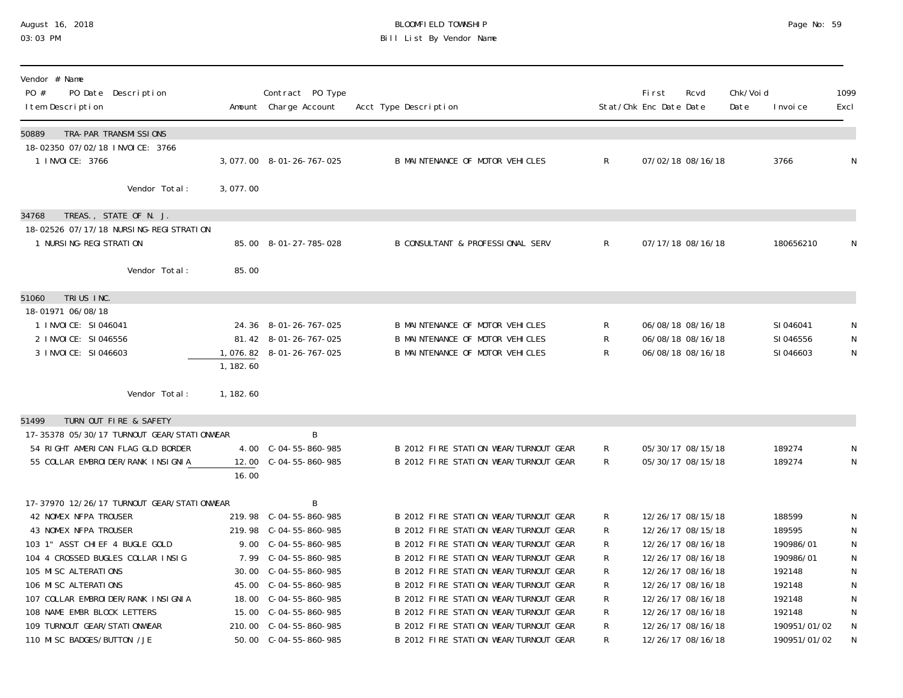BLOOMFIELD TOWNSHIP

Bill List By Vendor Name

| Vendor # Name PO # PO Date Description Item Description | Amount | Contract PO Type Charge Account | Acct Type Description | Stat/Chk | First Enc Date | Rcvd Date | Chk/Void Date | Invoice | 1099 Excl |
|---|---|---|---|---|---|---|---|---|---|
| **50889 TRA-PAR TRANSMISSIONS** | | | | | | | | | |
| 18-02350 07/02/18 INVOICE: 3766 | | | | | | | | | |
| 1 INVOICE: 3766 | 3,077.00 | 8-01-26-767-025 | B MAINTENANCE OF MOTOR VEHICLES | R | 07/02/18 | 08/16/18 | | 3766 | N |
| Vendor Total: | 3,077.00 | | | | | | | | |
| **34768 TREAS., STATE OF N. J.** | | | | | | | | | |
| 18-02526 07/17/18 NURSING-REGISTRATION | | | | | | | | | |
| 1 NURSING-REGISTRATION | 85.00 | 8-01-27-785-028 | B CONSULTANT & PROFESSIONAL SERV | R | 07/17/18 | 08/16/18 | | 180656210 | N |
| Vendor Total: | 85.00 | | | | | | | | |
| **51060 TRIUS INC.** | | | | | | | | | |
| 18-01971 06/08/18 | | | | | | | | | |
| 1 INVOICE: SI046041 | 24.36 | 8-01-26-767-025 | B MAINTENANCE OF MOTOR VEHICLES | R | 06/08/18 | 08/16/18 | | SI046041 | N |
| 2 INVOICE: SI046556 | 81.42 | 8-01-26-767-025 | B MAINTENANCE OF MOTOR VEHICLES | R | 06/08/18 | 08/16/18 | | SI046556 | N |
| 3 INVOICE: SI046603 | 1,076.82 | 8-01-26-767-025 | B MAINTENANCE OF MOTOR VEHICLES | R | 06/08/18 | 08/16/18 | | SI046603 | N |
| | 1,182.60 | | | | | | | | |
| Vendor Total: | 1,182.60 | | | | | | | | |
| **51499 TURN OUT FIRE & SAFETY** | | | | | | | | | |
| 17-35378 05/30/17 TURNOUT GEAR/STATIONWEAR | | B | | | | | | | |
| 54 RIGHT AMERICAN FLAG GLD BORDER | 4.00 | C-04-55-860-985 | B 2012 FIRE STATION WEAR/TURNOUT GEAR | R | 05/30/17 | 08/15/18 | | 189274 | N |
| 55 COLLAR EMBROIDER/RANK INSIGNIA | 12.00 | C-04-55-860-985 | B 2012 FIRE STATION WEAR/TURNOUT GEAR | R | 05/30/17 | 08/15/18 | | 189274 | N |
| | 16.00 | | | | | | | | |
| 17-37970 12/26/17 TURNOUT GEAR/STATIONWEAR | | B | | | | | | | |
| 42 NOMEX NFPA TROUSER | 219.98 | C-04-55-860-985 | B 2012 FIRE STATION WEAR/TURNOUT GEAR | R | 12/26/17 | 08/15/18 | | 188599 | N |
| 43 NOMEX NFPA TROUSER | 219.98 | C-04-55-860-985 | B 2012 FIRE STATION WEAR/TURNOUT GEAR | R | 12/26/17 | 08/15/18 | | 189595 | N |
| 103 1" ASST CHIEF 4 BUGLE GOLD | 9.00 | C-04-55-860-985 | B 2012 FIRE STATION WEAR/TURNOUT GEAR | R | 12/26/17 | 08/16/18 | | 190986/01 | N |
| 104 4 CROSSED BUGLES COLLAR INSIG | 7.99 | C-04-55-860-985 | B 2012 FIRE STATION WEAR/TURNOUT GEAR | R | 12/26/17 | 08/16/18 | | 190986/01 | N |
| 105 MISC ALTERATIONS | 30.00 | C-04-55-860-985 | B 2012 FIRE STATION WEAR/TURNOUT GEAR | R | 12/26/17 | 08/16/18 | | 192148 | N |
| 106 MISC ALTERATIONS | 45.00 | C-04-55-860-985 | B 2012 FIRE STATION WEAR/TURNOUT GEAR | R | 12/26/17 | 08/16/18 | | 192148 | N |
| 107 COLLAR EMBROIDER/RANK INSIGNIA | 18.00 | C-04-55-860-985 | B 2012 FIRE STATION WEAR/TURNOUT GEAR | R | 12/26/17 | 08/16/18 | | 192148 | N |
| 108 NAME EMBR BLOCK LETTERS | 15.00 | C-04-55-860-985 | B 2012 FIRE STATION WEAR/TURNOUT GEAR | R | 12/26/17 | 08/16/18 | | 192148 | N |
| 109 TURNOUT GEAR/STATIONWEAR | 210.00 | C-04-55-860-985 | B 2012 FIRE STATION WEAR/TURNOUT GEAR | R | 12/26/17 | 08/16/18 | | 190951/01/02 | N |
| 110 MISC BADGES/BUTTON /JE | 50.00 | C-04-55-860-985 | B 2012 FIRE STATION WEAR/TURNOUT GEAR | R | 12/26/17 | 08/16/18 | | 190951/01/02 | N |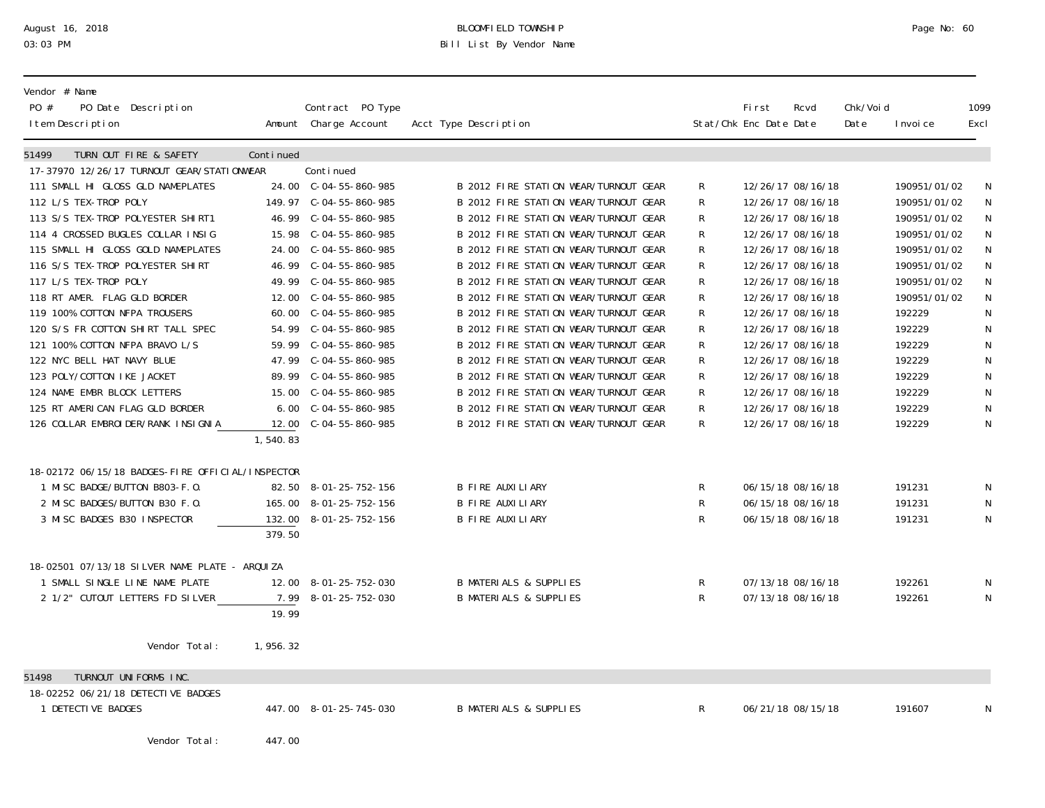# BLOOMFIELD TOWNSHIP
## Bill List By Vendor Name

August 16, 2018
03:03 PM

| Vendor # Name<br>PO # PO Date Description<br>Item Description | Amount | Contract PO Type<br>Charge Account | Acct Type Description | Stat/Chk | First Enc Date | Rcvd Date | Chk/Void Date | Invoice | 1099 Excl |
|---|---|---|---|---|---|---|---|---|---|
| **51499 TURN OUT FIRE & SAFETY** | Continued | | | | | | | | |
| 17-37970 12/26/17 TURNOUT GEAR/STATIONWEAR | | Continued | | | | | | | |
| 111 SMALL HI GLOSS GLD NAMEPLATES | 24.00 | C-04-55-860-985 | B 2012 FIRE STATION WEAR/TURNOUT GEAR | R | 12/26/17 | 08/16/18 | | 190951/01/02 | N |
| 112 L/S TEX-TROP POLY | 149.97 | C-04-55-860-985 | B 2012 FIRE STATION WEAR/TURNOUT GEAR | R | 12/26/17 | 08/16/18 | | 190951/01/02 | N |
| 113 S/S TEX-TROP POLYESTER SHIRT1 | 46.99 | C-04-55-860-985 | B 2012 FIRE STATION WEAR/TURNOUT GEAR | R | 12/26/17 | 08/16/18 | | 190951/01/02 | N |
| 114 4 CROSSED BUGLES COLLAR INSIG | 15.98 | C-04-55-860-985 | B 2012 FIRE STATION WEAR/TURNOUT GEAR | R | 12/26/17 | 08/16/18 | | 190951/01/02 | N |
| 115 SMALL HI GLOSS GOLD NAMEPLATES | 24.00 | C-04-55-860-985 | B 2012 FIRE STATION WEAR/TURNOUT GEAR | R | 12/26/17 | 08/16/18 | | 190951/01/02 | N |
| 116 S/S TEX-TROP POLYESTER SHIRT | 46.99 | C-04-55-860-985 | B 2012 FIRE STATION WEAR/TURNOUT GEAR | R | 12/26/17 | 08/16/18 | | 190951/01/02 | N |
| 117 L/S TEX-TROP POLY | 49.99 | C-04-55-860-985 | B 2012 FIRE STATION WEAR/TURNOUT GEAR | R | 12/26/17 | 08/16/18 | | 190951/01/02 | N |
| 118 RT AMER. FLAG GLD BORDER | 12.00 | C-04-55-860-985 | B 2012 FIRE STATION WEAR/TURNOUT GEAR | R | 12/26/17 | 08/16/18 | | 190951/01/02 | N |
| 119 100% COTTON NFPA TROUSERS | 60.00 | C-04-55-860-985 | B 2012 FIRE STATION WEAR/TURNOUT GEAR | R | 12/26/17 | 08/16/18 | | 192229 | N |
| 120 S/S FR COTTON SHIRT TALL SPEC | 54.99 | C-04-55-860-985 | B 2012 FIRE STATION WEAR/TURNOUT GEAR | R | 12/26/17 | 08/16/18 | | 192229 | N |
| 121 100% COTTON NFPA BRAVO L/S | 59.99 | C-04-55-860-985 | B 2012 FIRE STATION WEAR/TURNOUT GEAR | R | 12/26/17 | 08/16/18 | | 192229 | N |
| 122 NYC BELL HAT NAVY BLUE | 47.99 | C-04-55-860-985 | B 2012 FIRE STATION WEAR/TURNOUT GEAR | R | 12/26/17 | 08/16/18 | | 192229 | N |
| 123 POLY/COTTON IKE JACKET | 89.99 | C-04-55-860-985 | B 2012 FIRE STATION WEAR/TURNOUT GEAR | R | 12/26/17 | 08/16/18 | | 192229 | N |
| 124 NAME EMBR BLOCK LETTERS | 15.00 | C-04-55-860-985 | B 2012 FIRE STATION WEAR/TURNOUT GEAR | R | 12/26/17 | 08/16/18 | | 192229 | N |
| 125 RT AMERICAN FLAG GLD BORDER | 6.00 | C-04-55-860-985 | B 2012 FIRE STATION WEAR/TURNOUT GEAR | R | 12/26/17 | 08/16/18 | | 192229 | N |
| 126 COLLAR EMBROIDER/RANK INSIGNIA | 12.00 | C-04-55-860-985 | B 2012 FIRE STATION WEAR/TURNOUT GEAR | R | 12/26/17 | 08/16/18 | | 192229 | N |
| | 1,540.83 | | | | | | | | |
| 18-02172 06/15/18 BADGES-FIRE OFFICIAL/INSPECTOR | | | | | | | | | |
| 1 MISC BADGE/BUTTON B803-F.O. | 82.50 | 8-01-25-752-156 | B FIRE AUXILIARY | R | 06/15/18 | 08/16/18 | | 191231 | N |
| 2 MISC BADGES/BUTTON B30 F.O. | 165.00 | 8-01-25-752-156 | B FIRE AUXILIARY | R | 06/15/18 | 08/16/18 | | 191231 | N |
| 3 MISC BADGES B30 INSPECTOR | 132.00 | 8-01-25-752-156 | B FIRE AUXILIARY | R | 06/15/18 | 08/16/18 | | 191231 | N |
| | 379.50 | | | | | | | | |
| 18-02501 07/13/18 SILVER NAME PLATE - ARQUIZA | | | | | | | | | |
| 1 SMALL SINGLE LINE NAME PLATE | 12.00 | 8-01-25-752-030 | B MATERIALS & SUPPLIES | R | 07/13/18 | 08/16/18 | | 192261 | N |
| 2 1/2" CUTOUT LETTERS FD SILVER | 7.99 | 8-01-25-752-030 | B MATERIALS & SUPPLIES | R | 07/13/18 | 08/16/18 | | 192261 | N |
| | 19.99 | | | | | | | | |
| Vendor Total: | 1,956.32 | | | | | | | | |
| **51498 TURNOUT UNIFORMS INC.** | | | | | | | | | |
| 18-02252 06/21/18 DETECTIVE BADGES | | | | | | | | | |
| 1 DETECTIVE BADGES | 447.00 | 8-01-25-745-030 | B MATERIALS & SUPPLIES | R | 06/21/18 | 08/15/18 | | 191607 | N |
| Vendor Total: | 447.00 | | | | | | | | |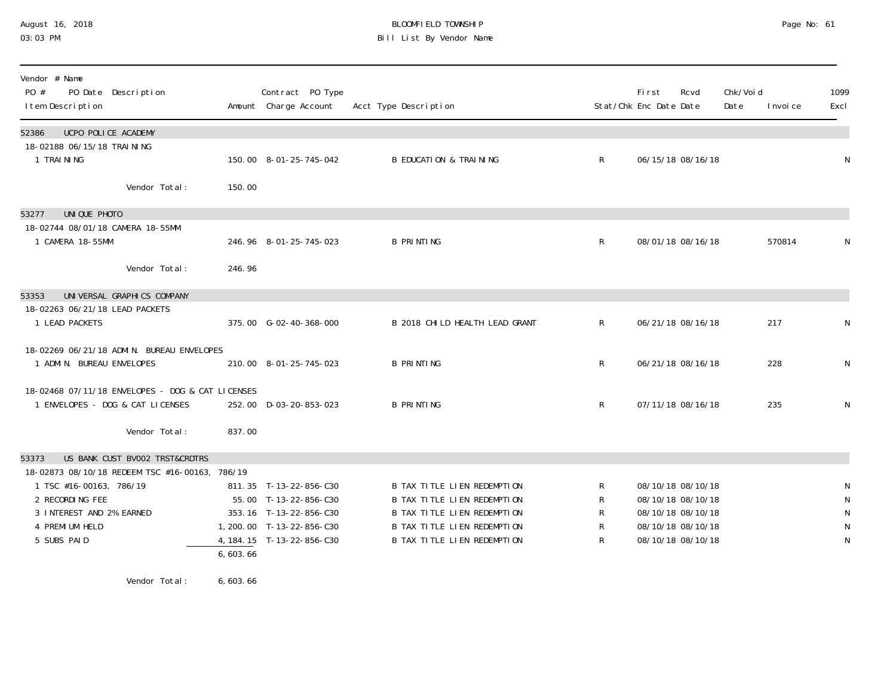# BLOOMFIELD TOWNSHIP
## Bill List By Vendor Name

August 16, 2018
03:03 PM

| Vendor # Name<br>PO # PO Date Description<br>Item Description | Amount | Contract PO Type<br>Charge Account | Acct Type Description | Stat/Chk | First Enc Date | Rcvd Date | Chk/Void Date | Invoice | 1099 Excl |
|---|---|---|---|---|---|---|---|---|---|
| **52386 UCPO POLICE ACADEMY** | | | | | | | | | |
| 18-02188 06/15/18 TRAINING | | | | | | | | | |
| 1 TRAINING | 150.00 | 8-01-25-745-042 | B EDUCATION & TRAINING | R | 06/15/18 | 08/16/18 | | | N |
| Vendor Total: | 150.00 | | | | | | | | |
| **53277 UNIQUE PHOTO** | | | | | | | | | |
| 18-02744 08/01/18 CAMERA 18-55MM | | | | | | | | | |
| 1 CAMERA 18-55MM | 246.96 | 8-01-25-745-023 | B PRINTING | R | 08/01/18 | 08/16/18 | | 570814 | N |
| Vendor Total: | 246.96 | | | | | | | | |
| **53353 UNIVERSAL GRAPHICS COMPANY** | | | | | | | | | |
| 18-02263 06/21/18 LEAD PACKETS | | | | | | | | | |
| 1 LEAD PACKETS | 375.00 | G-02-40-368-000 | B 2018 CHILD HEALTH LEAD GRANT | R | 06/21/18 | 08/16/18 | | 217 | N |
| 18-02269 06/21/18 ADMIN. BUREAU ENVELOPES | | | | | | | | | |
| 1 ADMIN. BUREAU ENVELOPES | 210.00 | 8-01-25-745-023 | B PRINTING | R | 06/21/18 | 08/16/18 | | 228 | N |
| 18-02468 07/11/18 ENVELOPES - DOG & CAT LICENSES | | | | | | | | | |
| 1 ENVELOPES - DOG & CAT LICENSES | 252.00 | D-03-20-853-023 | B PRINTING | R | 07/11/18 | 08/16/18 | | 235 | N |
| Vendor Total: | 837.00 | | | | | | | | |
| **53373 US BANK CUST BV002 TRST&CRDTRS** | | | | | | | | | |
| 18-02873 08/10/18 REDEEM TSC #16-00163, 786/19 | | | | | | | | | |
| 1 TSC #16-00163, 786/19 | 811.35 | T-13-22-856-C30 | B TAX TITLE LIEN REDEMPTION | R | 08/10/18 | 08/10/18 | | | N |
| 2 RECORDING FEE | 55.00 | T-13-22-856-C30 | B TAX TITLE LIEN REDEMPTION | R | 08/10/18 | 08/10/18 | | | N |
| 3 INTEREST AND 2% EARNED | 353.16 | T-13-22-856-C30 | B TAX TITLE LIEN REDEMPTION | R | 08/10/18 | 08/10/18 | | | N |
| 4 PREMIUM HELD | 1,200.00 | T-13-22-856-C30 | B TAX TITLE LIEN REDEMPTION | R | 08/10/18 | 08/10/18 | | | N |
| 5 SUBS PAID | 4,184.15 | T-13-22-856-C30 | B TAX TITLE LIEN REDEMPTION | R | 08/10/18 | 08/10/18 | | | N |
| | 6,603.66 | | | | | | | | |
| Vendor Total: | 6,603.66 | | | | | | | | |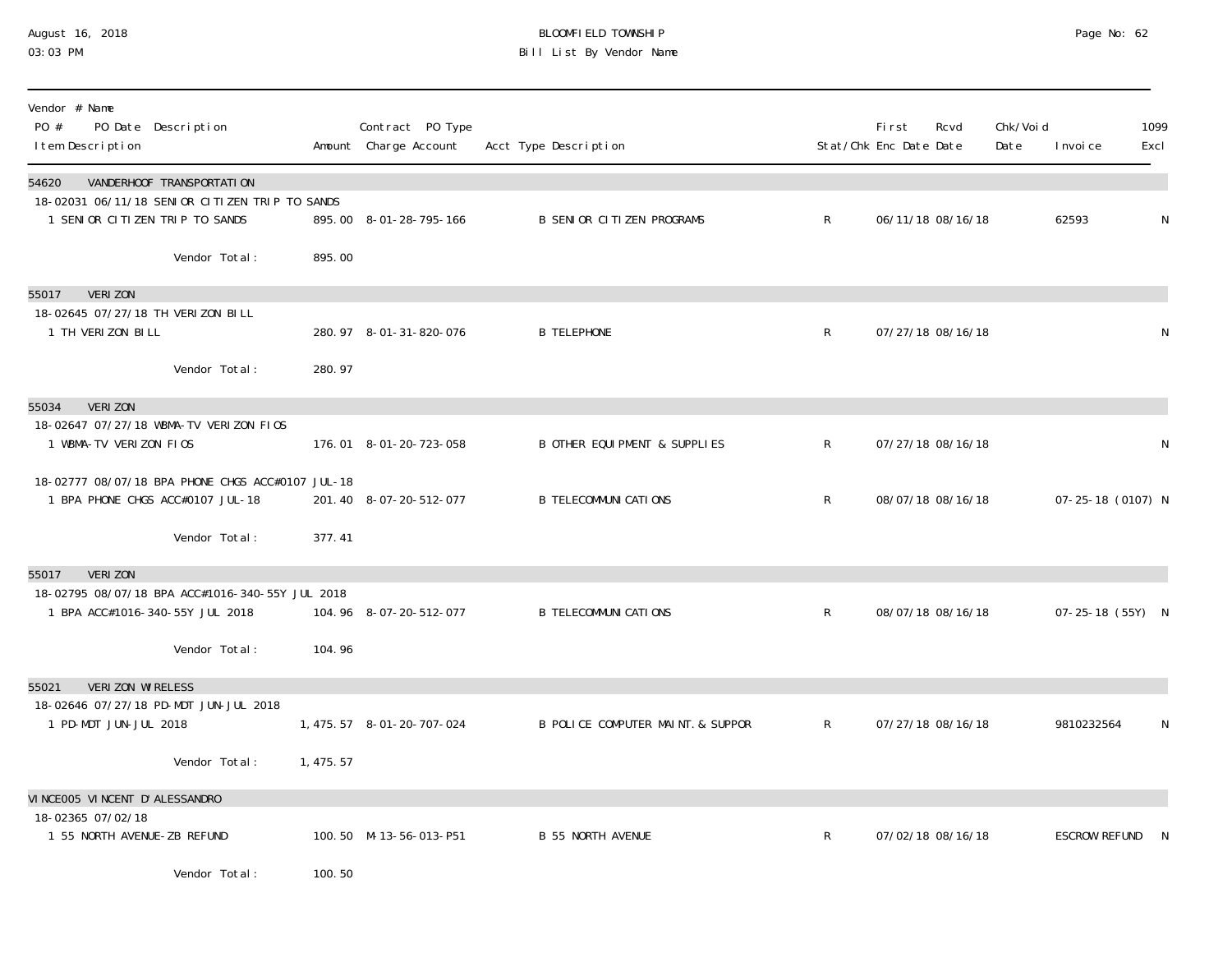BLOOMFIELD TOWNSHIP
Bill List By Vendor Name

August 16, 2018
03:03 PM

| Vendor # Name / PO # PO Date Description / Item Description | Amount | Contract PO Type Charge Account | Acct Type Description | Stat/Chk | First Enc Date | Rcvd Date | Chk/Void Date | Invoice | 1099 Excl |
|---|---|---|---|---|---|---|---|---|---|
| **54620 VANDERHOOF TRANSPORTATION** | | | | | | | | | |
| 18-02031 06/11/18 SENIOR CITIZEN TRIP TO SANDS | | | | | | | | | |
| 1 SENIOR CITIZEN TRIP TO SANDS | 895.00 | 8-01-28-795-166 | B SENIOR CITIZEN PROGRAMS | R | 06/11/18 | 08/16/18 | | 62593 | N |
| Vendor Total: | 895.00 | | | | | | | | |
| **55017 VERIZON** | | | | | | | | | |
| 18-02645 07/27/18 TH VERIZON BILL | | | | | | | | | |
| 1 TH VERIZON BILL | 280.97 | 8-01-31-820-076 | B TELEPHONE | R | 07/27/18 | 08/16/18 | | | N |
| Vendor Total: | 280.97 | | | | | | | | |
| **55034 VERIZON** | | | | | | | | | |
| 18-02647 07/27/18 WBMA-TV VERIZON FIOS | | | | | | | | | |
| 1 WBMA-TV VERIZON FIOS | 176.01 | 8-01-20-723-058 | B OTHER EQUIPMENT & SUPPLIES | R | 07/27/18 | 08/16/18 | | | N |
| 18-02777 08/07/18 BPA PHONE CHGS ACC#0107 JUL-18 | | | | | | | | | |
| 1 BPA PHONE CHGS ACC#0107 JUL-18 | 201.40 | 8-07-20-512-077 | B TELECOMMUNICATIONS | R | 08/07/18 | 08/16/18 | | 07-25-18 (0107) | N |
| Vendor Total: | 377.41 | | | | | | | | |
| **55017 VERIZON** | | | | | | | | | |
| 18-02795 08/07/18 BPA ACC#1016-340-55Y JUL 2018 | | | | | | | | | |
| 1 BPA ACC#1016-340-55Y JUL 2018 | 104.96 | 8-07-20-512-077 | B TELECOMMUNICATIONS | R | 08/07/18 | 08/16/18 | | 07-25-18 (55Y) | N |
| Vendor Total: | 104.96 | | | | | | | | |
| **55021 VERIZON WIRELESS** | | | | | | | | | |
| 18-02646 07/27/18 PD-MDT JUN-JUL 2018 | | | | | | | | | |
| 1 PD-MDT JUN-JUL 2018 | 1,475.57 | 8-01-20-707-024 | B POLICE COMPUTER MAINT. & SUPPOR | R | 07/27/18 | 08/16/18 | | 9810232564 | N |
| Vendor Total: | 1,475.57 | | | | | | | | |
| **VINCE005 VINCENT D'ALESSANDRO** | | | | | | | | | |
| 18-02365 07/02/18 | | | | | | | | | |
| 1 55 NORTH AVENUE-ZB REFUND | 100.50 | M-13-56-013-P51 | B 55 NORTH AVENUE | R | 07/02/18 | 08/16/18 | | ESCROW REFUND | N |
| Vendor Total: | 100.50 | | | | | | | | |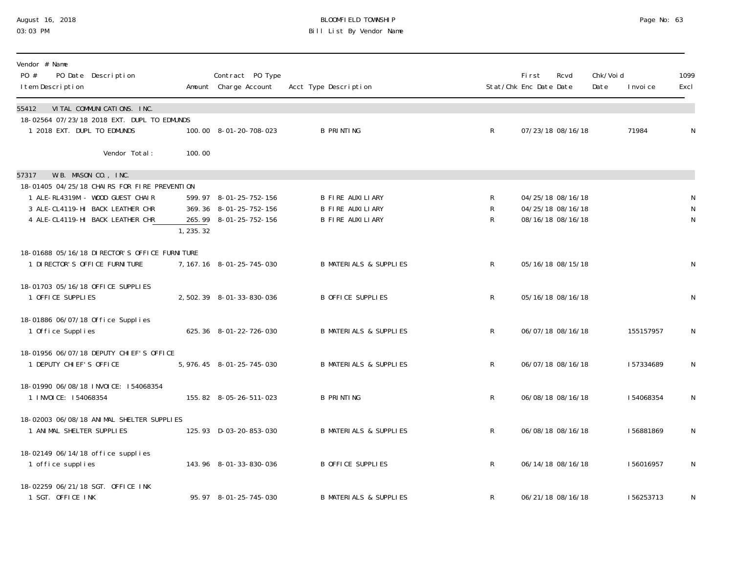# BLOOMFIELD TOWNSHIP

## Bill List By Vendor Name

August 16, 2018
03:03 PM

| Vendor # Name<br>PO # PO Date Description<br>Item Description | Amount | Contract PO Type<br>Charge Account | Acct Type Description | Stat/Chk | First Enc Date | Rcvd Date | Chk/Void Date | Invoice | 1099 Excl |
|---|---|---|---|---|---|---|---|---|---|
| **55412 VITAL COMMUNICATIONS. INC.** | | | | | | | | | |
| 18-02564 07/23/18 2018 EXT. DUPL TO EDMUNDS | | | | | | | | | |
| 1 2018 EXT. DUPL TO EDMUNDS | 100.00 | 8-01-20-708-023 | B PRINTING | R | 07/23/18 | 08/16/18 | | 71984 | N |
| Vendor Total: | 100.00 | | | | | | | | |
| **57317 W.B. MASON CO., INC.** | | | | | | | | | |
| 18-01405 04/25/18 CHAIRS FOR FIRE PREVENTION | | | | | | | | | |
| 1 ALE-RL4319M - WOOD GUEST CHAIR | 599.97 | 8-01-25-752-156 | B FIRE AUXILIARY | R | 04/25/18 | 08/16/18 | | | N |
| 3 ALE-CL4119-HI BACK LEATHER CHR | 369.36 | 8-01-25-752-156 | B FIRE AUXILIARY | R | 04/25/18 | 08/16/18 | | | N |
| 4 ALE-CL4119-HI BACK LEATHER CHR | 265.99 | 8-01-25-752-156 | B FIRE AUXILIARY | R | 08/16/18 | 08/16/18 | | | N |
| | 1,235.32 | | | | | | | | |
| 18-01688 05/16/18 DIRECTOR'S OFFICE FURNITURE | | | | | | | | | |
| 1 DIRECTOR'S OFFICE FURNITURE | 7,167.16 | 8-01-25-745-030 | B MATERIALS & SUPPLIES | R | 05/16/18 | 08/15/18 | | | N |
| 18-01703 05/16/18 OFFICE SUPPLIES | | | | | | | | | |
| 1 OFFICE SUPPLIES | 2,502.39 | 8-01-33-830-036 | B OFFICE SUPPLIES | R | 05/16/18 | 08/16/18 | | | N |
| 18-01886 06/07/18 Office Supplies | | | | | | | | | |
| 1 Office Supplies | 625.36 | 8-01-22-726-030 | B MATERIALS & SUPPLIES | R | 06/07/18 | 08/16/18 | | 155157957 | N |
| 18-01956 06/07/18 DEPUTY CHIEF'S OFFICE | | | | | | | | | |
| 1 DEPUTY CHIEF'S OFFICE | 5,976.45 | 8-01-25-745-030 | B MATERIALS & SUPPLIES | R | 06/07/18 | 08/16/18 | | I57334689 | N |
| 18-01990 06/08/18 INVOICE: I54068354 | | | | | | | | | |
| 1 INVOICE: I54068354 | 155.82 | 8-05-26-511-023 | B PRINTING | R | 06/08/18 | 08/16/18 | | I54068354 | N |
| 18-02003 06/08/18 ANIMAL SHELTER SUPPLIES | | | | | | | | | |
| 1 ANIMAL SHELTER SUPPLIES | 125.93 | D-03-20-853-030 | B MATERIALS & SUPPLIES | R | 06/08/18 | 08/16/18 | | I56881869 | N |
| 18-02149 06/14/18 office supplies | | | | | | | | | |
| 1 office supplies | 143.96 | 8-01-33-830-036 | B OFFICE SUPPLIES | R | 06/14/18 | 08/16/18 | | I56016957 | N |
| 18-02259 06/21/18 SGT. OFFICE INK | | | | | | | | | |
| 1 SGT. OFFICE INK | 95.97 | 8-01-25-745-030 | B MATERIALS & SUPPLIES | R | 06/21/18 | 08/16/18 | | I56253713 | N |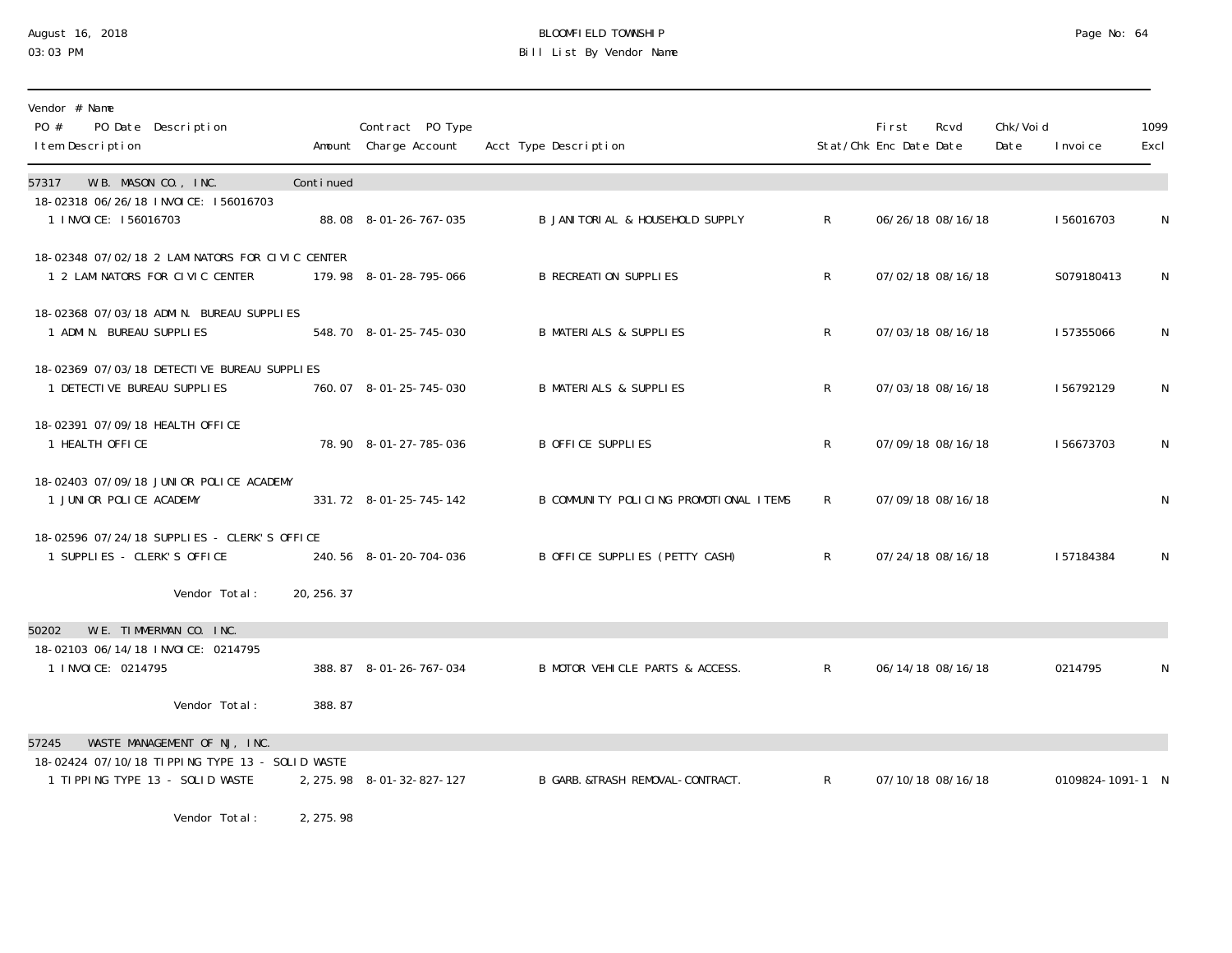BLOOMFIELD TOWNSHIP

Bill List By Vendor Name

| Vendor # Name<br>PO # PO Date Description<br>Item Description | Amount | Contract PO Type<br>Charge Account | Acct Type Description | Stat/Chk | First Enc Date | Rcvd Date | Chk/Void Date | Invoice | 1099 Excl |
|---|---|---|---|---|---|---|---|---|---|
| **57317 W.B. MASON CO., INC.** | Continued | | | | | | | | |
| 18-02318 06/26/18 INVOICE: I56016703 | | | | | | | | | |
| 1 INVOICE: I56016703 | 88.08 | 8-01-26-767-035 | B JANITORIAL & HOUSEHOLD SUPPLY | R | 06/26/18 | 08/16/18 | | I56016703 | N |
| 18-02348 07/02/18 2 LAMINATORS FOR CIVIC CENTER | | | | | | | | | |
| 1 2 LAMINATORS FOR CIVIC CENTER | 179.98 | 8-01-28-795-066 | B RECREATION SUPPLIES | R | 07/02/18 | 08/16/18 | | S079180413 | N |
| 18-02368 07/03/18 ADMIN. BUREAU SUPPLIES | | | | | | | | | |
| 1 ADMIN. BUREAU SUPPLIES | 548.70 | 8-01-25-745-030 | B MATERIALS & SUPPLIES | R | 07/03/18 | 08/16/18 | | I57355066 | N |
| 18-02369 07/03/18 DETECTIVE BUREAU SUPPLIES | | | | | | | | | |
| 1 DETECTIVE BUREAU SUPPLIES | 760.07 | 8-01-25-745-030 | B MATERIALS & SUPPLIES | R | 07/03/18 | 08/16/18 | | I56792129 | N |
| 18-02391 07/09/18 HEALTH OFFICE | | | | | | | | | |
| 1 HEALTH OFFICE | 78.90 | 8-01-27-785-036 | B OFFICE SUPPLIES | R | 07/09/18 | 08/16/18 | | I56673703 | N |
| 18-02403 07/09/18 JUNIOR POLICE ACADEMY | | | | | | | | | |
| 1 JUNIOR POLICE ACADEMY | 331.72 | 8-01-25-745-142 | B COMMUNITY POLICING PROMOTIONAL ITEMS | R | 07/09/18 | 08/16/18 | | | N |
| 18-02596 07/24/18 SUPPLIES - CLERK'S OFFICE | | | | | | | | | |
| 1 SUPPLIES - CLERK'S OFFICE | 240.56 | 8-01-20-704-036 | B OFFICE SUPPLIES (PETTY CASH) | R | 07/24/18 | 08/16/18 | | I57184384 | N |
| Vendor Total: | 20,256.37 | | | | | | | | |
| **50202 W.E. TIMMERMAN CO. INC.** | | | | | | | | | |
| 18-02103 06/14/18 INVOICE: 0214795 | | | | | | | | | |
| 1 INVOICE: 0214795 | 388.87 | 8-01-26-767-034 | B MOTOR VEHICLE PARTS & ACCESS. | R | 06/14/18 | 08/16/18 | | 0214795 | N |
| Vendor Total: | 388.87 | | | | | | | | |
| **57245 WASTE MANAGEMENT OF NJ, INC.** | | | | | | | | | |
| 18-02424 07/10/18 TIPPING TYPE 13 - SOLID WASTE | | | | | | | | | |
| 1 TIPPING TYPE 13 - SOLID WASTE | 2,275.98 | 8-01-32-827-127 | B GARB.&TRASH REMOVAL-CONTRACT. | R | 07/10/18 | 08/16/18 | | 0109824-1091-1 | N |
| Vendor Total: | 2,275.98 | | | | | | | | |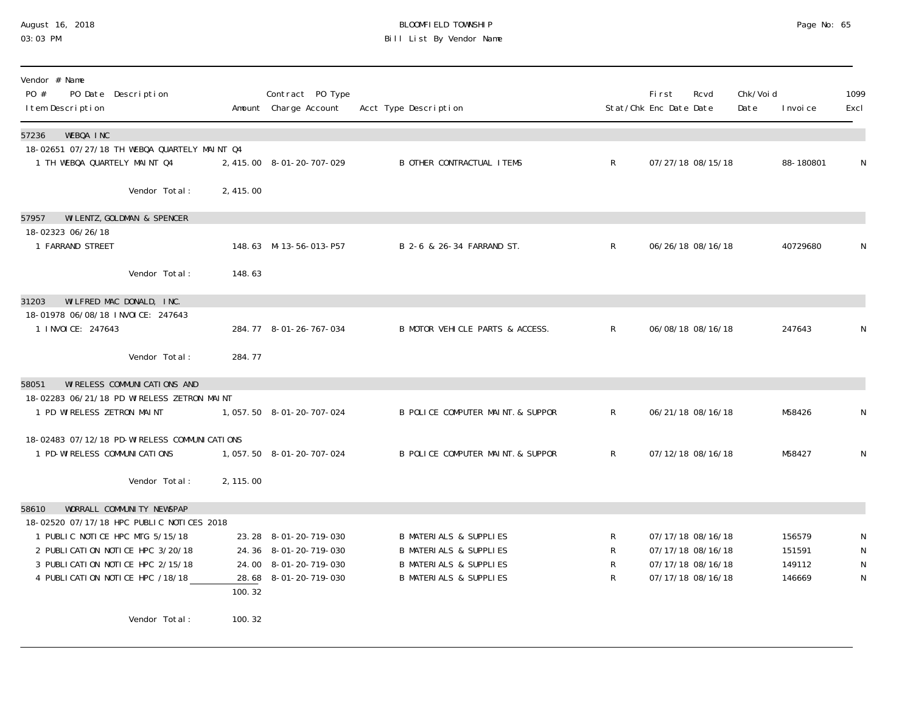| Vendor # Name<br>PO # PO Date Description<br>Item Description | Amount | Contract PO Type<br>Charge Account | Acct Type Description | Stat/Chk | First Enc Date | Rcvd Date | Chk/Void Date | Invoice | 1099 Excl |
|---|---|---|---|---|---|---|---|---|---|
| **57236 WEBQA INC** | | | | | | | | | |
| 18-02651 07/27/18 TH WEBQA QUARTELY MAINT Q4 | | | | | | | | | |
| 1 TH WEBQA QUARTELY MAINT Q4 | 2,415.00 | 8-01-20-707-029 | B OTHER CONTRACTUAL ITEMS | R | 07/27/18 | 08/15/18 | | 88-180801 | N |
| Vendor Total: | 2,415.00 | | | | | | | | |
| **57957 WILENTZ, GOLDMAN & SPENCER** | | | | | | | | | |
| 18-02323 06/26/18 | | | | | | | | | |
| 1 FARRAND STREET | 148.63 | M-13-56-013-P57 | B 2-6 & 26-34 FARRAND ST. | R | 06/26/18 | 08/16/18 | | 40729680 | N |
| Vendor Total: | 148.63 | | | | | | | | |
| **31203 WILFRED MAC DONALD, INC.** | | | | | | | | | |
| 18-01978 06/08/18 INVOICE: 247643 | | | | | | | | | |
| 1 INVOICE: 247643 | 284.77 | 8-01-26-767-034 | B MOTOR VEHICLE PARTS & ACCESS. | R | 06/08/18 | 08/16/18 | | 247643 | N |
| Vendor Total: | 284.77 | | | | | | | | |
| **58051 WIRELESS COMMUNICATIONS AND** | | | | | | | | | |
| 18-02283 06/21/18 PD WIRELESS ZETRON MAINT | | | | | | | | | |
| 1 PD WIRELESS ZETRON MAINT | 1,057.50 | 8-01-20-707-024 | B POLICE COMPUTER MAINT.& SUPPOR | R | 06/21/18 | 08/16/18 | | M58426 | N |
| 18-02483 07/12/18 PD-WIRELESS COMMUNICATIONS | | | | | | | | | |
| 1 PD-WIRELESS COMMUNICATIONS | 1,057.50 | 8-01-20-707-024 | B POLICE COMPUTER MAINT.& SUPPOR | R | 07/12/18 | 08/16/18 | | M58427 | N |
| Vendor Total: | 2,115.00 | | | | | | | | |
| **58610 WORRALL COMMUNITY NEWSPAP** | | | | | | | | | |
| 18-02520 07/17/18 HPC PUBLIC NOTICES 2018 | | | | | | | | | |
| 1 PUBLIC NOTICE HPC MTG 5/15/18 | 23.28 | 8-01-20-719-030 | B MATERIALS & SUPPLIES | R | 07/17/18 | 08/16/18 | | 156579 | N |
| 2 PUBLICATION NOTICE HPC 3/20/18 | 24.36 | 8-01-20-719-030 | B MATERIALS & SUPPLIES | R | 07/17/18 | 08/16/18 | | 151591 | N |
| 3 PUBLICATION NOTICE HPC 2/15/18 | 24.00 | 8-01-20-719-030 | B MATERIALS & SUPPLIES | R | 07/17/18 | 08/16/18 | | 149112 | N |
| 4 PUBLICATION NOTICE HPC /18/18 | 28.68 | 8-01-20-719-030 | B MATERIALS & SUPPLIES | R | 07/17/18 | 08/16/18 | | 146669 | N |
| | 100.32 | | | | | | | | |
| Vendor Total: | 100.32 | | | | | | | | |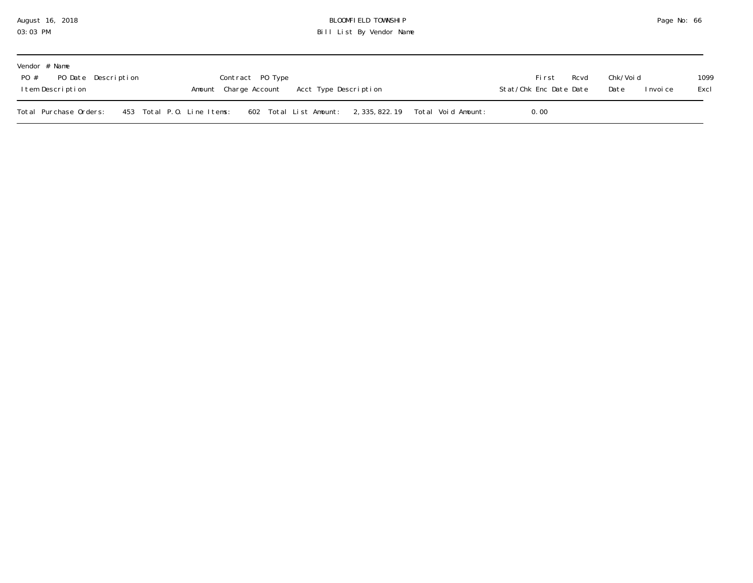| Vendor # Name | | | | | | | | | | |
|---|---|---|---|---|---|---|---|---|---|---|
| PO # | PO Date | Description | | Contract | PO Type | | First | Rcvd | Chk/Void | | 1099 |
| Item Description | | | Amount | Charge Account | Acct Type Description | Stat/Chk | Enc Date | Date | Date | Invoice | Excl |

Total Purchase Orders: 453 Total P.O. Line Items: 602 Total List Amount: 2,335,822.19 Total Void Amount: 0.00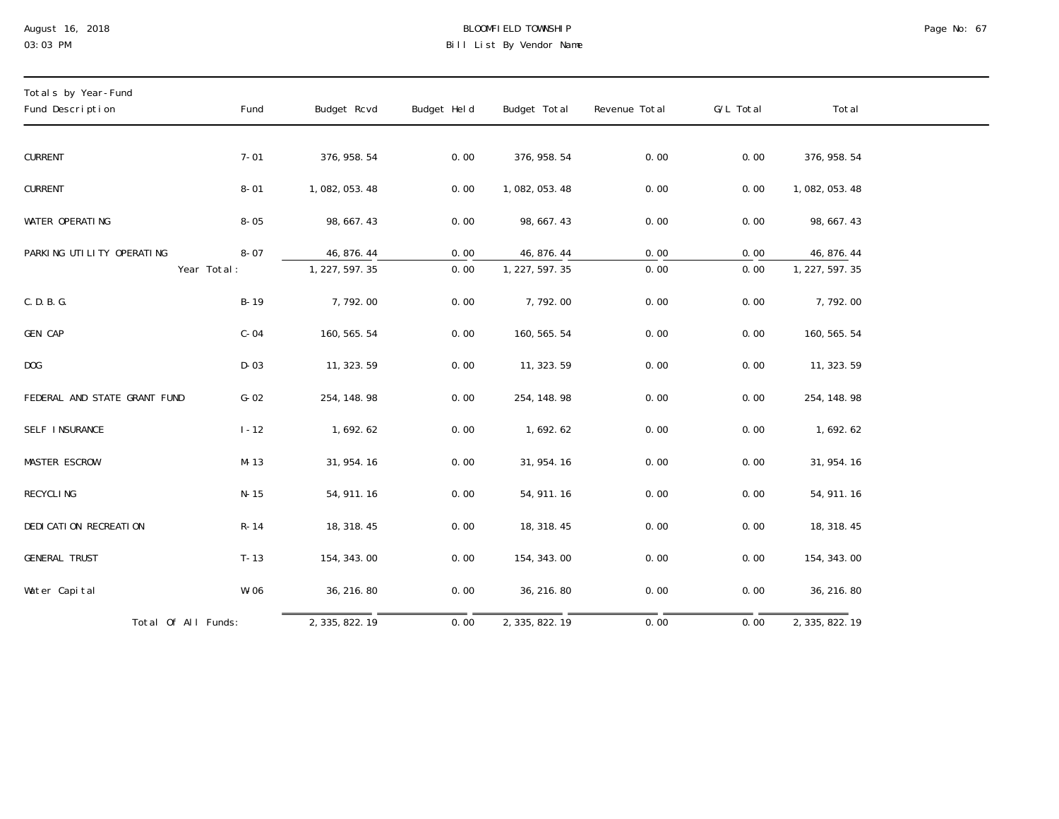# BLOOMFIELD TOWNSHIP

## Bill List By Vendor Name

August 16, 2018
03:03 PM

Totals by Year-Fund

| Fund Description | Fund | Budget Rcvd | Budget Held | Budget Total | Revenue Total | G/L Total | Total |
|---|---|---|---|---|---|---|---|
| CURRENT | 7-01 | 376,958.54 | 0.00 | 376,958.54 | 0.00 | 0.00 | 376,958.54 |
| CURRENT | 8-01 | 1,082,053.48 | 0.00 | 1,082,053.48 | 0.00 | 0.00 | 1,082,053.48 |
| WATER OPERATING | 8-05 | 98,667.43 | 0.00 | 98,667.43 | 0.00 | 0.00 | 98,667.43 |
| PARKING UTILITY OPERATING | 8-07 | 46,876.44 | 0.00 | 46,876.44 | 0.00 | 0.00 | 46,876.44 |
| Year Total: | | 1,227,597.35 | 0.00 | 1,227,597.35 | 0.00 | 0.00 | 1,227,597.35 |
| C.D.B.G. | B-19 | 7,792.00 | 0.00 | 7,792.00 | 0.00 | 0.00 | 7,792.00 |
| GEN CAP | C-04 | 160,565.54 | 0.00 | 160,565.54 | 0.00 | 0.00 | 160,565.54 |
| DOG | D-03 | 11,323.59 | 0.00 | 11,323.59 | 0.00 | 0.00 | 11,323.59 |
| FEDERAL AND STATE GRANT FUND | G-02 | 254,148.98 | 0.00 | 254,148.98 | 0.00 | 0.00 | 254,148.98 |
| SELF INSURANCE | I-12 | 1,692.62 | 0.00 | 1,692.62 | 0.00 | 0.00 | 1,692.62 |
| MASTER ESCROW | M-13 | 31,954.16 | 0.00 | 31,954.16 | 0.00 | 0.00 | 31,954.16 |
| RECYCLING | N-15 | 54,911.16 | 0.00 | 54,911.16 | 0.00 | 0.00 | 54,911.16 |
| DEDICATION RECREATION | R-14 | 18,318.45 | 0.00 | 18,318.45 | 0.00 | 0.00 | 18,318.45 |
| GENERAL TRUST | T-13 | 154,343.00 | 0.00 | 154,343.00 | 0.00 | 0.00 | 154,343.00 |
| Water Capital | W-06 | 36,216.80 | 0.00 | 36,216.80 | 0.00 | 0.00 | 36,216.80 |
| Total Of All Funds: | | 2,335,822.19 | 0.00 | 2,335,822.19 | 0.00 | 0.00 | 2,335,822.19 |